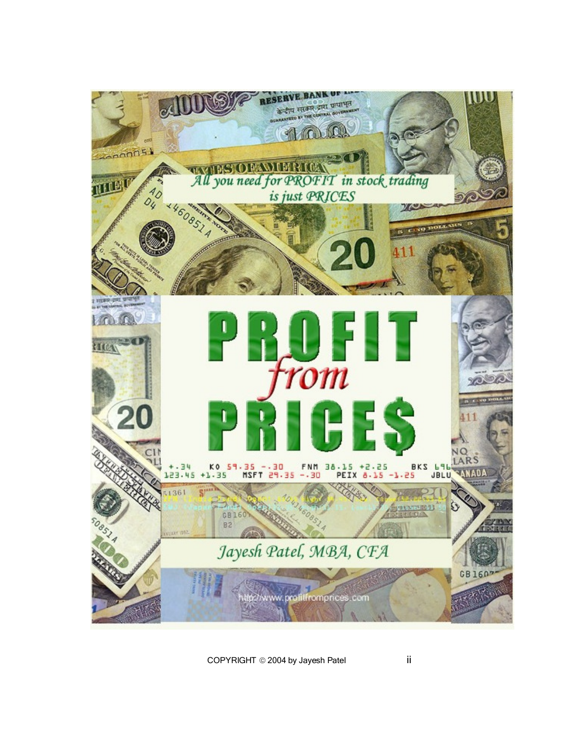*All you need for PROFIT in stock trading is just PRICES*

# PROFIT *from* PRICE$

*Jayesh Patel, MBA, CFA*

http://www.profitfromprices.com

COPYRIGHT © 2004 by Jayesh Patel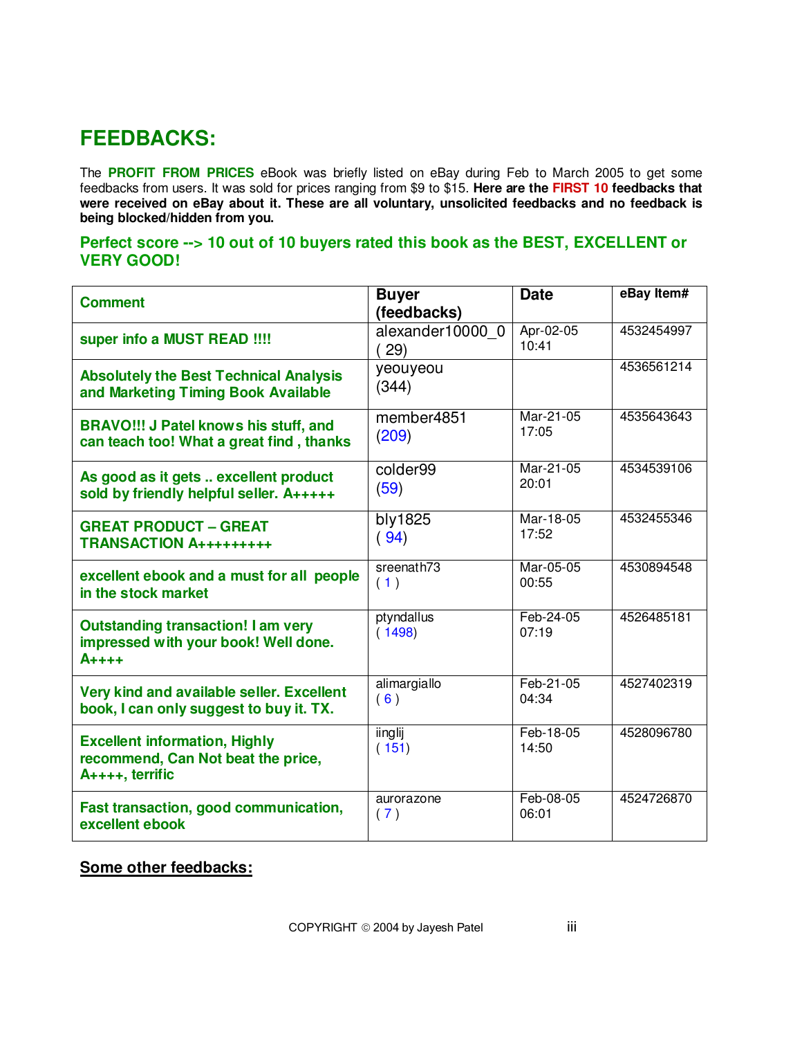# FEEDBACKS:

The **PROFIT FROM PRICES** eBook was briefly listed on eBay during Feb to March 2005 to get some feedbacks from users. It was sold for prices ranging from $9 to $15. **Here are the FIRST 10 feedbacks that were received on eBay about it. These are all voluntary, unsolicited feedbacks and no feedback is being blocked/hidden from you.**

**Perfect score --> 10 out of 10 buyers rated this book as the BEST, EXCELLENT or VERY GOOD!**

| Comment | Buyer (feedbacks) | Date | eBay Item# |
|---|---|---|---|
| super info a MUST READ !!!! | alexander10000_0 ( 29) | Apr-02-05 10:41 | 4532454997 |
| Absolutely the Best Technical Analysis and Marketing Timing Book Available | yeouyeou (344) | | 4536561214 |
| BRAVO!!! J Patel knows his stuff, and can teach too! What a great find , thanks | member4851 (209) | Mar-21-05 17:05 | 4535643643 |
| As good as it gets .. excellent product sold by friendly helpful seller. A+++++ | colder99 (59) | Mar-21-05 20:01 | 4534539106 |
| GREAT PRODUCT – GREAT TRANSACTION A+++++++++ | bly1825 ( 94) | Mar-18-05 17:52 | 4532455346 |
| excellent ebook and a must for all people in the stock market | sreenath73 ( 1 ) | Mar-05-05 00:55 | 4530894548 |
| Outstanding transaction! I am very impressed with your book! Well done. A++++ | ptyndallus ( 1498) | Feb-24-05 07:19 | 4526485181 |
| Very kind and available seller. Excellent book, I can only suggest to buy it. TX. | alimargiallo ( 6 ) | Feb-21-05 04:34 | 4527402319 |
| Excellent information, Highly recommend, Can Not beat the price, A++++, terrific | iinglij ( 151) | Feb-18-05 14:50 | 4528096780 |
| Fast transaction, good communication, excellent ebook | aurorazone ( 7 ) | Feb-08-05 06:01 | 4524726870 |

**Some other feedbacks:**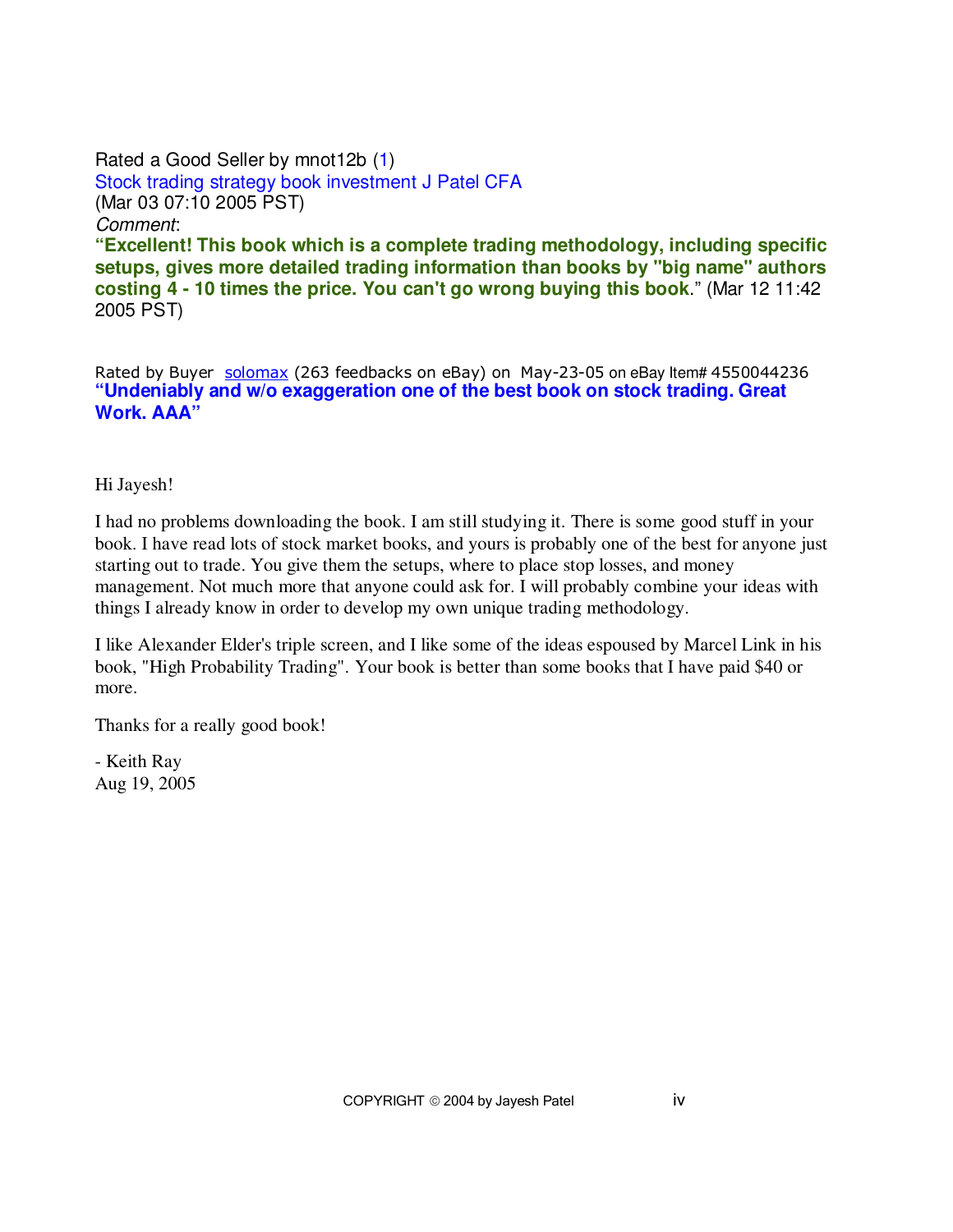Rated a Good Seller by mnot12b (1)
Stock trading strategy book investment J Patel CFA
(Mar 03 07:10 2005 PST)
*Comment*:
**“Excellent! This book which is a complete trading methodology, including specific setups, gives more detailed trading information than books by "big name" authors costing 4 - 10 times the price. You can't go wrong buying this book.**” (Mar 12 11:42 2005 PST)

Rated by Buyer solomax (263 feedbacks on eBay) on May-23-05 on eBay Item# 4550044236
**“Undeniably and w/o exaggeration one of the best book on stock trading. Great Work. AAA”**

Hi Jayesh!

I had no problems downloading the book. I am still studying it. There is some good stuff in your book. I have read lots of stock market books, and yours is probably one of the best for anyone just starting out to trade. You give them the setups, where to place stop losses, and money management. Not much more that anyone could ask for. I will probably combine your ideas with things I already know in order to develop my own unique trading methodology.

I like Alexander Elder's triple screen, and I like some of the ideas espoused by Marcel Link in his book, "High Probability Trading". Your book is better than some books that I have paid $40 or more.

Thanks for a really good book!

- Keith Ray
Aug 19, 2005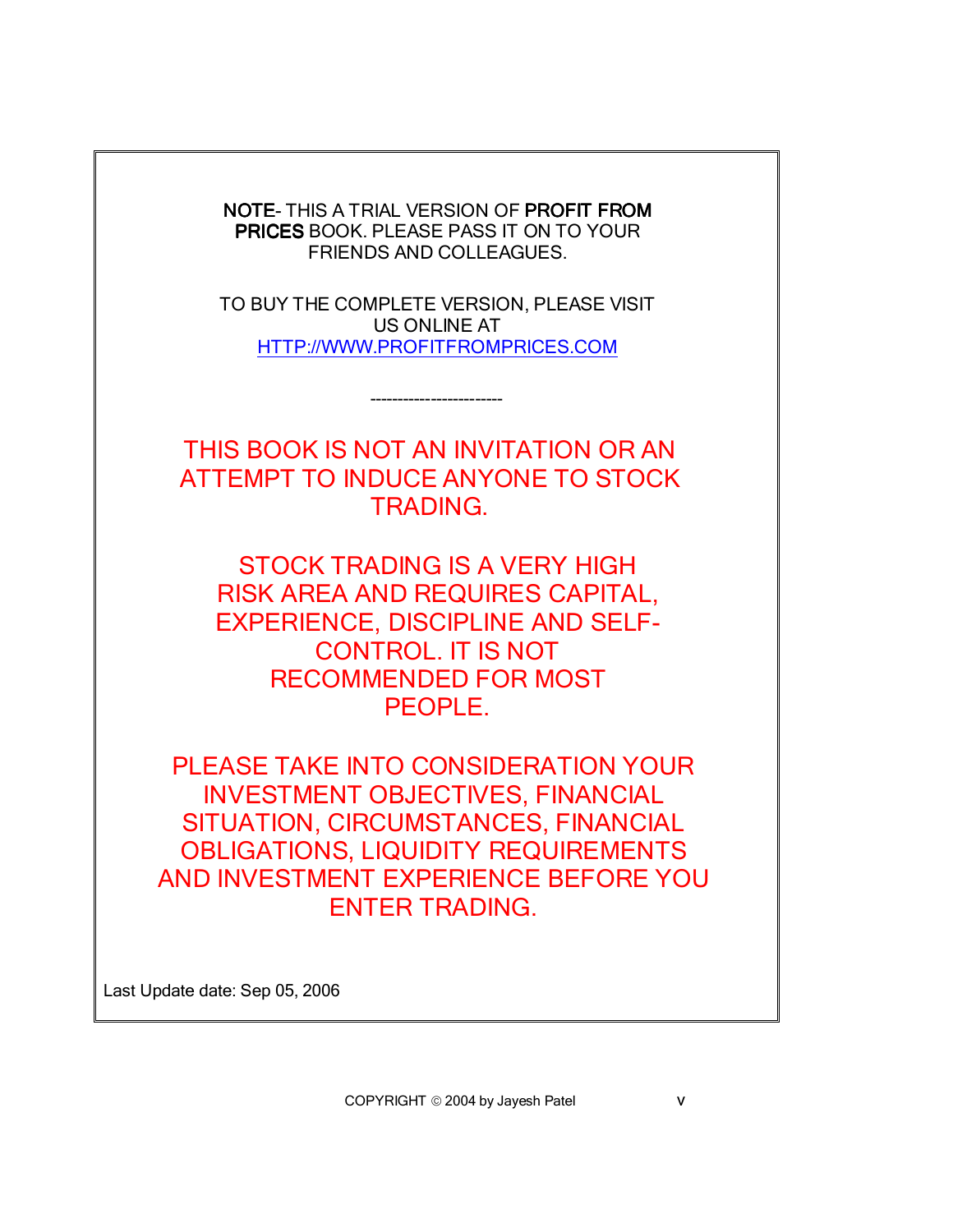**NOTE**- THIS A TRIAL VERSION OF **PROFIT FROM PRICES** BOOK. PLEASE PASS IT ON TO YOUR FRIENDS AND COLLEAGUES.

TO BUY THE COMPLETE VERSION, PLEASE VISIT US ONLINE AT [HTTP://WWW.PROFITFROMPRICES.COM](HTTP://WWW.PROFITFROMPRICES.COM)

-----------------------

THIS BOOK IS NOT AN INVITATION OR AN ATTEMPT TO INDUCE ANYONE TO STOCK TRADING.

STOCK TRADING IS A VERY HIGH RISK AREA AND REQUIRES CAPITAL, EXPERIENCE, DISCIPLINE AND SELF-CONTROL. IT IS NOT RECOMMENDED FOR MOST PEOPLE.

PLEASE TAKE INTO CONSIDERATION YOUR INVESTMENT OBJECTIVES, FINANCIAL SITUATION, CIRCUMSTANCES, FINANCIAL OBLIGATIONS, LIQUIDITY REQUIREMENTS AND INVESTMENT EXPERIENCE BEFORE YOU ENTER TRADING.

Last Update date: Sep 05, 2006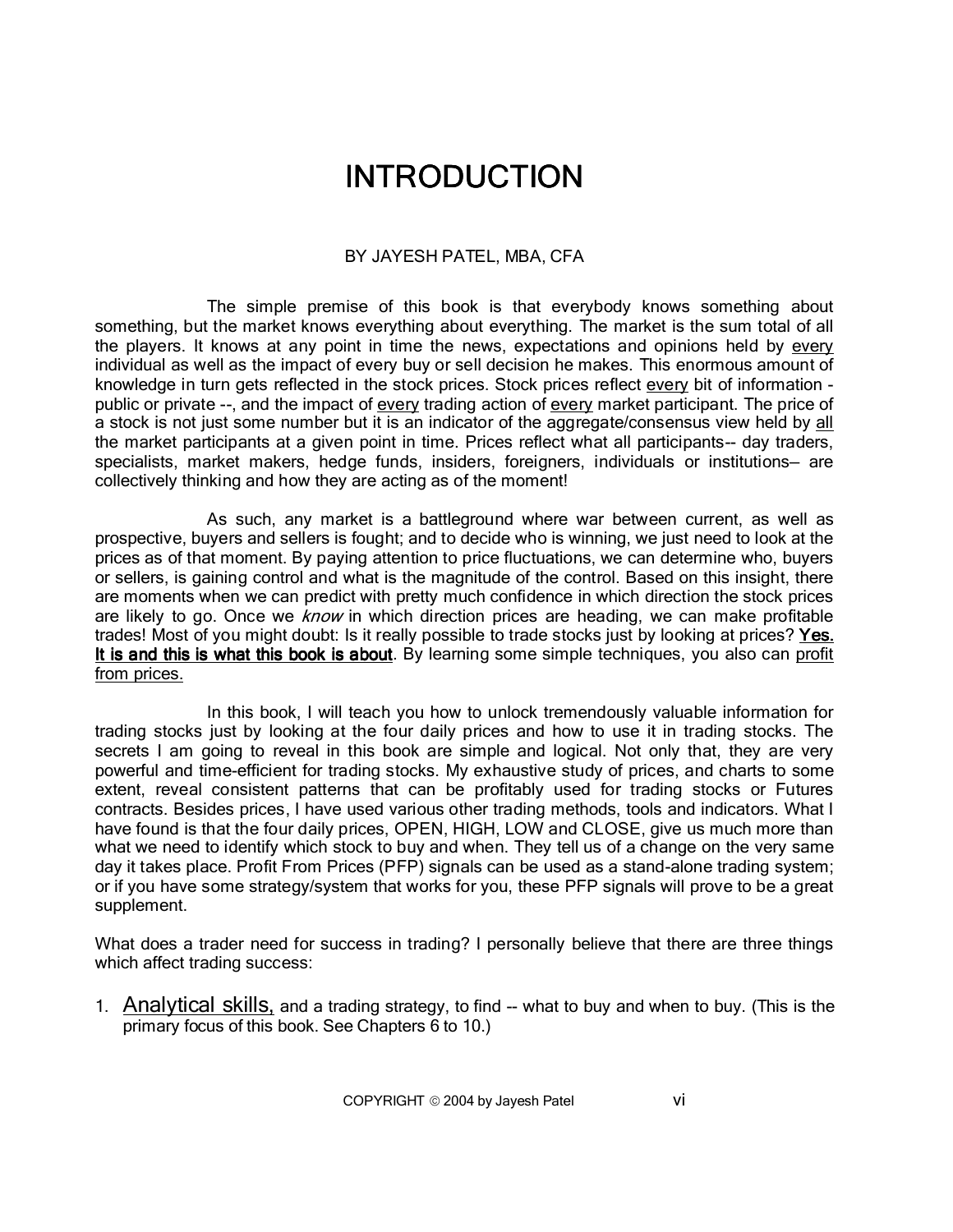# INTRODUCTION

BY JAYESH PATEL, MBA, CFA

The simple premise of this book is that everybody knows something about something, but the market knows everything about everything. The market is the sum total of all the players. It knows at any point in time the news, expectations and opinions held by <u>every</u> individual as well as the impact of every buy or sell decision he makes. This enormous amount of knowledge in turn gets reflected in the stock prices. Stock prices reflect <u>every</u> bit of information - public or private --, and the impact of <u>every</u> trading action of <u>every</u> market participant. The price of a stock is not just some number but it is an indicator of the aggregate/consensus view held by <u>all</u> the market participants at a given point in time. Prices reflect what all participants-- day traders, specialists, market makers, hedge funds, insiders, foreigners, individuals or institutions– are collectively thinking and how they are acting as of the moment!

As such, any market is a battleground where war between current, as well as prospective, buyers and sellers is fought; and to decide who is winning, we just need to look at the prices as of that moment. By paying attention to price fluctuations, we can determine who, buyers or sellers, is gaining control and what is the magnitude of the control. Based on this insight, there are moments when we can predict with pretty much confidence in which direction the stock prices are likely to go. Once we *know* in which direction prices are heading, we can make profitable trades! Most of you might doubt: Is it really possible to trade stocks just by looking at prices? **<u>Yes. It is and this is what this book is about</u>**. By learning some simple techniques, you also can <u>profit from prices.</u>

In this book, I will teach you how to unlock tremendously valuable information for trading stocks just by looking at the four daily prices and how to use it in trading stocks. The secrets I am going to reveal in this book are simple and logical. Not only that, they are very powerful and time-efficient for trading stocks. My exhaustive study of prices, and charts to some extent, reveal consistent patterns that can be profitably used for trading stocks or Futures contracts. Besides prices, I have used various other trading methods, tools and indicators. What I have found is that the four daily prices, OPEN, HIGH, LOW and CLOSE, give us much more than what we need to identify which stock to buy and when. They tell us of a change on the very same day it takes place. Profit From Prices (PFP) signals can be used as a stand-alone trading system; or if you have some strategy/system that works for you, these PFP signals will prove to be a great supplement.

What does a trader need for success in trading? I personally believe that there are three things which affect trading success:

1. <u>Analytical skills,</u> and a trading strategy, to find -- what to buy and when to buy. (This is the primary focus of this book. See Chapters 6 to 10.)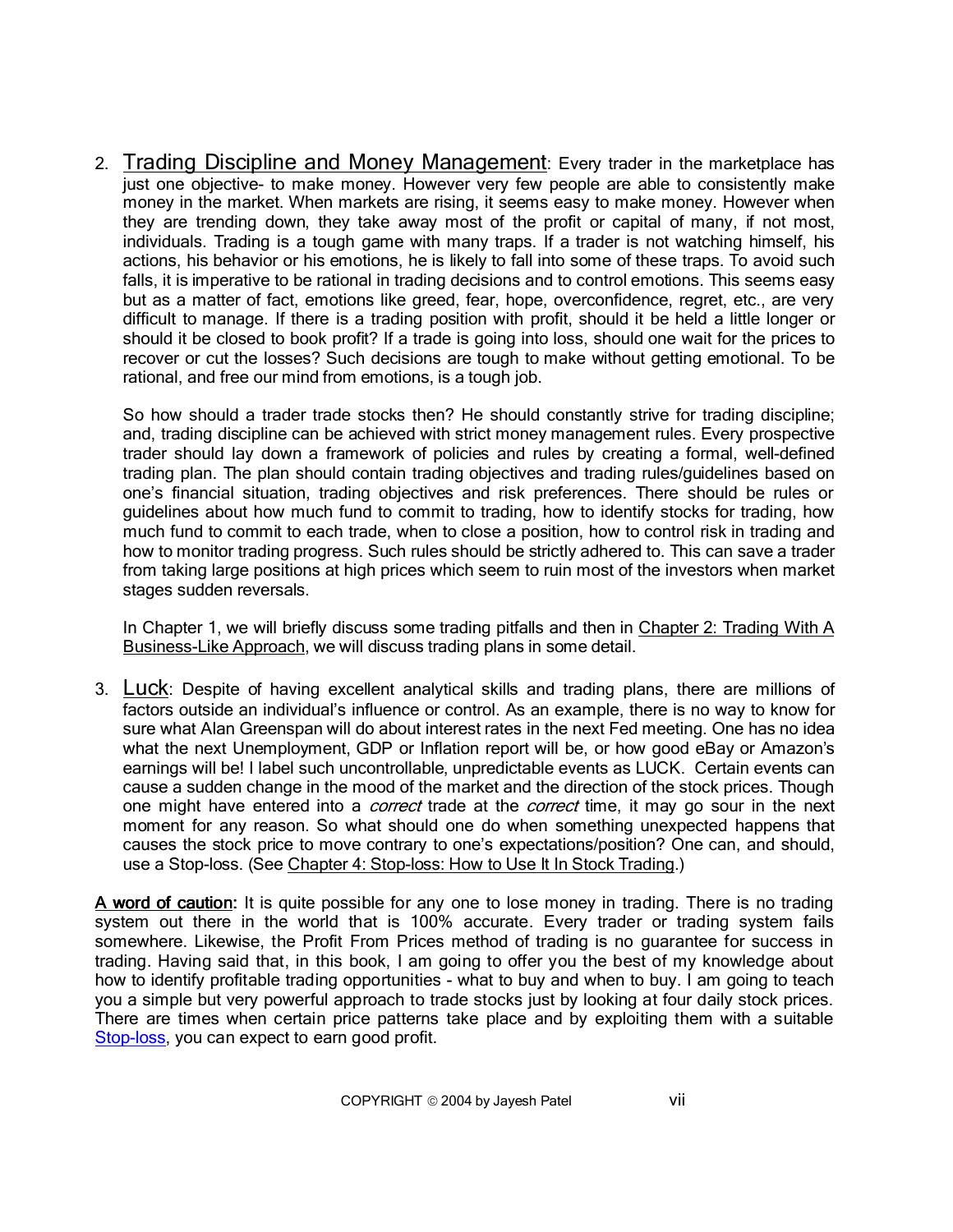2. <u>Trading Discipline and Money Management</u>: Every trader in the marketplace has just one objective- to make money. However very few people are able to consistently make money in the market. When markets are rising, it seems easy to make money. However when they are trending down, they take away most of the profit or capital of many, if not most, individuals. Trading is a tough game with many traps. If a trader is not watching himself, his actions, his behavior or his emotions, he is likely to fall into some of these traps. To avoid such falls, it is imperative to be rational in trading decisions and to control emotions. This seems easy but as a matter of fact, emotions like greed, fear, hope, overconfidence, regret, etc., are very difficult to manage. If there is a trading position with profit, should it be held a little longer or should it be closed to book profit? If a trade is going into loss, should one wait for the prices to recover or cut the losses? Such decisions are tough to make without getting emotional. To be rational, and free our mind from emotions, is a tough job.

   So how should a trader trade stocks then? He should constantly strive for trading discipline; and, trading discipline can be achieved with strict money management rules. Every prospective trader should lay down a framework of policies and rules by creating a formal, well-defined trading plan. The plan should contain trading objectives and trading rules/guidelines based on one's financial situation, trading objectives and risk preferences. There should be rules or guidelines about how much fund to commit to trading, how to identify stocks for trading, how much fund to commit to each trade, when to close a position, how to control risk in trading and how to monitor trading progress. Such rules should be strictly adhered to. This can save a trader from taking large positions at high prices which seem to ruin most of the investors when market stages sudden reversals.

   In Chapter 1, we will briefly discuss some trading pitfalls and then in <u>Chapter 2: Trading With A Business-Like Approach</u>, we will discuss trading plans in some detail.

3. <u>Luck</u>: Despite of having excellent analytical skills and trading plans, there are millions of factors outside an individual's influence or control. As an example, there is no way to know for sure what Alan Greenspan will do about interest rates in the next Fed meeting. One has no idea what the next Unemployment, GDP or Inflation report will be, or how good eBay or Amazon's earnings will be! I label such uncontrollable, unpredictable events as LUCK. Certain events can cause a sudden change in the mood of the market and the direction of the stock prices. Though one might have entered into a *correct* trade at the *correct* time, it may go sour in the next moment for any reason. So what should one do when something unexpected happens that causes the stock price to move contrary to one's expectations/position? One can, and should, use a Stop-loss. (See <u>Chapter 4: Stop-loss: How to Use It In Stock Trading</u>.)

**<u>A word of caution</u>:** It is quite possible for any one to lose money in trading. There is no trading system out there in the world that is 100% accurate. Every trader or trading system fails somewhere. Likewise, the Profit From Prices method of trading is no guarantee for success in trading. Having said that, in this book, I am going to offer you the best of my knowledge about how to identify profitable trading opportunities - what to buy and when to buy. I am going to teach you a simple but very powerful approach to trade stocks just by looking at four daily stock prices. There are times when certain price patterns take place and by exploiting them with a suitable <u>Stop-loss</u>, you can expect to earn good profit.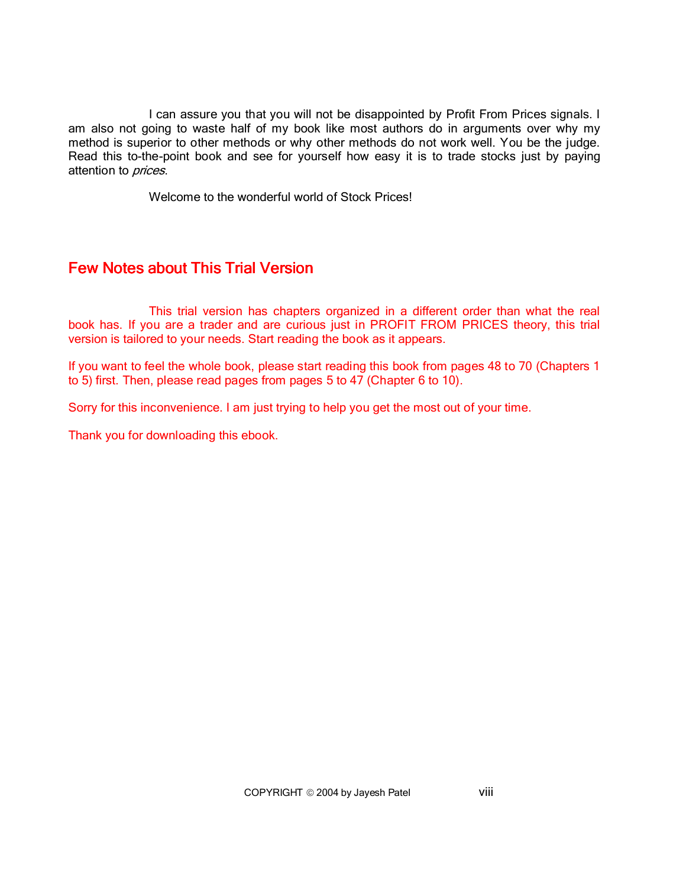I can assure you that you will not be disappointed by Profit From Prices signals. I am also not going to waste half of my book like most authors do in arguments over why my method is superior to other methods or why other methods do not work well. You be the judge. Read this to-the-point book and see for yourself how easy it is to trade stocks just by paying attention to *prices*.

Welcome to the wonderful world of Stock Prices!

## Few Notes about This Trial Version

This trial version has chapters organized in a different order than what the real book has. If you are a trader and are curious just in PROFIT FROM PRICES theory, this trial version is tailored to your needs. Start reading the book as it appears.

If you want to feel the whole book, please start reading this book from pages 48 to 70 (Chapters 1 to 5) first. Then, please read pages from pages 5 to 47 (Chapter 6 to 10).

Sorry for this inconvenience. I am just trying to help you get the most out of your time.

Thank you for downloading this ebook.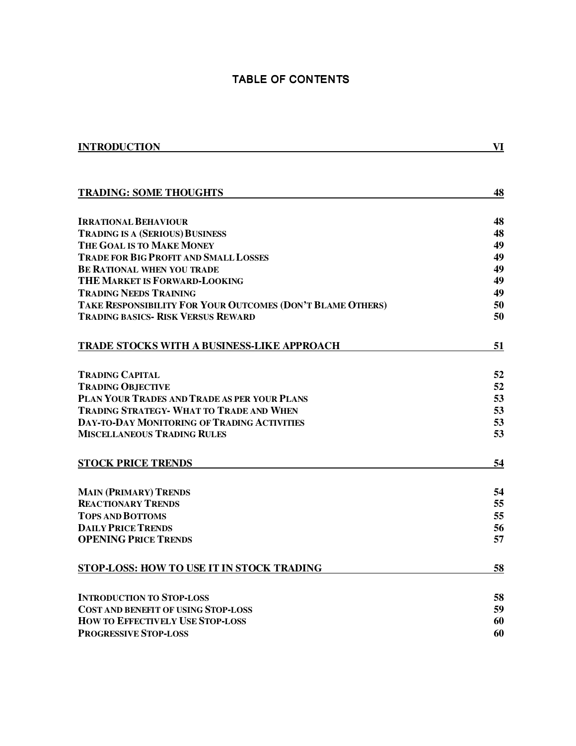# TABLE OF CONTENTS

| | |
|---|---|
| **INTRODUCTION** | **VI** |
| | |
| **TRADING: SOME THOUGHTS** | **48** |
| **IRRATIONAL BEHAVIOUR** | **48** |
| **TRADING IS A (SERIOUS) BUSINESS** | **48** |
| **THE GOAL IS TO MAKE MONEY** | **49** |
| **TRADE FOR BIG PROFIT AND SMALL LOSSES** | **49** |
| **BE RATIONAL WHEN YOU TRADE** | **49** |
| **THE MARKET IS FORWARD-LOOKING** | **49** |
| **TRADING NEEDS TRAINING** | **49** |
| **TAKE RESPONSIBILITY FOR YOUR OUTCOMES (DON'T BLAME OTHERS)** | **50** |
| **TRADING BASICS- RISK VERSUS REWARD** | **50** |
| | |
| **TRADE STOCKS WITH A BUSINESS-LIKE APPROACH** | **51** |
| **TRADING CAPITAL** | **52** |
| **TRADING OBJECTIVE** | **52** |
| **PLAN YOUR TRADES AND TRADE AS PER YOUR PLANS** | **53** |
| **TRADING STRATEGY- WHAT TO TRADE AND WHEN** | **53** |
| **DAY-TO-DAY MONITORING OF TRADING ACTIVITIES** | **53** |
| **MISCELLANEOUS TRADING RULES** | **53** |
| | |
| **STOCK PRICE TRENDS** | **54** |
| **MAIN (PRIMARY) TRENDS** | **54** |
| **REACTIONARY TRENDS** | **55** |
| **TOPS AND BOTTOMS** | **55** |
| **DAILY PRICE TRENDS** | **56** |
| **OPENING PRICE TRENDS** | **57** |
| | |
| **STOP-LOSS: HOW TO USE IT IN STOCK TRADING** | **58** |
| **INTRODUCTION TO STOP-LOSS** | **58** |
| **COST AND BENEFIT OF USING STOP-LOSS** | **59** |
| **HOW TO EFFECTIVELY USE STOP-LOSS** | **60** |
| **PROGRESSIVE STOP-LOSS** | **60** |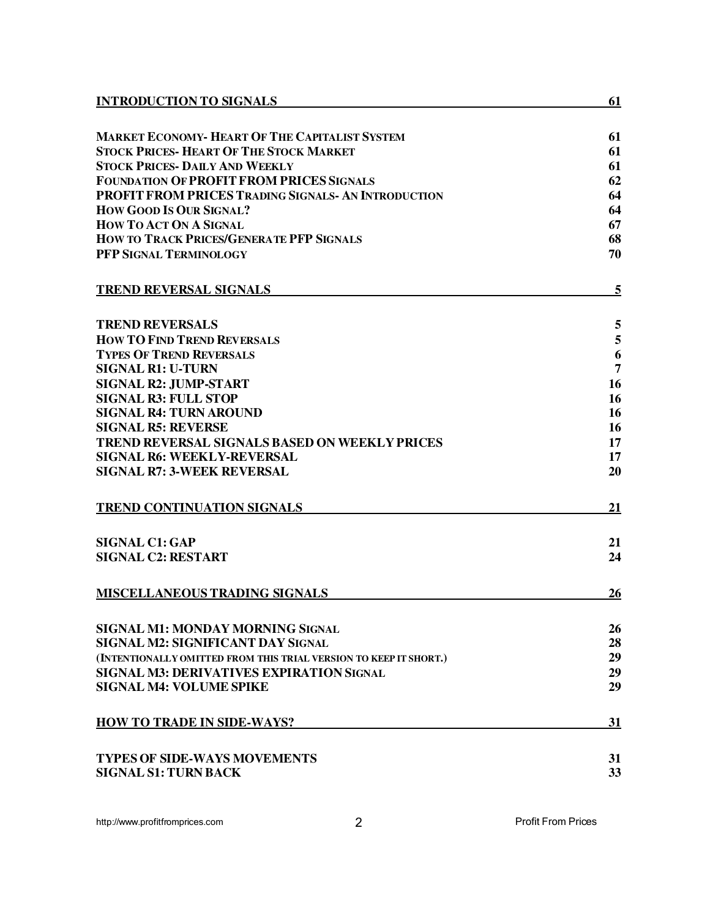| | |
|---|---|
| **INTRODUCTION TO SIGNALS** | **61** |
| **MARKET ECONOMY- HEART OF THE CAPITALIST SYSTEM** | **61** |
| **STOCK PRICES- HEART OF THE STOCK MARKET** | **61** |
| **STOCK PRICES- DAILY AND WEEKLY** | **61** |
| **FOUNDATION OF PROFIT FROM PRICES SIGNALS** | **62** |
| **PROFIT FROM PRICES TRADING SIGNALS- AN INTRODUCTION** | **64** |
| **HOW GOOD IS OUR SIGNAL?** | **64** |
| **HOW TO ACT ON A SIGNAL** | **67** |
| **HOW TO TRACK PRICES/GENERATE PFP SIGNALS** | **68** |
| **PFP SIGNAL TERMINOLOGY** | **70** |
| **TREND REVERSAL SIGNALS** | **5** |
| **TREND REVERSALS** | **5** |
| **HOW TO FIND TREND REVERSALS** | **5** |
| **TYPES OF TREND REVERSALS** | **6** |
| **SIGNAL R1: U-TURN** | **7** |
| **SIGNAL R2: JUMP-START** | **16** |
| **SIGNAL R3: FULL STOP** | **16** |
| **SIGNAL R4: TURN AROUND** | **16** |
| **SIGNAL R5: REVERSE** | **16** |
| **TREND REVERSAL SIGNALS BASED ON WEEKLY PRICES** | **17** |
| **SIGNAL R6: WEEKLY-REVERSAL** | **17** |
| **SIGNAL R7: 3-WEEK REVERSAL** | **20** |
| **TREND CONTINUATION SIGNALS** | **21** |
| **SIGNAL C1: GAP** | **21** |
| **SIGNAL C2: RESTART** | **24** |
| **MISCELLANEOUS TRADING SIGNALS** | **26** |
| **SIGNAL M1: MONDAY MORNING SIGNAL** | **26** |
| **SIGNAL M2: SIGNIFICANT DAY SIGNAL** | **28** |
| **(INTENTIONALLY OMITTED FROM THIS TRIAL VERSION TO KEEP IT SHORT.)** | **29** |
| **SIGNAL M3: DERIVATIVES EXPIRATION SIGNAL** | **29** |
| **SIGNAL M4: VOLUME SPIKE** | **29** |
| **HOW TO TRADE IN SIDE-WAYS?** | **31** |
| **TYPES OF SIDE-WAYS MOVEMENTS** | **31** |
| **SIGNAL S1: TURN BACK** | **33** |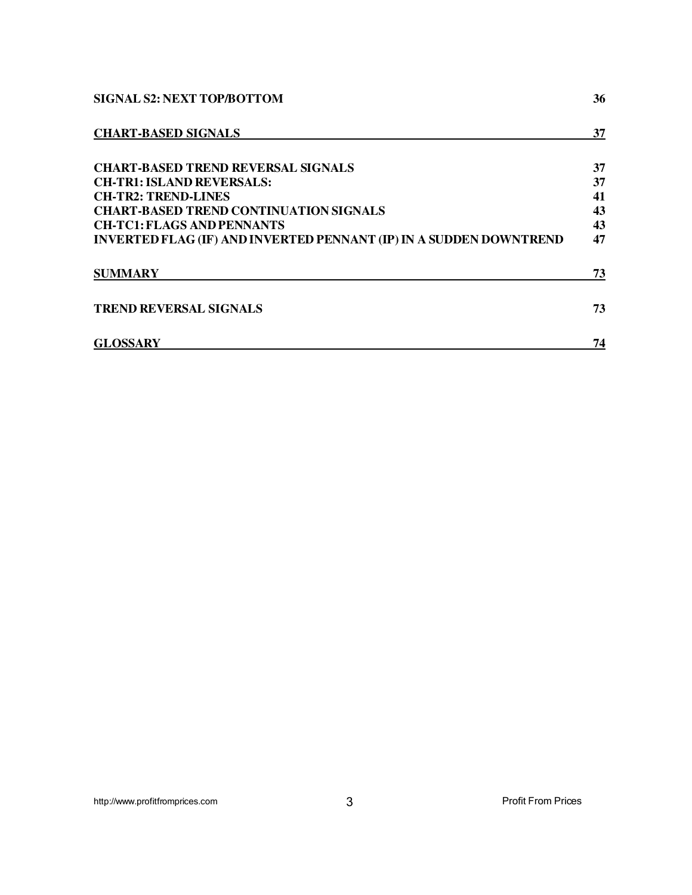| | |
|---|---|
| **SIGNAL S2: NEXT TOP/BOTTOM** | **36** |
| **CHART-BASED SIGNALS** | **37** |
| **CHART-BASED TREND REVERSAL SIGNALS** | **37** |
| **CH-TR1: ISLAND REVERSALS:** | **37** |
| **CH-TR2: TREND-LINES** | **41** |
| **CHART-BASED TREND CONTINUATION SIGNALS** | **43** |
| **CH-TC1: FLAGS AND PENNANTS** | **43** |
| **INVERTED FLAG (IF) AND INVERTED PENNANT (IP) IN A SUDDEN DOWNTREND** | **47** |
| **SUMMARY** | **73** |
| **TREND REVERSAL SIGNALS** | **73** |
| **GLOSSARY** | **74** |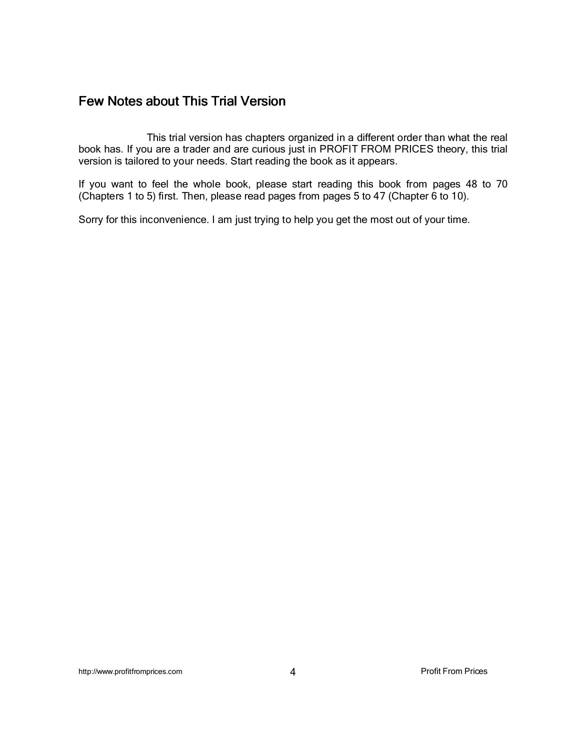## Few Notes about This Trial Version

This trial version has chapters organized in a different order than what the real book has. If you are a trader and are curious just in PROFIT FROM PRICES theory, this trial version is tailored to your needs. Start reading the book as it appears.

If you want to feel the whole book, please start reading this book from pages 48 to 70 (Chapters 1 to 5) first. Then, please read pages from pages 5 to 47 (Chapter 6 to 10).

Sorry for this inconvenience. I am just trying to help you get the most out of your time.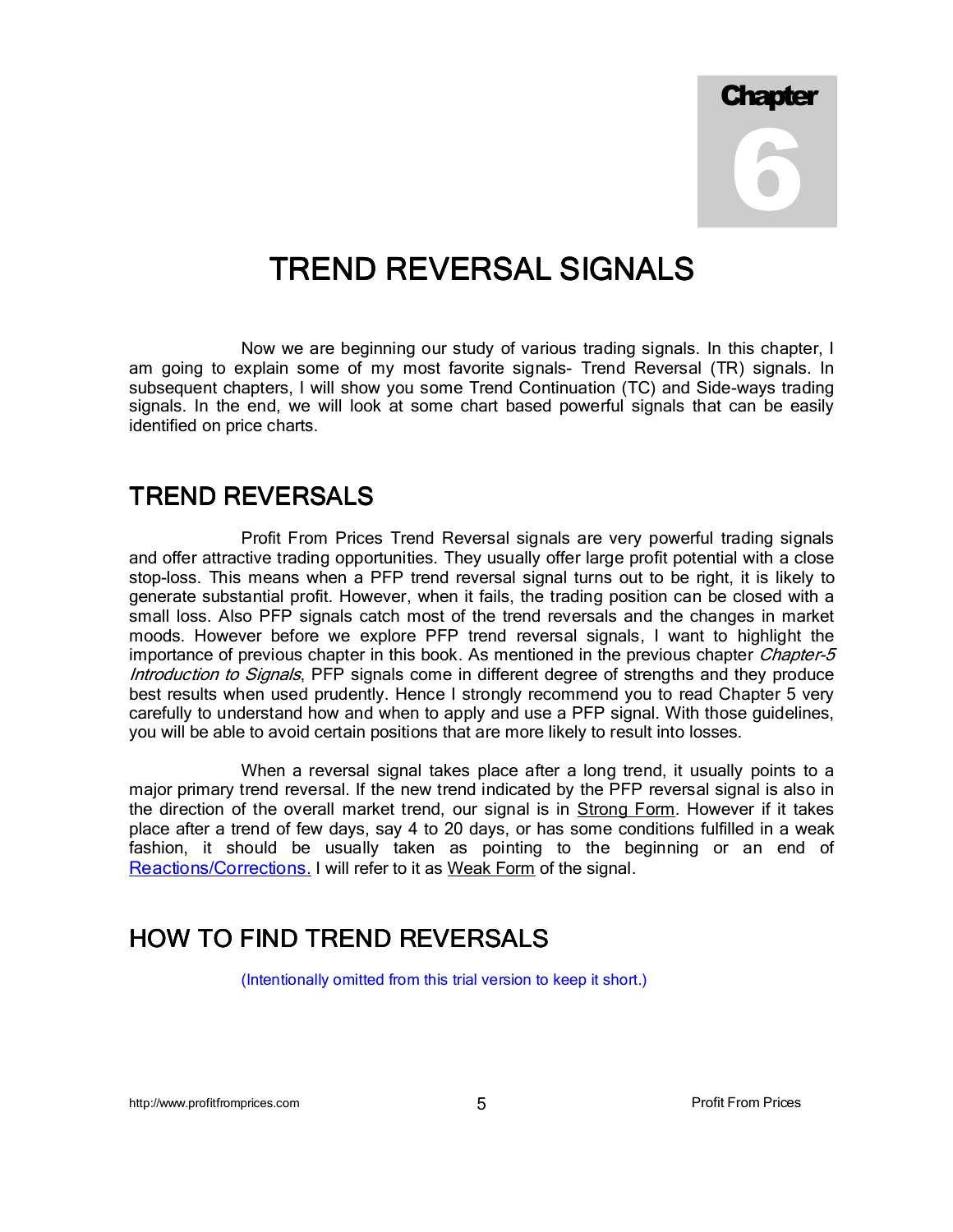Chapter 6

# TREND REVERSAL SIGNALS

Now we are beginning our study of various trading signals. In this chapter, I am going to explain some of my most favorite signals- Trend Reversal (TR) signals. In subsequent chapters, I will show you some Trend Continuation (TC) and Side-ways trading signals. In the end, we will look at some chart based powerful signals that can be easily identified on price charts.

## TREND REVERSALS

Profit From Prices Trend Reversal signals are very powerful trading signals and offer attractive trading opportunities. They usually offer large profit potential with a close stop-loss. This means when a PFP trend reversal signal turns out to be right, it is likely to generate substantial profit. However, when it fails, the trading position can be closed with a small loss. Also PFP signals catch most of the trend reversals and the changes in market moods. However before we explore PFP trend reversal signals, I want to highlight the importance of previous chapter in this book. As mentioned in the previous chapter *Chapter-5 Introduction to Signals*, PFP signals come in different degree of strengths and they produce best results when used prudently. Hence I strongly recommend you to read Chapter 5 very carefully to understand how and when to apply and use a PFP signal. With those guidelines, you will be able to avoid certain positions that are more likely to result into losses.

When a reversal signal takes place after a long trend, it usually points to a major primary trend reversal. If the new trend indicated by the PFP reversal signal is also in the direction of the overall market trend, our signal is in Strong Form. However if it takes place after a trend of few days, say 4 to 20 days, or has some conditions fulfilled in a weak fashion, it should be usually taken as pointing to the beginning or an end of Reactions/Corrections. I will refer to it as Weak Form of the signal.

## HOW TO FIND TREND REVERSALS

(Intentionally omitted from this trial version to keep it short.)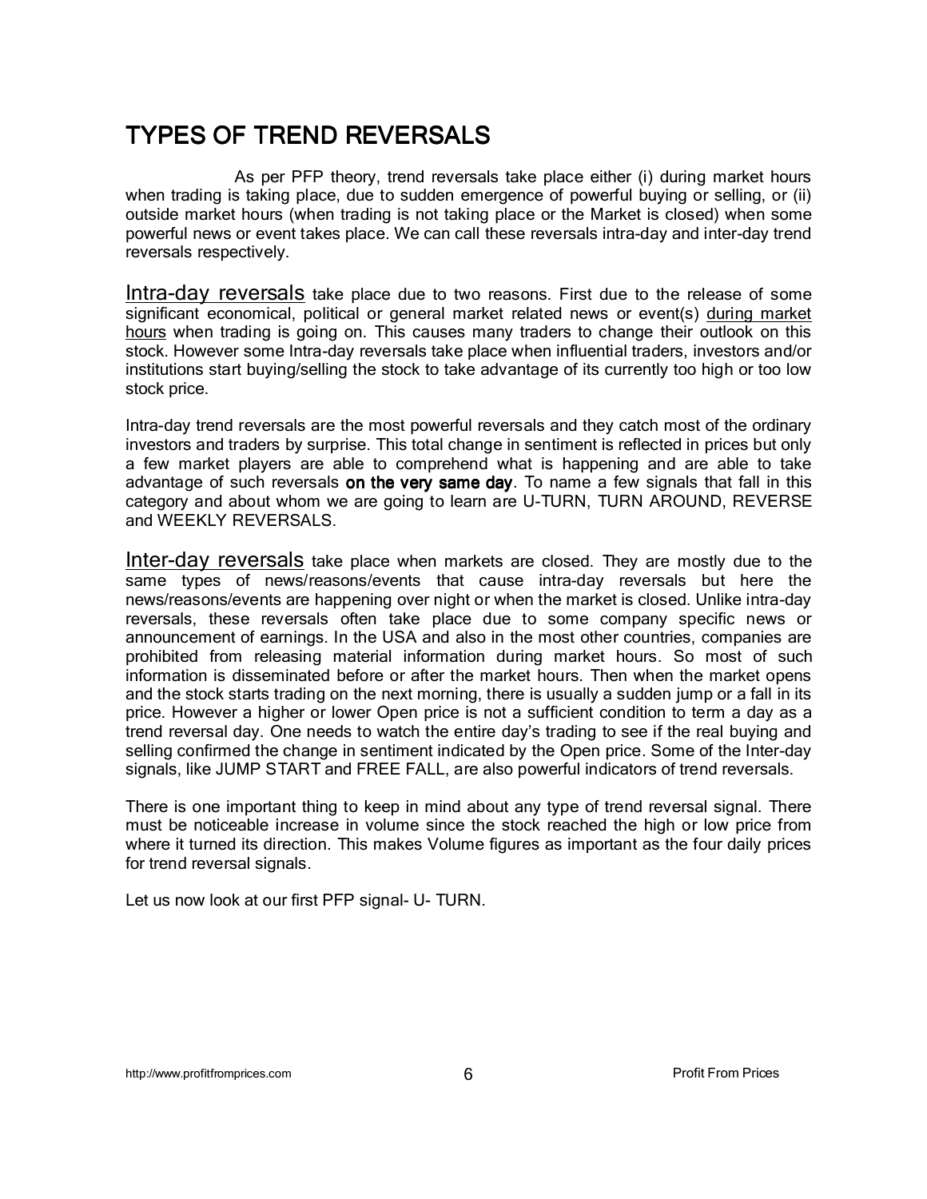# TYPES OF TREND REVERSALS

As per PFP theory, trend reversals take place either (i) during market hours when trading is taking place, due to sudden emergence of powerful buying or selling, or (ii) outside market hours (when trading is not taking place or the Market is closed) when some powerful news or event takes place. We can call these reversals intra-day and inter-day trend reversals respectively.

Intra-day reversals take place due to two reasons. First due to the release of some significant economical, political or general market related news or event(s) during market hours when trading is going on. This causes many traders to change their outlook on this stock. However some Intra-day reversals take place when influential traders, investors and/or institutions start buying/selling the stock to take advantage of its currently too high or too low stock price.

Intra-day trend reversals are the most powerful reversals and they catch most of the ordinary investors and traders by surprise. This total change in sentiment is reflected in prices but only a few market players are able to comprehend what is happening and are able to take advantage of such reversals **on the very same day**. To name a few signals that fall in this category and about whom we are going to learn are U-TURN, TURN AROUND, REVERSE and WEEKLY REVERSALS.

Inter-day reversals take place when markets are closed. They are mostly due to the same types of news/reasons/events that cause intra-day reversals but here the news/reasons/events are happening over night or when the market is closed. Unlike intra-day reversals, these reversals often take place due to some company specific news or announcement of earnings. In the USA and also in the most other countries, companies are prohibited from releasing material information during market hours. So most of such information is disseminated before or after the market hours. Then when the market opens and the stock starts trading on the next morning, there is usually a sudden jump or a fall in its price. However a higher or lower Open price is not a sufficient condition to term a day as a trend reversal day. One needs to watch the entire day's trading to see if the real buying and selling confirmed the change in sentiment indicated by the Open price. Some of the Inter-day signals, like JUMP START and FREE FALL, are also powerful indicators of trend reversals.

There is one important thing to keep in mind about any type of trend reversal signal. There must be noticeable increase in volume since the stock reached the high or low price from where it turned its direction. This makes Volume figures as important as the four daily prices for trend reversal signals.

Let us now look at our first PFP signal- U- TURN.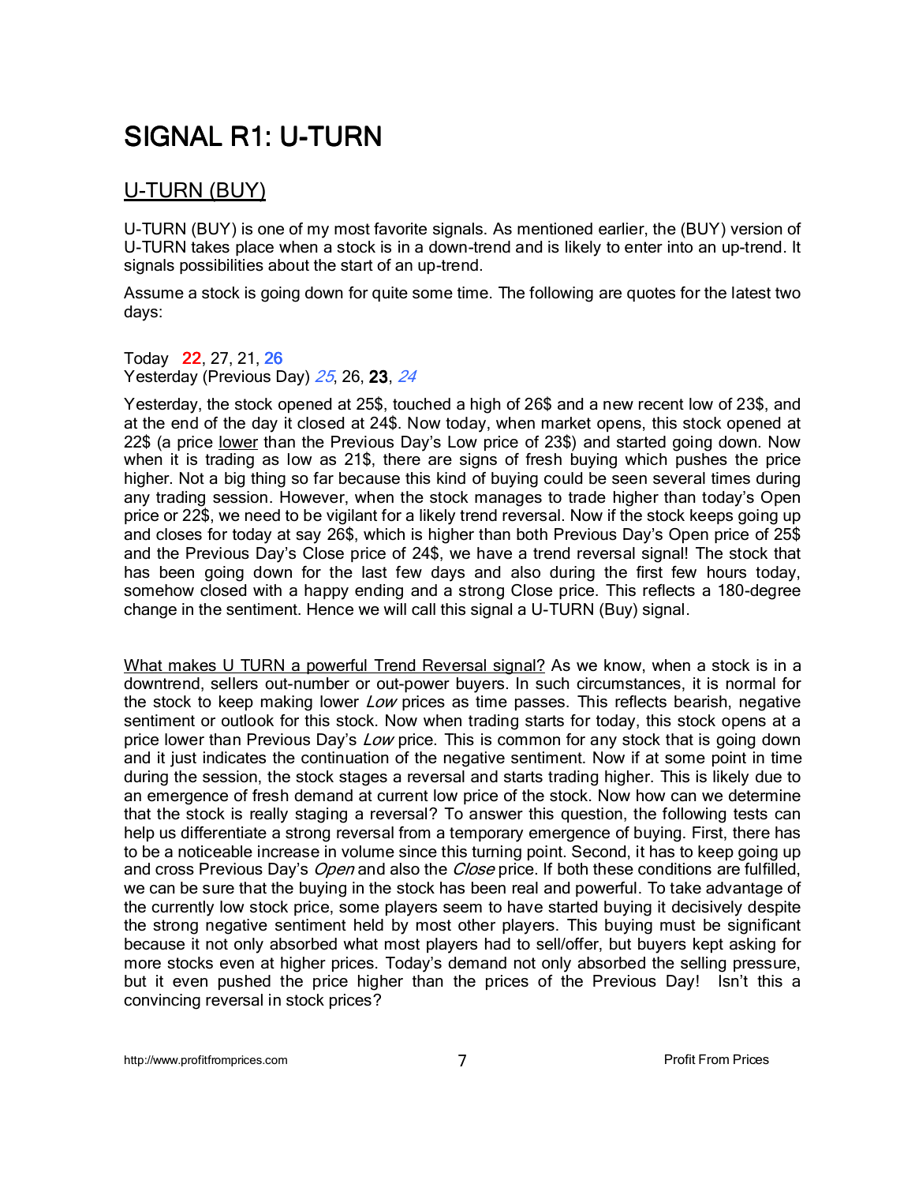# SIGNAL R1: U-TURN

## U-TURN (BUY)

U-TURN (BUY) is one of my most favorite signals. As mentioned earlier, the (BUY) version of U-TURN takes place when a stock is in a down-trend and is likely to enter into an up-trend. It signals possibilities about the start of an up-trend.

Assume a stock is going down for quite some time. The following are quotes for the latest two days:

Today **22**, 27, 21, **26**
Yesterday (Previous Day) *25*, 26, **23**, *24*

Yesterday, the stock opened at 25$, touched a high of 26$ and a new recent low of 23$, and at the end of the day it closed at 24$. Now today, when market opens, this stock opened at 22$ (a price <u>lower</u> than the Previous Day's Low price of 23$) and started going down. Now when it is trading as low as 21$, there are signs of fresh buying which pushes the price higher. Not a big thing so far because this kind of buying could be seen several times during any trading session. However, when the stock manages to trade higher than today's Open price or 22$, we need to be vigilant for a likely trend reversal. Now if the stock keeps going up and closes for today at say 26$, which is higher than both Previous Day's Open price of 25$ and the Previous Day's Close price of 24$, we have a trend reversal signal! The stock that has been going down for the last few days and also during the first few hours today, somehow closed with a happy ending and a strong Close price. This reflects a 180-degree change in the sentiment. Hence we will call this signal a U-TURN (Buy) signal.

<u>What makes U TURN a powerful Trend Reversal signal?</u> As we know, when a stock is in a downtrend, sellers out-number or out-power buyers. In such circumstances, it is normal for the stock to keep making lower *Low* prices as time passes. This reflects bearish, negative sentiment or outlook for this stock. Now when trading starts for today, this stock opens at a price lower than Previous Day's *Low* price. This is common for any stock that is going down and it just indicates the continuation of the negative sentiment. Now if at some point in time during the session, the stock stages a reversal and starts trading higher. This is likely due to an emergence of fresh demand at current low price of the stock. Now how can we determine that the stock is really staging a reversal? To answer this question, the following tests can help us differentiate a strong reversal from a temporary emergence of buying. First, there has to be a noticeable increase in volume since this turning point. Second, it has to keep going up and cross Previous Day's *Open* and also the *Close* price. If both these conditions are fulfilled, we can be sure that the buying in the stock has been real and powerful. To take advantage of the currently low stock price, some players seem to have started buying it decisively despite the strong negative sentiment held by most other players. This buying must be significant because it not only absorbed what most players had to sell/offer, but buyers kept asking for more stocks even at higher prices. Today's demand not only absorbed the selling pressure, but it even pushed the price higher than the prices of the Previous Day! Isn't this a convincing reversal in stock prices?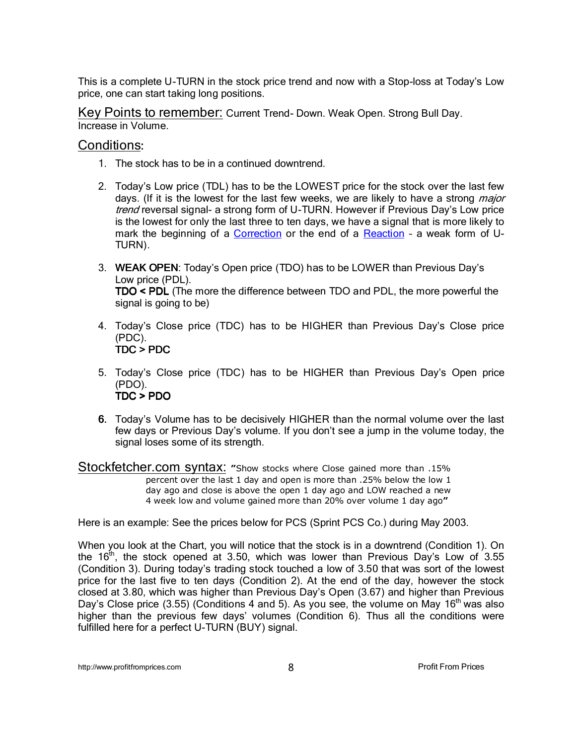This is a complete U-TURN in the stock price trend and now with a Stop-loss at Today's Low price, one can start taking long positions.

## Key Points to remember:

Current Trend- Down. Weak Open. Strong Bull Day. Increase in Volume.

## Conditions:

1. The stock has to be in a continued downtrend.

2. Today's Low price (TDL) has to be the LOWEST price for the stock over the last few days. (If it is the lowest for the last few weeks, we are likely to have a strong *major trend* reversal signal- a strong form of U-TURN. However if Previous Day's Low price is the lowest for only the last three to ten days, we have a signal that is more likely to mark the beginning of a Correction or the end of a Reaction – a weak form of U-TURN).

3. **WEAK OPEN**: Today's Open price (TDO) has to be LOWER than Previous Day's Low price (PDL).
   **TDO < PDL** (The more the difference between TDO and PDL, the more powerful the signal is going to be)

4. Today's Close price (TDC) has to be HIGHER than Previous Day's Close price (PDC).
   **TDC > PDC**

5. Today's Close price (TDC) has to be HIGHER than Previous Day's Open price (PDO).
   **TDC > PDO**

6. Today's Volume has to be decisively HIGHER than the normal volume over the last few days or Previous Day's volume. If you don't see a jump in the volume today, the signal loses some of its strength.

## Stockfetcher.com syntax:

**"**Show stocks where Close gained more than .15% percent over the last 1 day and open is more than .25% below the low 1 day ago and close is above the open 1 day ago and LOW reached a new 4 week low and volume gained more than 20% over volume 1 day ago**"**

Here is an example: See the prices below for PCS (Sprint PCS Co.) during May 2003.

When you look at the Chart, you will notice that the stock is in a downtrend (Condition 1). On the 16th, the stock opened at 3.50, which was lower than Previous Day's Low of 3.55 (Condition 3). During today's trading stock touched a low of 3.50 that was sort of the lowest price for the last five to ten days (Condition 2). At the end of the day, however the stock closed at 3.80, which was higher than Previous Day's Open (3.67) and higher than Previous Day's Close price (3.55) (Conditions 4 and 5). As you see, the volume on May 16th was also higher than the previous few days' volumes (Condition 6). Thus all the conditions were fulfilled here for a perfect U-TURN (BUY) signal.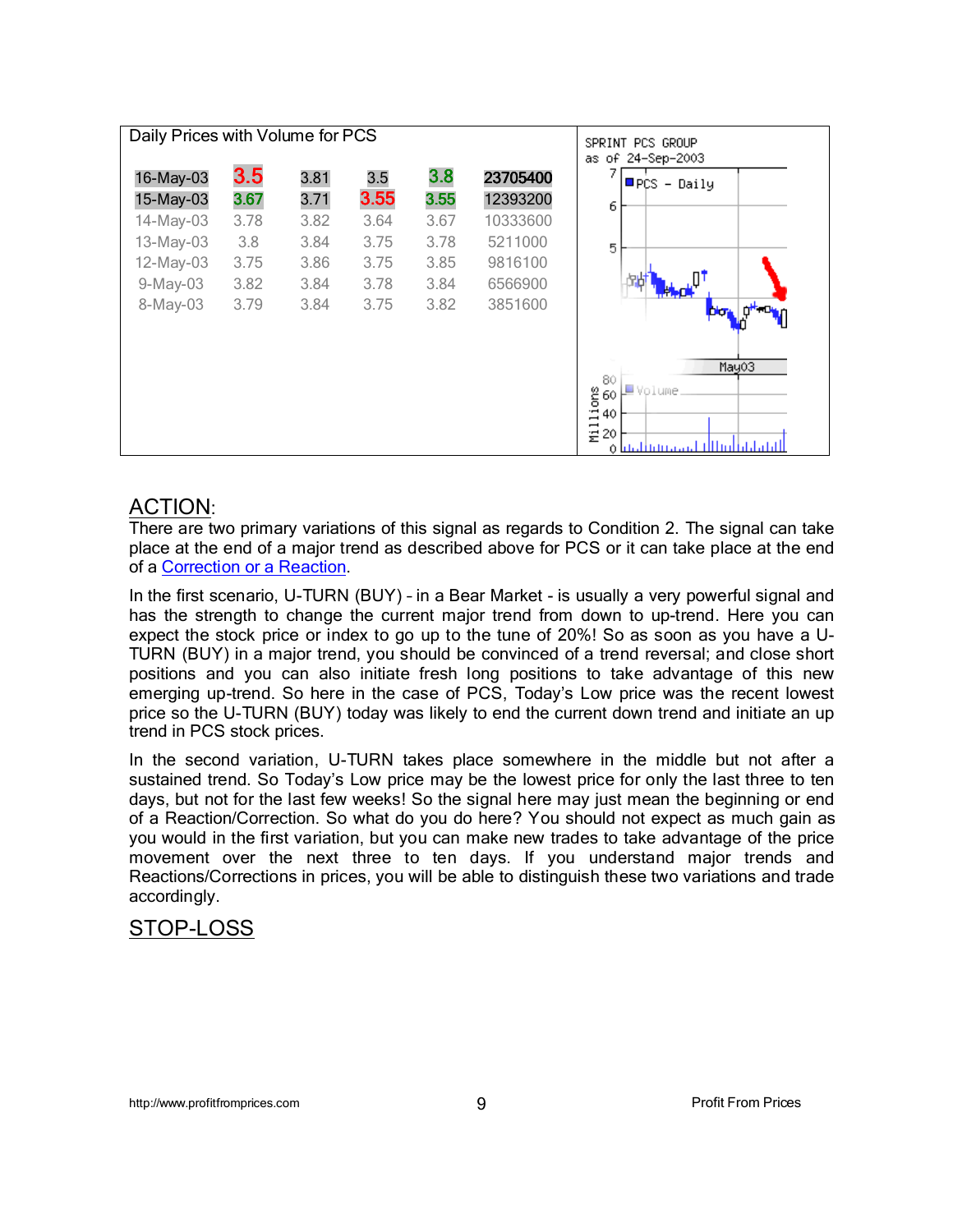Daily Prices with Volume for PCS

| | | | | | |
|---|---|---|---|---|---|
| 16-May-03 | 3.5 | 3.81 | 3.5 | 3.8 | 23705400 |
| 15-May-03 | 3.67 | 3.71 | 3.55 | 3.55 | 12393200 |
| 14-May-03 | 3.78 | 3.82 | 3.64 | 3.67 | 10333600 |
| 13-May-03 | 3.8 | 3.84 | 3.75 | 3.78 | 5211000 |
| 12-May-03 | 3.75 | 3.86 | 3.75 | 3.85 | 9816100 |
| 9-May-03 | 3.82 | 3.84 | 3.78 | 3.84 | 6566900 |
| 8-May-03 | 3.79 | 3.84 | 3.75 | 3.82 | 3851600 |

SPRINT PCS GROUP
as of 24-Sep-2003
PCS - Daily
7
6
5
May03
Volume
Millions
80
60
40
20
0

## ACTION:

There are two primary variations of this signal as regards to Condition 2. The signal can take place at the end of a major trend as described above for PCS or it can take place at the end of a Correction or a Reaction.

In the first scenario, U-TURN (BUY) - in a Bear Market - is usually a very powerful signal and has the strength to change the current major trend from down to up-trend. Here you can expect the stock price or index to go up to the tune of 20%! So as soon as you have a U-TURN (BUY) in a major trend, you should be convinced of a trend reversal; and close short positions and you can also initiate fresh long positions to take advantage of this new emerging up-trend. So here in the case of PCS, Today's Low price was the recent lowest price so the U-TURN (BUY) today was likely to end the current down trend and initiate an up trend in PCS stock prices.

In the second variation, U-TURN takes place somewhere in the middle but not after a sustained trend. So Today's Low price may be the lowest price for only the last three to ten days, but not for the last few weeks! So the signal here may just mean the beginning or end of a Reaction/Correction. So what do you do here? You should not expect as much gain as you would in the first variation, but you can make new trades to take advantage of the price movement over the next three to ten days. If you understand major trends and Reactions/Corrections in prices, you will be able to distinguish these two variations and trade accordingly.

## STOP-LOSS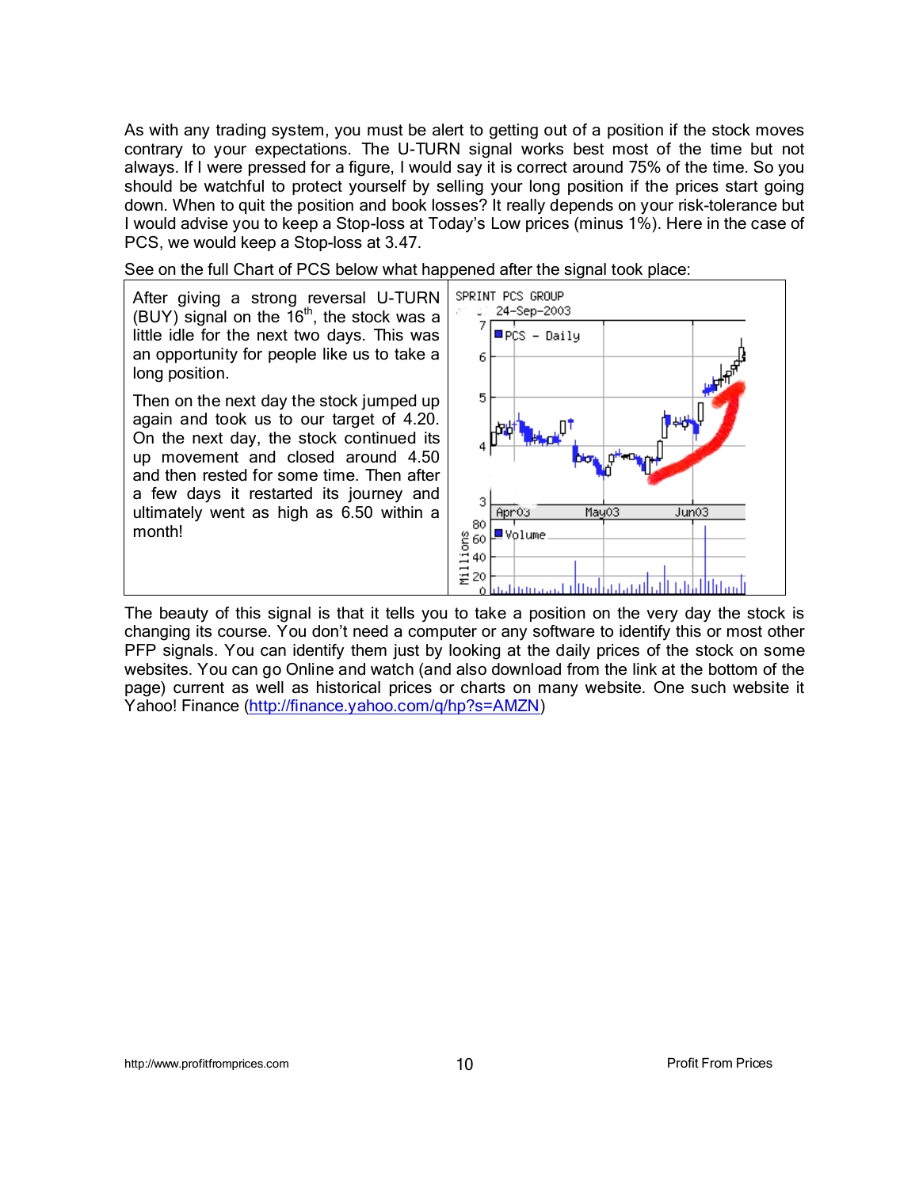As with any trading system, you must be alert to getting out of a position if the stock moves contrary to your expectations. The U-TURN signal works best most of the time but not always. If I were pressed for a figure, I would say it is correct around 75% of the time. So you should be watchful to protect yourself by selling your long position if the prices start going down. When to quit the position and book losses? It really depends on your risk-tolerance but I would advise you to keep a Stop-loss at Today's Low prices (minus 1%). Here in the case of PCS, we would keep a Stop-loss at 3.47.

See on the full Chart of PCS below what happened after the signal took place:

After giving a strong reversal U-TURN (BUY) signal on the 16th, the stock was a little idle for the next two days. This was an opportunity for people like us to take a long position.

Then on the next day the stock jumped up again and took us to our target of 4.20. On the next day, the stock continued its up movement and closed around 4.50 and then rested for some time. Then after a few days it restarted its journey and ultimately went as high as 6.50 within a month!

SPRINT PCS GROUP
24-Sep-2003
PCS - Daily
7
6
5
4
3
Apr03
May03
Jun03
Volume
Millions
80
60
40
20
0

The beauty of this signal is that it tells you to take a position on the very day the stock is changing its course. You don't need a computer or any software to identify this or most other PFP signals. You can identify them just by looking at the daily prices of the stock on some websites. You can go Online and watch (and also download from the link at the bottom of the page) current as well as historical prices or charts on many website. One such website it Yahoo! Finance (http://finance.yahoo.com/q/hp?s=AMZN)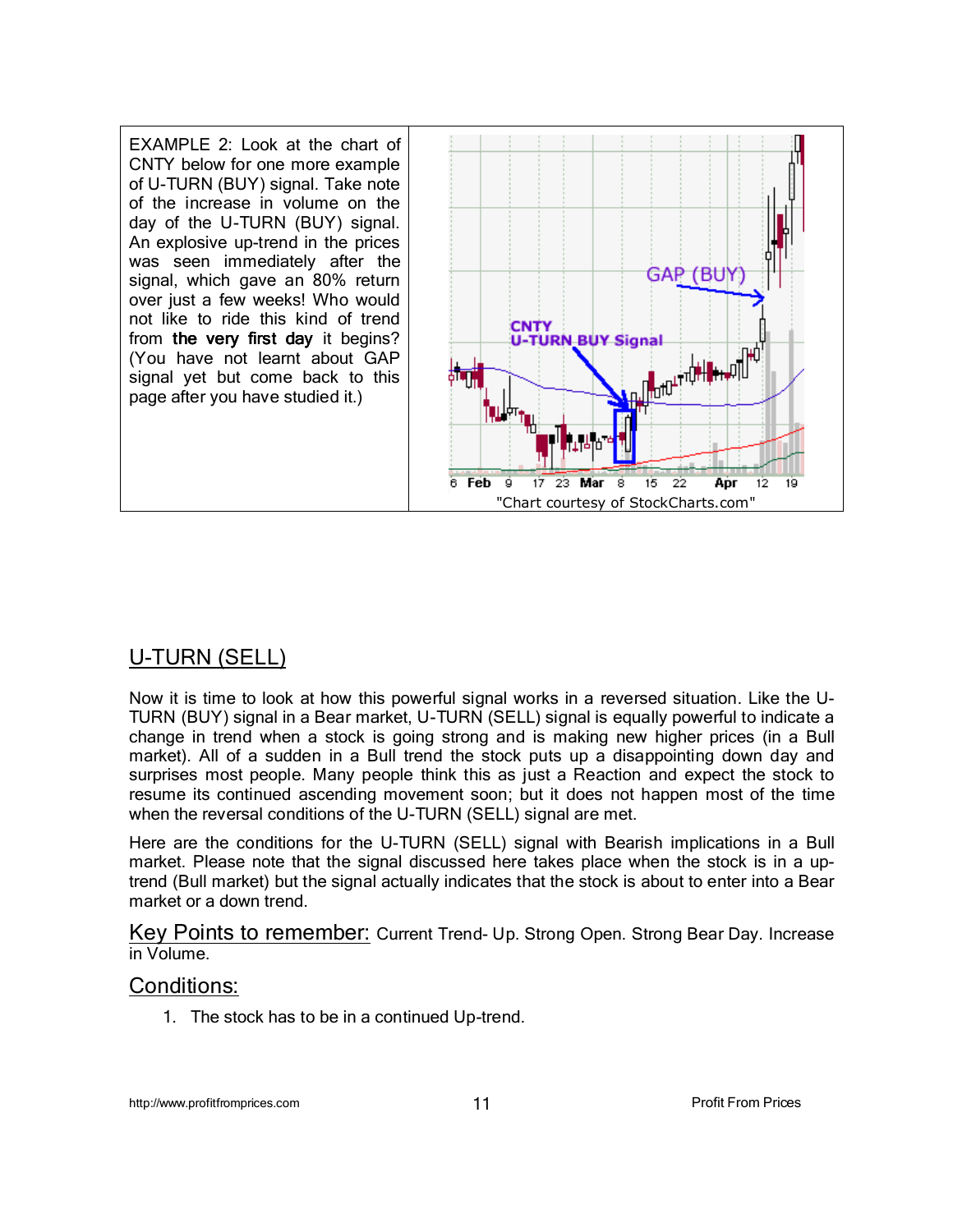| | |
|---|---|
| EXAMPLE 2: Look at the chart of CNTY below for one more example of U-TURN (BUY) signal. Take note of the increase in volume on the day of the U-TURN (BUY) signal. An explosive up-trend in the prices was seen immediately after the signal, which gave an 80% return over just a few weeks! Who would not like to ride this kind of trend from **the very first day** it begins? (You have not learnt about GAP signal yet but come back to this page after you have studied it.) | GAP (BUY)<br>CNTY<br>U-TURN BUY Signal<br>6 Feb 9 17 23 Mar 8 15 22 Apr 12 19<br>"Chart courtesy of StockCharts.com" |

## U-TURN (SELL)

Now it is time to look at how this powerful signal works in a reversed situation. Like the U-TURN (BUY) signal in a Bear market, U-TURN (SELL) signal is equally powerful to indicate a change in trend when a stock is going strong and is making new higher prices (in a Bull market). All of a sudden in a Bull trend the stock puts up a disappointing down day and surprises most people. Many people think this as just a Reaction and expect the stock to resume its continued ascending movement soon; but it does not happen most of the time when the reversal conditions of the U-TURN (SELL) signal are met.

Here are the conditions for the U-TURN (SELL) signal with Bearish implications in a Bull market. Please note that the signal discussed here takes place when the stock is in a up-trend (Bull market) but the signal actually indicates that the stock is about to enter into a Bear market or a down trend.

Key Points to remember: Current Trend- Up. Strong Open. Strong Bear Day. Increase in Volume.

### Conditions:

1. The stock has to be in a continued Up-trend.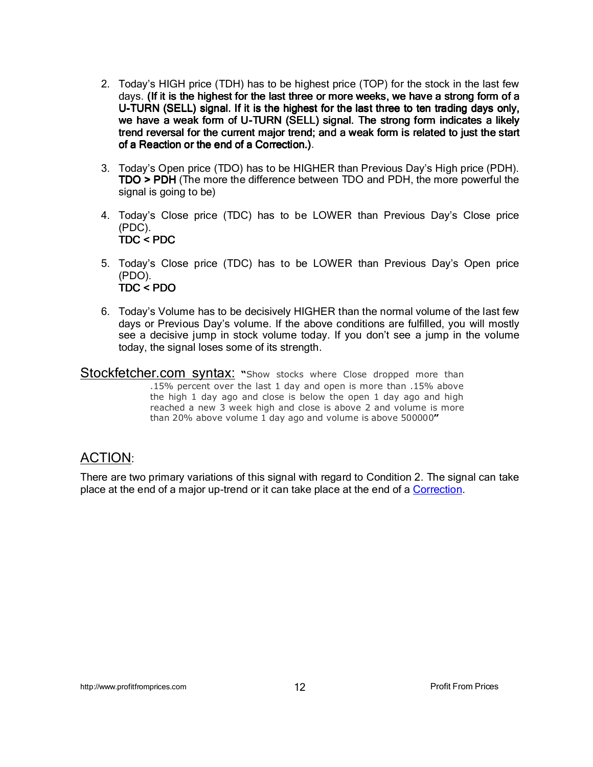2. Today's HIGH price (TDH) has to be highest price (TOP) for the stock in the last few days. **(If it is the highest for the last three or more weeks, we have a strong form of a U-TURN (SELL) signal. If it is the highest for the last three to ten trading days only, we have a weak form of U-TURN (SELL) signal. The strong form indicates a likely trend reversal for the current major trend; and a weak form is related to just the start of a Reaction or the end of a Correction.)**.

3. Today's Open price (TDO) has to be HIGHER than Previous Day's High price (PDH). **TDO > PDH** (The more the difference between TDO and PDH, the more powerful the signal is going to be)

4. Today's Close price (TDC) has to be LOWER than Previous Day's Close price (PDC).
   **TDC < PDC**

5. Today's Close price (TDC) has to be LOWER than Previous Day's Open price (PDO).
   **TDC < PDO**

6. Today's Volume has to be decisively HIGHER than the normal volume of the last few days or Previous Day's volume. If the above conditions are fulfilled, you will mostly see a decisive jump in stock volume today. If you don't see a jump in the volume today, the signal loses some of its strength.

Stockfetcher.com syntax: **"**Show stocks where Close dropped more than .15% percent over the last 1 day and open is more than .15% above the high 1 day ago and close is below the open 1 day ago and high reached a new 3 week high and close is above 2 and volume is more than 20% above volume 1 day ago and volume is above 500000**"**

## ACTION:

There are two primary variations of this signal with regard to Condition 2. The signal can take place at the end of a major up-trend or it can take place at the end of a Correction.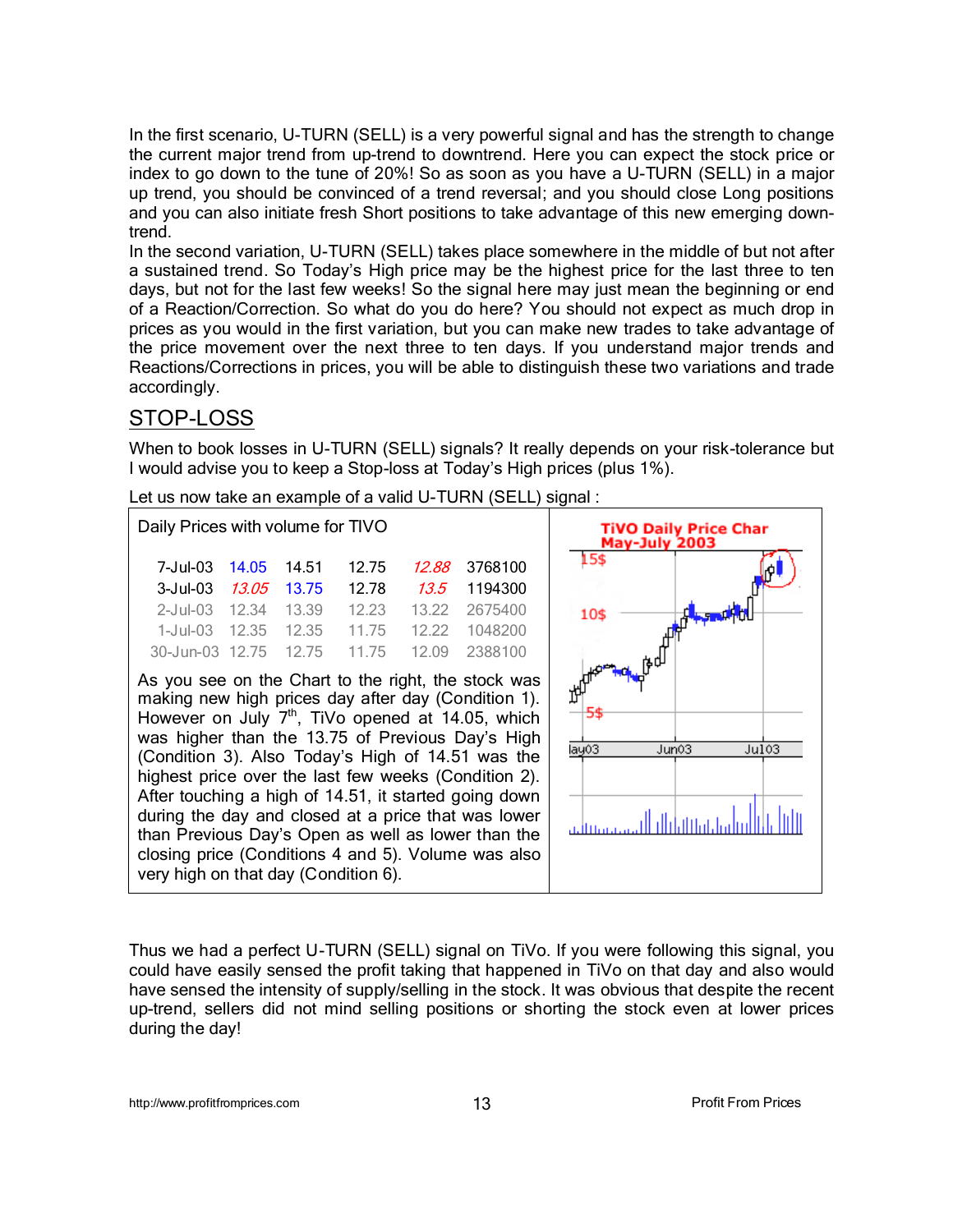In the first scenario, U-TURN (SELL) is a very powerful signal and has the strength to change the current major trend from up-trend to downtrend. Here you can expect the stock price or index to go down to the tune of 20%! So as soon as you have a U-TURN (SELL) in a major up trend, you should be convinced of a trend reversal; and you should close Long positions and you can also initiate fresh Short positions to take advantage of this new emerging down-trend.

In the second variation, U-TURN (SELL) takes place somewhere in the middle of but not after a sustained trend. So Today's High price may be the highest price for the last three to ten days, but not for the last few weeks! So the signal here may just mean the beginning or end of a Reaction/Correction. So what do you do here? You should not expect as much drop in prices as you would in the first variation, but you can make new trades to take advantage of the price movement over the next three to ten days. If you understand major trends and Reactions/Corrections in prices, you will be able to distinguish these two variations and trade accordingly.

## STOP-LOSS

When to book losses in U-TURN (SELL) signals? It really depends on your risk-tolerance but I would advise you to keep a Stop-loss at Today's High prices (plus 1%).

Let us now take an example of a valid U-TURN (SELL) signal :

Daily Prices with volume for TIVO

| | | | | | |
|---|---|---|---|---|---|
| 7-Jul-03 | 14.05 | 14.51 | 12.75 | *12.88* | 3768100 |
| 3-Jul-03 | *13.05* | 13.75 | 12.78 | *13.5* | 1194300 |
| 2-Jul-03 | 12.34 | 13.39 | 12.23 | 13.22 | 2675400 |
| 1-Jul-03 | 12.35 | 12.35 | 11.75 | 12.22 | 1048200 |
| 30-Jun-03 | 12.75 | 12.75 | 11.75 | 12.09 | 2388100 |

As you see on the Chart to the right, the stock was making new high prices day after day (Condition 1). However on July 7th, TiVo opened at 14.05, which was higher than the 13.75 of Previous Day's High (Condition 3). Also Today's High of 14.51 was the highest price over the last few weeks (Condition 2). After touching a high of 14.51, it started going down during the day and closed at a price that was lower than Previous Day's Open as well as lower than the closing price (Conditions 4 and 5). Volume was also very high on that day (Condition 6).

TiVO Daily Price Char
May-July 2003
15$
10$
5$
lay03
Jun03
Jul03

Thus we had a perfect U-TURN (SELL) signal on TiVo. If you were following this signal, you could have easily sensed the profit taking that happened in TiVo on that day and also would have sensed the intensity of supply/selling in the stock. It was obvious that despite the recent up-trend, sellers did not mind selling positions or shorting the stock even at lower prices during the day!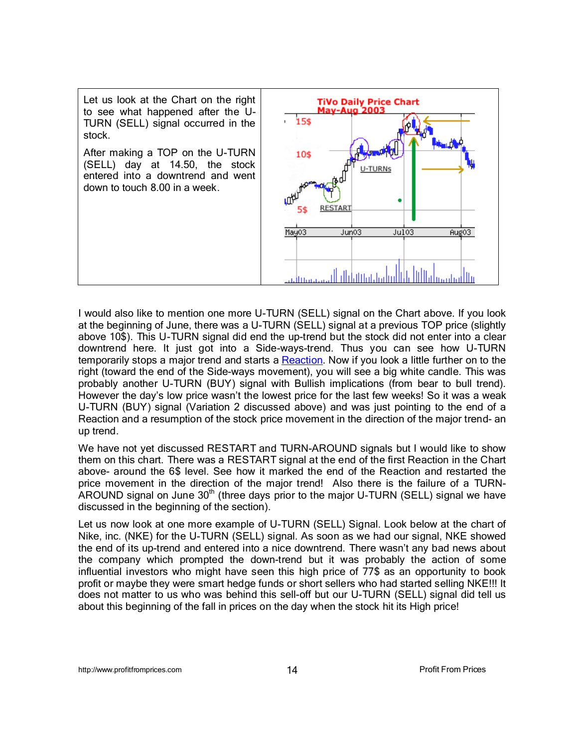Let us look at the Chart on the right to see what happened after the U-TURN (SELL) signal occurred in the stock.

After making a TOP on the U-TURN (SELL) day at 14.50, the stock entered into a downtrend and went down to touch 8.00 in a week.

TiVo Daily Price Chart
May-Aug 2003
15$
10$
5$
U-TURNs
RESTART
May03
Jun03
Jul03
Aug03

I would also like to mention one more U-TURN (SELL) signal on the Chart above. If you look at the beginning of June, there was a U-TURN (SELL) signal at a previous TOP price (slightly above 10$). This U-TURN signal did end the up-trend but the stock did not enter into a clear downtrend here. It just got into a Side-ways-trend. Thus you can see how U-TURN temporarily stops a major trend and starts a Reaction. Now if you look a little further on to the right (toward the end of the Side-ways movement), you will see a big white candle. This was probably another U-TURN (BUY) signal with Bullish implications (from bear to bull trend). However the day's low price wasn't the lowest price for the last few weeks! So it was a weak U-TURN (BUY) signal (Variation 2 discussed above) and was just pointing to the end of a Reaction and a resumption of the stock price movement in the direction of the major trend- an up trend.

We have not yet discussed RESTART and TURN-AROUND signals but I would like to show them on this chart. There was a RESTART signal at the end of the first Reaction in the Chart above- around the 6$ level. See how it marked the end of the Reaction and restarted the price movement in the direction of the major trend! Also there is the failure of a TURN-AROUND signal on June 30th (three days prior to the major U-TURN (SELL) signal we have discussed in the beginning of the section).

Let us now look at one more example of U-TURN (SELL) Signal. Look below at the chart of Nike, inc. (NKE) for the U-TURN (SELL) signal. As soon as we had our signal, NKE showed the end of its up-trend and entered into a nice downtrend. There wasn't any bad news about the company which prompted the down-trend but it was probably the action of some influential investors who might have seen this high price of 77$ as an opportunity to book profit or maybe they were smart hedge funds or short sellers who had started selling NKE!!! It does not matter to us who was behind this sell-off but our U-TURN (SELL) signal did tell us about this beginning of the fall in prices on the day when the stock hit its High price!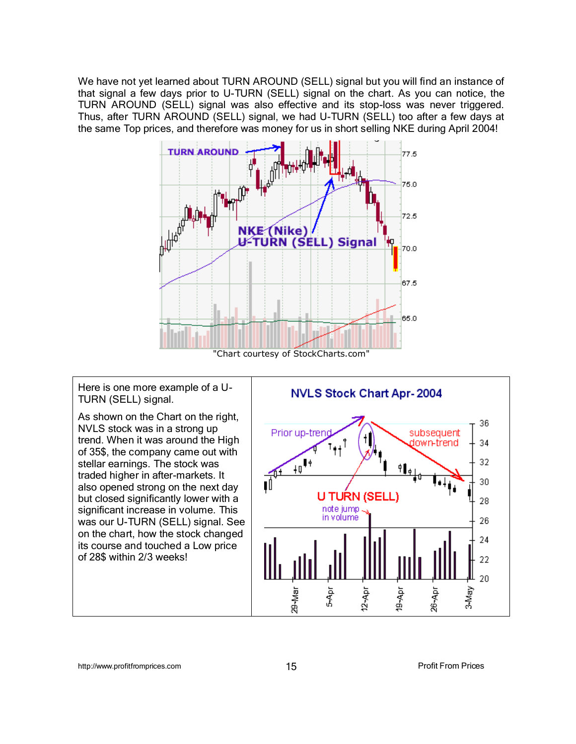We have not yet learned about TURN AROUND (SELL) signal but you will find an instance of that signal a few days prior to U-TURN (SELL) signal on the chart. As you can notice, the TURN AROUND (SELL) signal was also effective and its stop-loss was never triggered. Thus, after TURN AROUND (SELL) signal, we had U-TURN (SELL) too after a few days at the same Top prices, and therefore was money for us in short selling NKE during April 2004!

TURN AROUND

NKE (Nike)
U-TURN (SELL) Signal

77.5
75.0
72.5
70.0
67.5
65.0

"Chart courtesy of StockCharts.com"

Here is one more example of a U-TURN (SELL) signal.

As shown on the Chart on the right, NVLS stock was in a strong up trend. When it was around the High of 35$, the company came out with stellar earnings. The stock was traded higher in after-markets. It also opened strong on the next day but closed significantly lower with a significant increase in volume. This was our U-TURN (SELL) signal. See on the chart, how the stock changed its course and touched a Low price of 28$ within 2/3 weeks!

NVLS Stock Chart Apr- 2004

Prior up-trend

subsequent down-trend

U TURN (SELL)

note jump in volume

36
34
32
30
28
26
24
22
20

29-Mar
5-Apr
12-Apr
19-Apr
26-Apr
3-May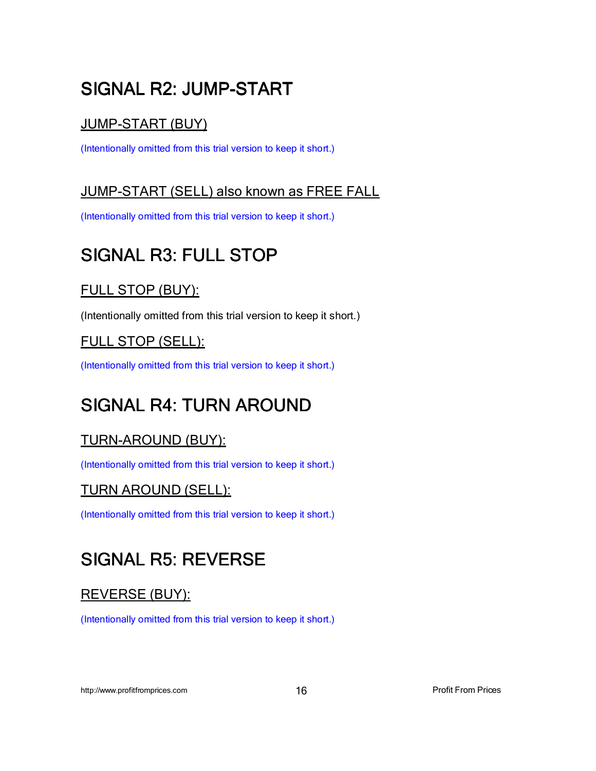# SIGNAL R2: JUMP-START

JUMP-START (BUY)

(Intentionally omitted from this trial version to keep it short.)

JUMP-START (SELL) also known as FREE FALL

(Intentionally omitted from this trial version to keep it short.)

# SIGNAL R3: FULL STOP

FULL STOP (BUY):

(Intentionally omitted from this trial version to keep it short.)

FULL STOP (SELL):

(Intentionally omitted from this trial version to keep it short.)

# SIGNAL R4: TURN AROUND

TURN-AROUND (BUY):

(Intentionally omitted from this trial version to keep it short.)

TURN AROUND (SELL):

(Intentionally omitted from this trial version to keep it short.)

# SIGNAL R5: REVERSE

REVERSE (BUY):

(Intentionally omitted from this trial version to keep it short.)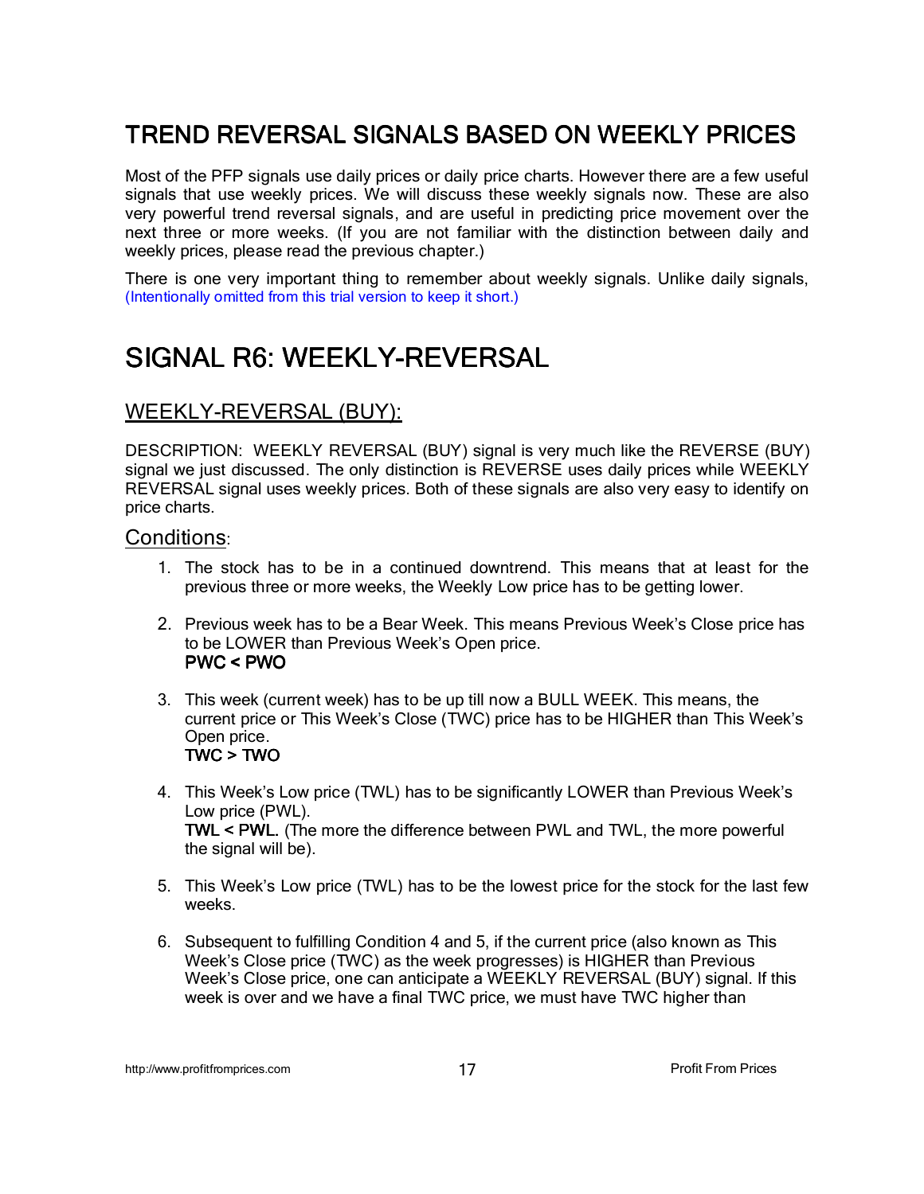# TREND REVERSAL SIGNALS BASED ON WEEKLY PRICES

Most of the PFP signals use daily prices or daily price charts. However there are a few useful signals that use weekly prices. We will discuss these weekly signals now. These are also very powerful trend reversal signals, and are useful in predicting price movement over the next three or more weeks. (If you are not familiar with the distinction between daily and weekly prices, please read the previous chapter.)

There is one very important thing to remember about weekly signals. Unlike daily signals, (Intentionally omitted from this trial version to keep it short.)

# SIGNAL R6: WEEKLY-REVERSAL

## WEEKLY-REVERSAL (BUY):

DESCRIPTION: WEEKLY REVERSAL (BUY) signal is very much like the REVERSE (BUY) signal we just discussed. The only distinction is REVERSE uses daily prices while WEEKLY REVERSAL signal uses weekly prices. Both of these signals are also very easy to identify on price charts.

### Conditions:

1. The stock has to be in a continued downtrend. This means that at least for the previous three or more weeks, the Weekly Low price has to be getting lower.

2. Previous week has to be a Bear Week. This means Previous Week's Close price has to be LOWER than Previous Week's Open price.
   **PWC < PWO**

3. This week (current week) has to be up till now a BULL WEEK. This means, the current price or This Week's Close (TWC) price has to be HIGHER than This Week's Open price.
   **TWC > TWO**

4. This Week's Low price (TWL) has to be significantly LOWER than Previous Week's Low price (PWL).
   **TWL < PWL**. (The more the difference between PWL and TWL, the more powerful the signal will be).

5. This Week's Low price (TWL) has to be the lowest price for the stock for the last few weeks.

6. Subsequent to fulfilling Condition 4 and 5, if the current price (also known as This Week's Close price (TWC) as the week progresses) is HIGHER than Previous Week's Close price, one can anticipate a WEEKLY REVERSAL (BUY) signal. If this week is over and we have a final TWC price, we must have TWC higher than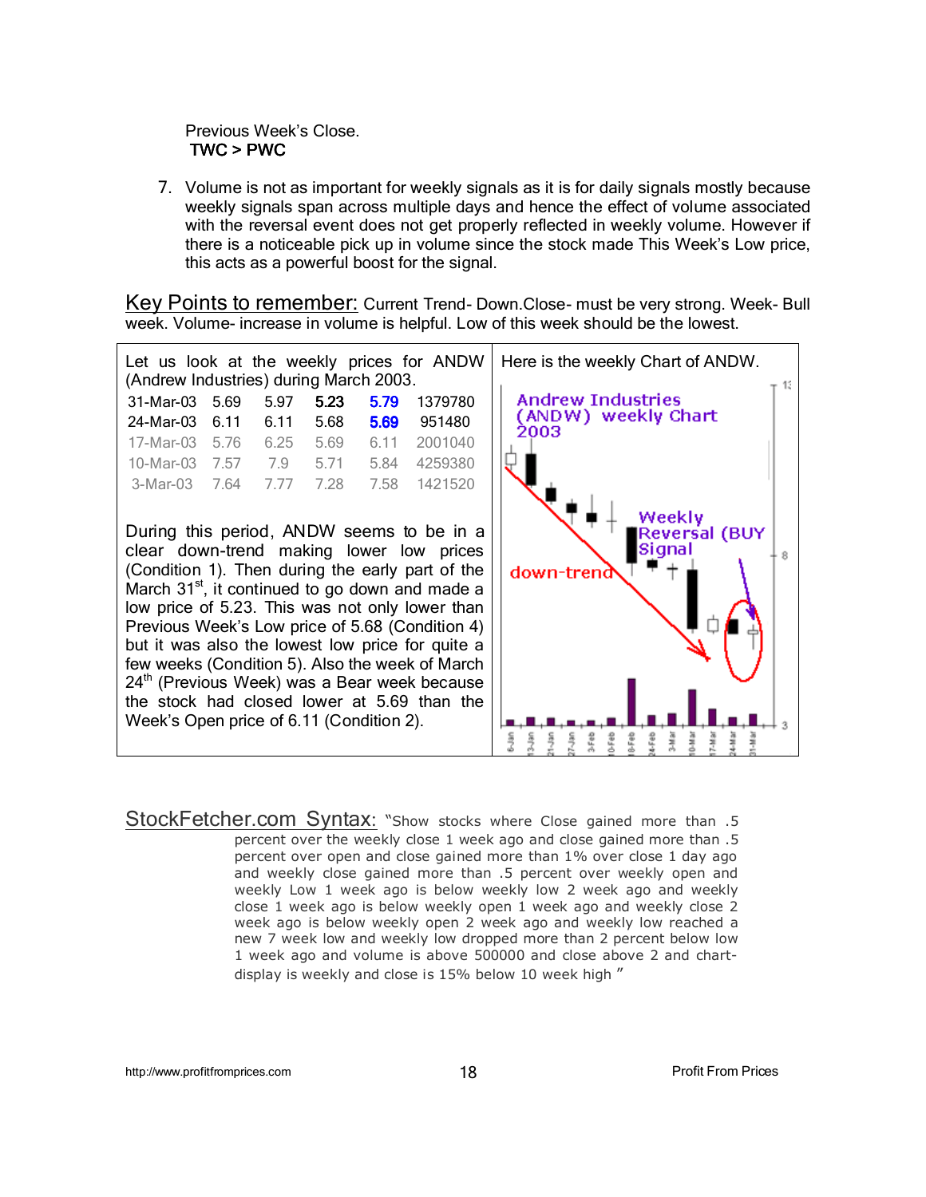Previous Week's Close.
**TWC > PWC**

7. Volume is not as important for weekly signals as it is for daily signals mostly because weekly signals span across multiple days and hence the effect of volume associated with the reversal event does not get properly reflected in weekly volume. However if there is a noticeable pick up in volume since the stock made This Week's Low price, this acts as a powerful boost for the signal.

Key Points to remember: Current Trend- Down.Close- must be very strong. Week- Bull week. Volume- increase in volume is helpful. Low of this week should be the lowest.

Let us look at the weekly prices for ANDW (Andrew Industries) during March 2003.

| | | | | | |
|---|---|---|---|---|---|
| 31-Mar-03 | 5.69 | 5.97 | 5.23 | 5.79 | 1379780 |
| 24-Mar-03 | 6.11 | 6.11 | 5.68 | 5.69 | 951480 |
| 17-Mar-03 | 5.76 | 6.25 | 5.69 | 6.11 | 2001040 |
| 10-Mar-03 | 7.57 | 7.9 | 5.71 | 5.84 | 4259380 |
| 3-Mar-03 | 7.64 | 7.77 | 7.28 | 7.58 | 1421520 |

During this period, ANDW seems to be in a clear down-trend making lower low prices (Condition 1). Then during the early part of the March 31st, it continued to go down and made a low price of 5.23. This was not only lower than Previous Week's Low price of 5.68 (Condition 4) but it was also the lowest low price for quite a few weeks (Condition 5). Also the week of March 24th (Previous Week) was a Bear week because the stock had closed lower at 5.69 than the Week's Open price of 6.11 (Condition 2).

Here is the weekly Chart of ANDW.

Andrew Industries (ANDW) weekly Chart 2003

Weekly Reversal (BUY Signal)

down-trend

13

8

3

6-Jan
13-Jan
21-Jan
27-Jan
3-Feb
10-Feb
18-Feb
24-Feb
3-Mar
10-Mar
17-Mar
24-Mar
31-Mar

StockFetcher.com Syntax: "Show stocks where Close gained more than .5 percent over the weekly close 1 week ago and close gained more than .5 percent over open and close gained more than 1% over close 1 day ago and weekly close gained more than .5 percent over weekly open and weekly Low 1 week ago is below weekly low 2 week ago and weekly close 1 week ago is below weekly open 1 week ago and weekly close 2 week ago is below weekly open 2 week ago and weekly low reached a new 7 week low and weekly low dropped more than 2 percent below low 1 week ago and volume is above 500000 and close above 2 and chart-display is weekly and close is 15% below 10 week high "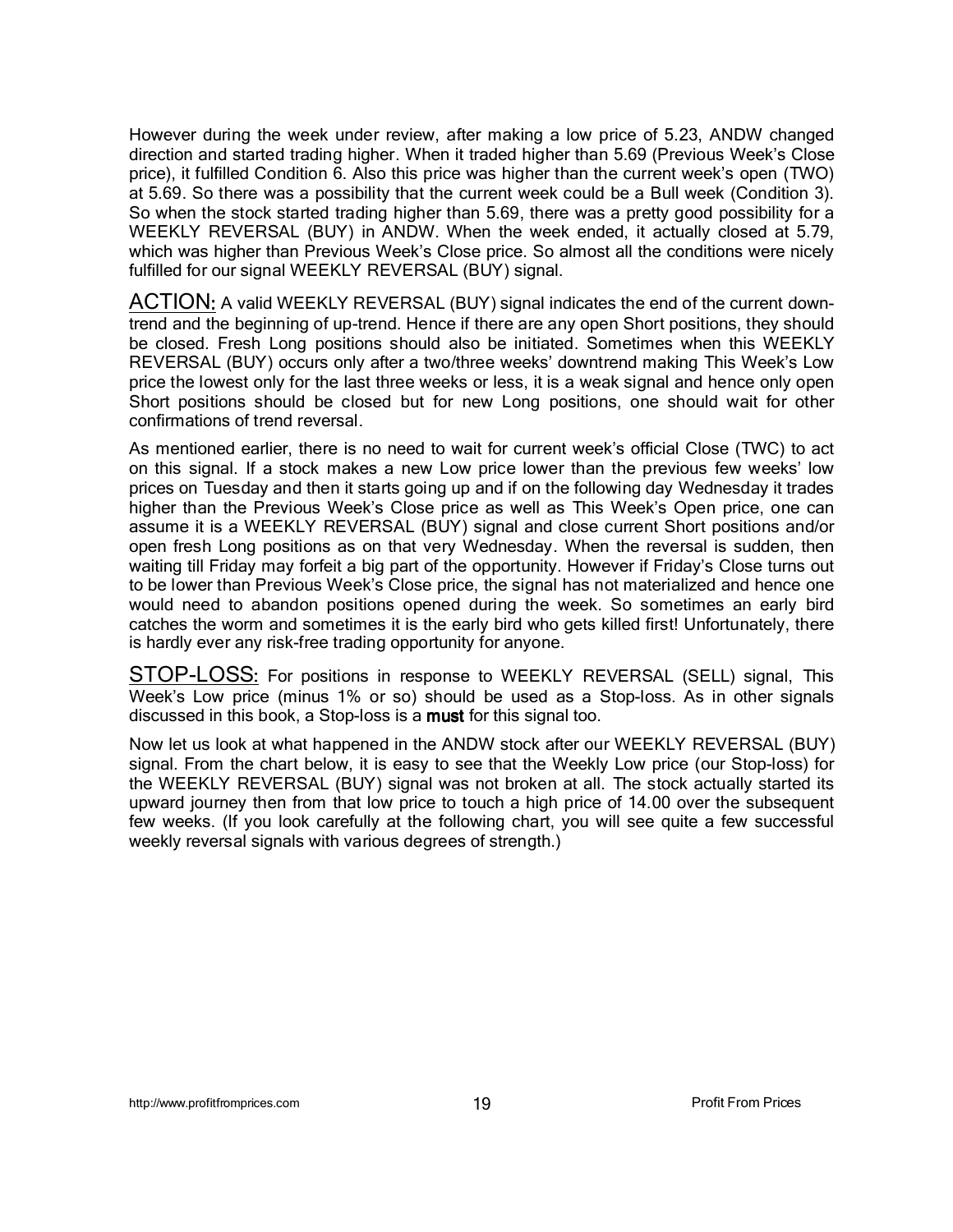However during the week under review, after making a low price of 5.23, ANDW changed direction and started trading higher. When it traded higher than 5.69 (Previous Week's Close price), it fulfilled Condition 6. Also this price was higher than the current week's open (TWO) at 5.69. So there was a possibility that the current week could be a Bull week (Condition 3). So when the stock started trading higher than 5.69, there was a pretty good possibility for a WEEKLY REVERSAL (BUY) in ANDW. When the week ended, it actually closed at 5.79, which was higher than Previous Week's Close price. So almost all the conditions were nicely fulfilled for our signal WEEKLY REVERSAL (BUY) signal.

<u>ACTION:</u> A valid WEEKLY REVERSAL (BUY) signal indicates the end of the current down-trend and the beginning of up-trend. Hence if there are any open Short positions, they should be closed. Fresh Long positions should also be initiated. Sometimes when this WEEKLY REVERSAL (BUY) occurs only after a two/three weeks' downtrend making This Week's Low price the lowest only for the last three weeks or less, it is a weak signal and hence only open Short positions should be closed but for new Long positions, one should wait for other confirmations of trend reversal.

As mentioned earlier, there is no need to wait for current week's official Close (TWC) to act on this signal. If a stock makes a new Low price lower than the previous few weeks' low prices on Tuesday and then it starts going up and if on the following day Wednesday it trades higher than the Previous Week's Close price as well as This Week's Open price, one can assume it is a WEEKLY REVERSAL (BUY) signal and close current Short positions and/or open fresh Long positions as on that very Wednesday. When the reversal is sudden, then waiting till Friday may forfeit a big part of the opportunity. However if Friday's Close turns out to be lower than Previous Week's Close price, the signal has not materialized and hence one would need to abandon positions opened during the week. So sometimes an early bird catches the worm and sometimes it is the early bird who gets killed first! Unfortunately, there is hardly ever any risk-free trading opportunity for anyone.

<u>STOP-LOSS:</u> For positions in response to WEEKLY REVERSAL (SELL) signal, This Week's Low price (minus 1% or so) should be used as a Stop-loss. As in other signals discussed in this book, a Stop-loss is a **must** for this signal too.

Now let us look at what happened in the ANDW stock after our WEEKLY REVERSAL (BUY) signal. From the chart below, it is easy to see that the Weekly Low price (our Stop-loss) for the WEEKLY REVERSAL (BUY) signal was not broken at all. The stock actually started its upward journey then from that low price to touch a high price of 14.00 over the subsequent few weeks. (If you look carefully at the following chart, you will see quite a few successful weekly reversal signals with various degrees of strength.)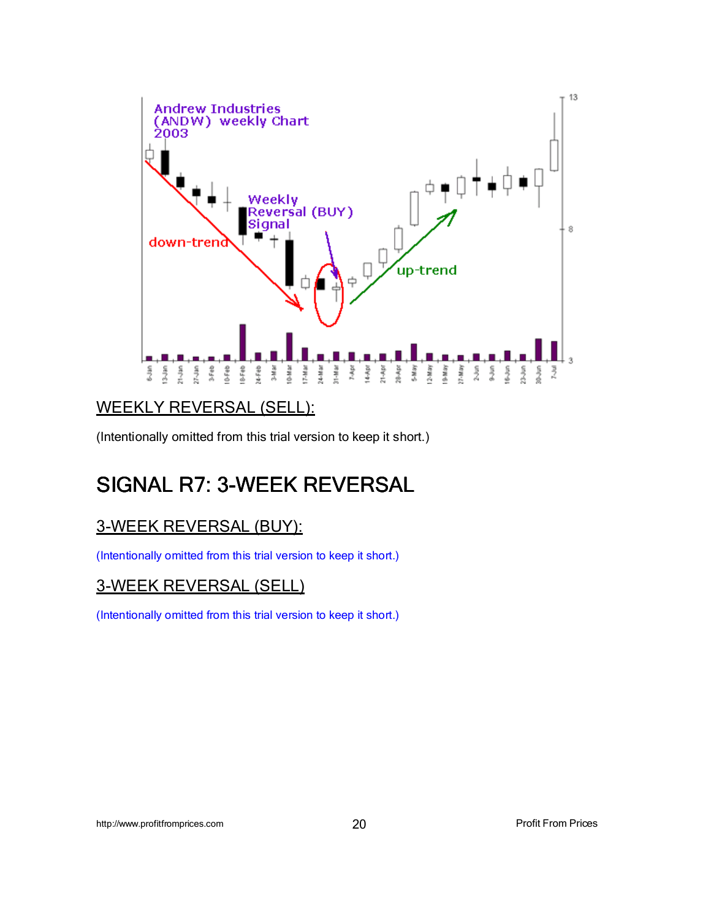Andrew Industries
(ANDW) weekly Chart
2003

Weekly
Reversal (BUY)
Signal

down-trend

up-trend

13

8

3

6-Jan
13-Jan
21-Jan
27-Jan
3-Feb
10-Feb
18-Feb
24-Feb
3-Mar
10-Mar
17-Mar
24-Mar
31-Mar
7-Apr
14-Apr
21-Apr
28-Apr
5-May
12-May
19-May
27-May
2-Jun
9-Jun
16-Jun
23-Jun
30-Jun
7-Jul

## WEEKLY REVERSAL (SELL):

(Intentionally omitted from this trial version to keep it short.)

# SIGNAL R7: 3-WEEK REVERSAL

## 3-WEEK REVERSAL (BUY):

(Intentionally omitted from this trial version to keep it short.)

## 3-WEEK REVERSAL (SELL)

(Intentionally omitted from this trial version to keep it short.)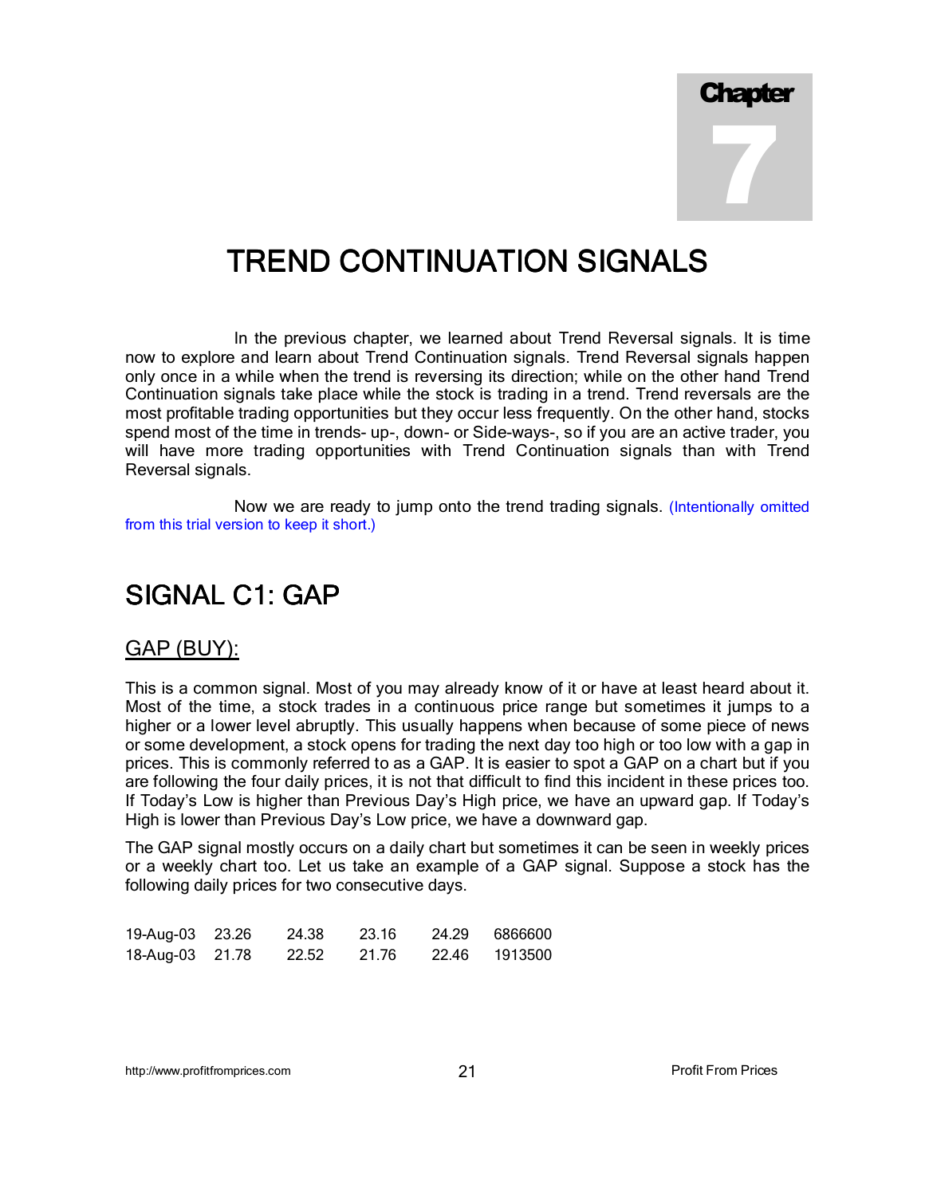Chapter 7

# TREND CONTINUATION SIGNALS

In the previous chapter, we learned about Trend Reversal signals. It is time now to explore and learn about Trend Continuation signals. Trend Reversal signals happen only once in a while when the trend is reversing its direction; while on the other hand Trend Continuation signals take place while the stock is trading in a trend. Trend reversals are the most profitable trading opportunities but they occur less frequently. On the other hand, stocks spend most of the time in trends- up-, down- or Side-ways-, so if you are an active trader, you will have more trading opportunities with Trend Continuation signals than with Trend Reversal signals.

Now we are ready to jump onto the trend trading signals. (Intentionally omitted from this trial version to keep it short.)

## SIGNAL C1: GAP

### GAP (BUY):

This is a common signal. Most of you may already know of it or have at least heard about it. Most of the time, a stock trades in a continuous price range but sometimes it jumps to a higher or a lower level abruptly. This usually happens when because of some piece of news or some development, a stock opens for trading the next day too high or too low with a gap in prices. This is commonly referred to as a GAP. It is easier to spot a GAP on a chart but if you are following the four daily prices, it is not that difficult to find this incident in these prices too. If Today's Low is higher than Previous Day's High price, we have an upward gap. If Today's High is lower than Previous Day's Low price, we have a downward gap.

The GAP signal mostly occurs on a daily chart but sometimes it can be seen in weekly prices or a weekly chart too. Let us take an example of a GAP signal. Suppose a stock has the following daily prices for two consecutive days.

| | | | | | |
|---|---|---|---|---|---|
| 19-Aug-03 | 23.26 | 24.38 | 23.16 | 24.29 | 6866600 |
| 18-Aug-03 | 21.78 | 22.52 | 21.76 | 22.46 | 1913500 |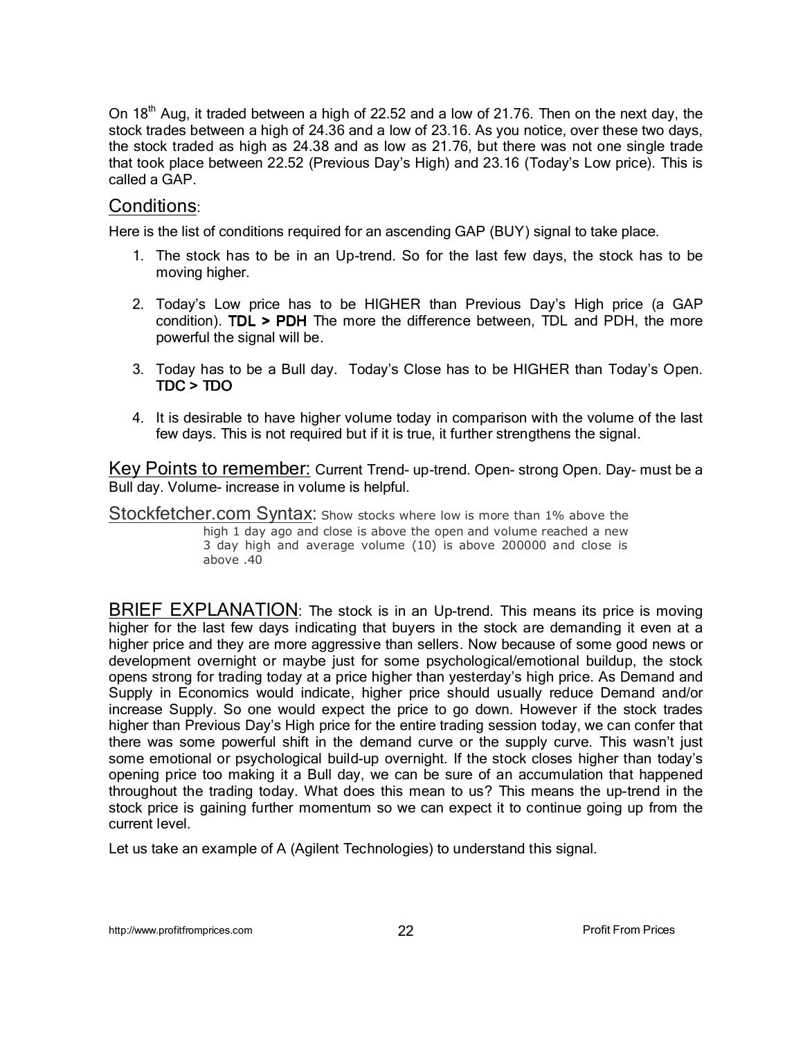On 18th Aug, it traded between a high of 22.52 and a low of 21.76. Then on the next day, the stock trades between a high of 24.36 and a low of 23.16. As you notice, over these two days, the stock traded as high as 24.38 and as low as 21.76, but there was not one single trade that took place between 22.52 (Previous Day's High) and 23.16 (Today's Low price). This is called a GAP.

## Conditions:

Here is the list of conditions required for an ascending GAP (BUY) signal to take place.

1. The stock has to be in an Up-trend. So for the last few days, the stock has to be moving higher.

2. Today's Low price has to be HIGHER than Previous Day's High price (a GAP condition). **TDL > PDH** The more the difference between, TDL and PDH, the more powerful the signal will be.

3. Today has to be a Bull day. Today's Close has to be HIGHER than Today's Open. TDC > TDO

4. It is desirable to have higher volume today in comparison with the volume of the last few days. This is not required but if it is true, it further strengthens the signal.

Key Points to remember: Current Trend- up-trend. Open- strong Open. Day- must be a Bull day. Volume- increase in volume is helpful.

Stockfetcher.com Syntax: Show stocks where low is more than 1% above the high 1 day ago and close is above the open and volume reached a new 3 day high and average volume (10) is above 200000 and close is above .40

BRIEF EXPLANATION: The stock is in an Up-trend. This means its price is moving higher for the last few days indicating that buyers in the stock are demanding it even at a higher price and they are more aggressive than sellers. Now because of some good news or development overnight or maybe just for some psychological/emotional buildup, the stock opens strong for trading today at a price higher than yesterday's high price. As Demand and Supply in Economics would indicate, higher price should usually reduce Demand and/or increase Supply. So one would expect the price to go down. However if the stock trades higher than Previous Day's High price for the entire trading session today, we can confer that there was some powerful shift in the demand curve or the supply curve. This wasn't just some emotional or psychological build-up overnight. If the stock closes higher than today's opening price too making it a Bull day, we can be sure of an accumulation that happened throughout the trading today. What does this mean to us? This means the up-trend in the stock price is gaining further momentum so we can expect it to continue going up from the current level.

Let us take an example of A (Agilent Technologies) to understand this signal.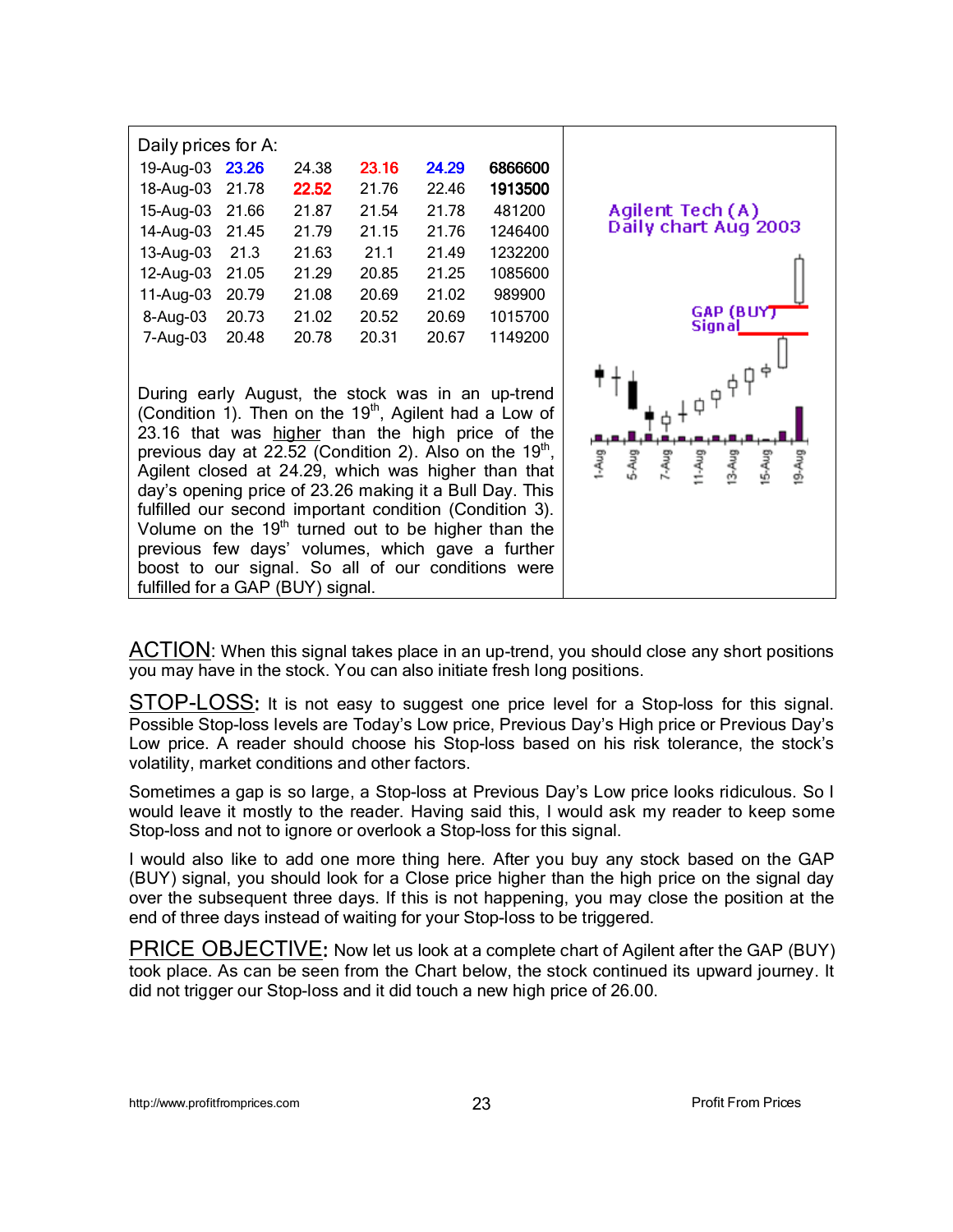Daily prices for A:

| | | | | | |
|---|---|---|---|---|---|
| 19-Aug-03 | 23.26 | 24.38 | 23.16 | 24.29 | 6866600 |
| 18-Aug-03 | 21.78 | 22.52 | 21.76 | 22.46 | 1913500 |
| 15-Aug-03 | 21.66 | 21.87 | 21.54 | 21.78 | 481200 |
| 14-Aug-03 | 21.45 | 21.79 | 21.15 | 21.76 | 1246400 |
| 13-Aug-03 | 21.3 | 21.63 | 21.1 | 21.49 | 1232200 |
| 12-Aug-03 | 21.05 | 21.29 | 20.85 | 21.25 | 1085600 |
| 11-Aug-03 | 20.79 | 21.08 | 20.69 | 21.02 | 989900 |
| 8-Aug-03 | 20.73 | 21.02 | 20.52 | 20.69 | 1015700 |
| 7-Aug-03 | 20.48 | 20.78 | 20.31 | 20.67 | 1149200 |

During early August, the stock was in an up-trend (Condition 1). Then on the 19th, Agilent had a Low of 23.16 that was higher than the high price of the previous day at 22.52 (Condition 2). Also on the 19th, Agilent closed at 24.29, which was higher than that day's opening price of 23.26 making it a Bull Day. This fulfilled our second important condition (Condition 3). Volume on the 19th turned out to be higher than the previous few days' volumes, which gave a further boost to our signal. So all of our conditions were fulfilled for a GAP (BUY) signal.

Agilent Tech (A)
Daily chart Aug 2003

GAP (BUY)
Signal

1-Aug
5-Aug
7-Aug
11-Aug
13-Aug
15-Aug
19-Aug

**ACTION**: When this signal takes place in an up-trend, you should close any short positions you may have in the stock. You can also initiate fresh long positions.

**STOP-LOSS**: It is not easy to suggest one price level for a Stop-loss for this signal. Possible Stop-loss levels are Today's Low price, Previous Day's High price or Previous Day's Low price. A reader should choose his Stop-loss based on his risk tolerance, the stock's volatility, market conditions and other factors.

Sometimes a gap is so large, a Stop-loss at Previous Day's Low price looks ridiculous. So I would leave it mostly to the reader. Having said this, I would ask my reader to keep some Stop-loss and not to ignore or overlook a Stop-loss for this signal.

I would also like to add one more thing here. After you buy any stock based on the GAP (BUY) signal, you should look for a Close price higher than the high price on the signal day over the subsequent three days. If this is not happening, you may close the position at the end of three days instead of waiting for your Stop-loss to be triggered.

**PRICE OBJECTIVE**: Now let us look at a complete chart of Agilent after the GAP (BUY) took place. As can be seen from the Chart below, the stock continued its upward journey. It did not trigger our Stop-loss and it did touch a new high price of 26.00.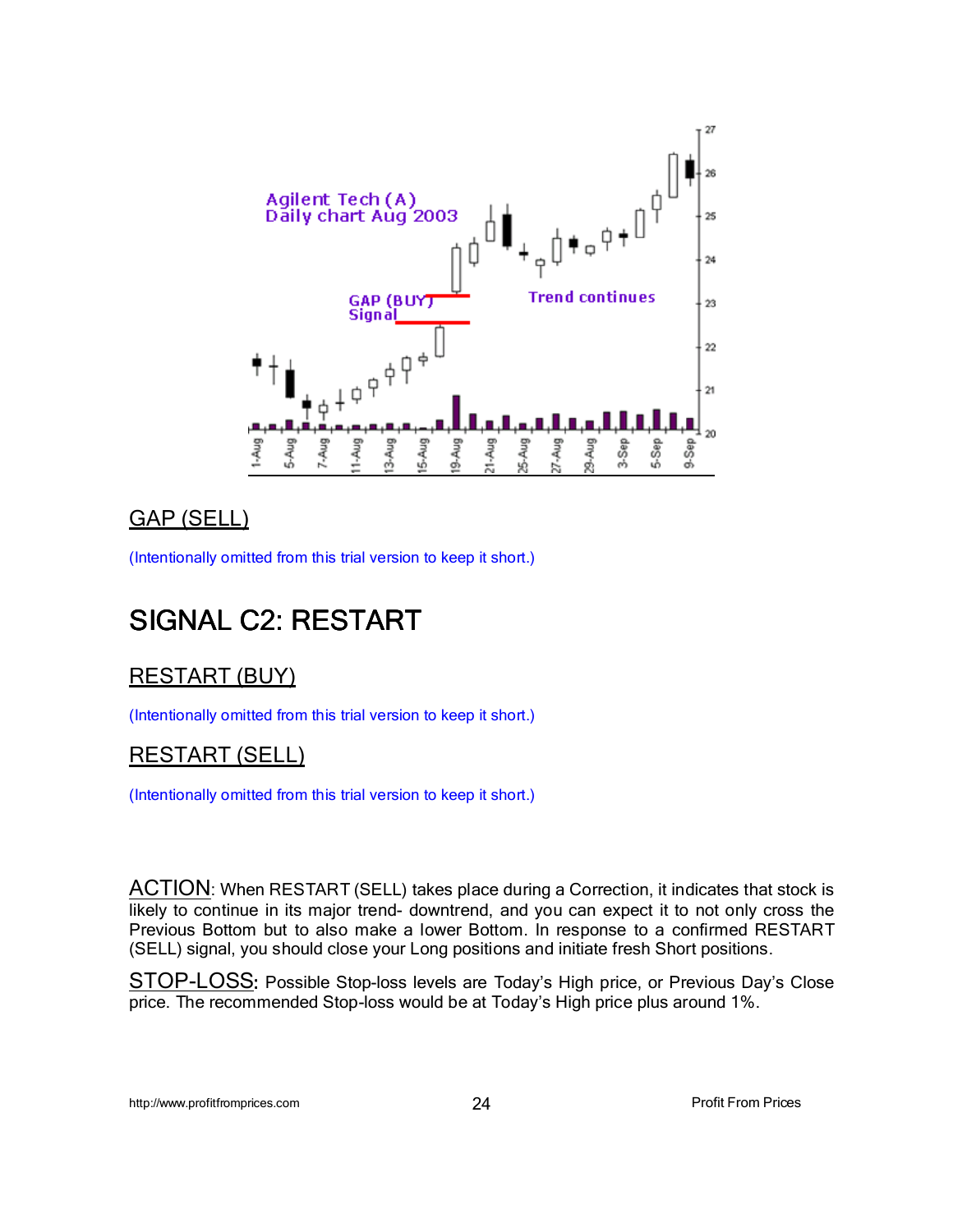Agilent Tech (A)
Daily chart Aug 2003

GAP (BUY)
Signal

Trend continues

27
26
25
24
23
22
21
20

1-Aug
5-Aug
7-Aug
11-Aug
13-Aug
15-Aug
19-Aug
21-Aug
25-Aug
27-Aug
29-Aug
3-Sep
5-Sep
9-Sep

## GAP (SELL)

(Intentionally omitted from this trial version to keep it short.)

# SIGNAL C2: RESTART

## RESTART (BUY)

(Intentionally omitted from this trial version to keep it short.)

## RESTART (SELL)

(Intentionally omitted from this trial version to keep it short.)

ACTION: When RESTART (SELL) takes place during a Correction, it indicates that stock is likely to continue in its major trend- downtrend, and you can expect it to not only cross the Previous Bottom but to also make a lower Bottom. In response to a confirmed RESTART (SELL) signal, you should close your Long positions and initiate fresh Short positions.

STOP-LOSS: Possible Stop-loss levels are Today's High price, or Previous Day's Close price. The recommended Stop-loss would be at Today's High price plus around 1%.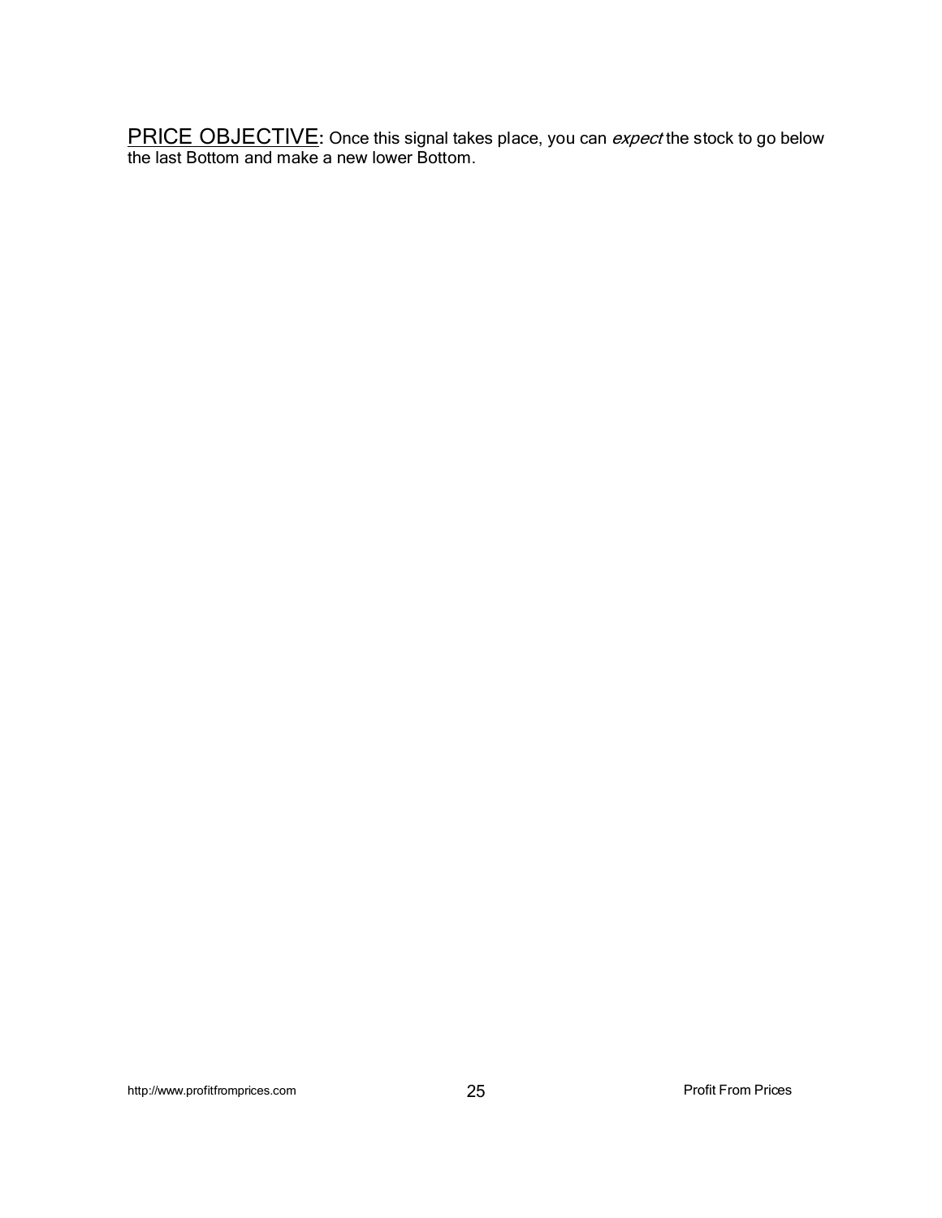<u>PRICE OBJECTIVE</u>: Once this signal takes place, you can *expect* the stock to go below the last Bottom and make a new lower Bottom.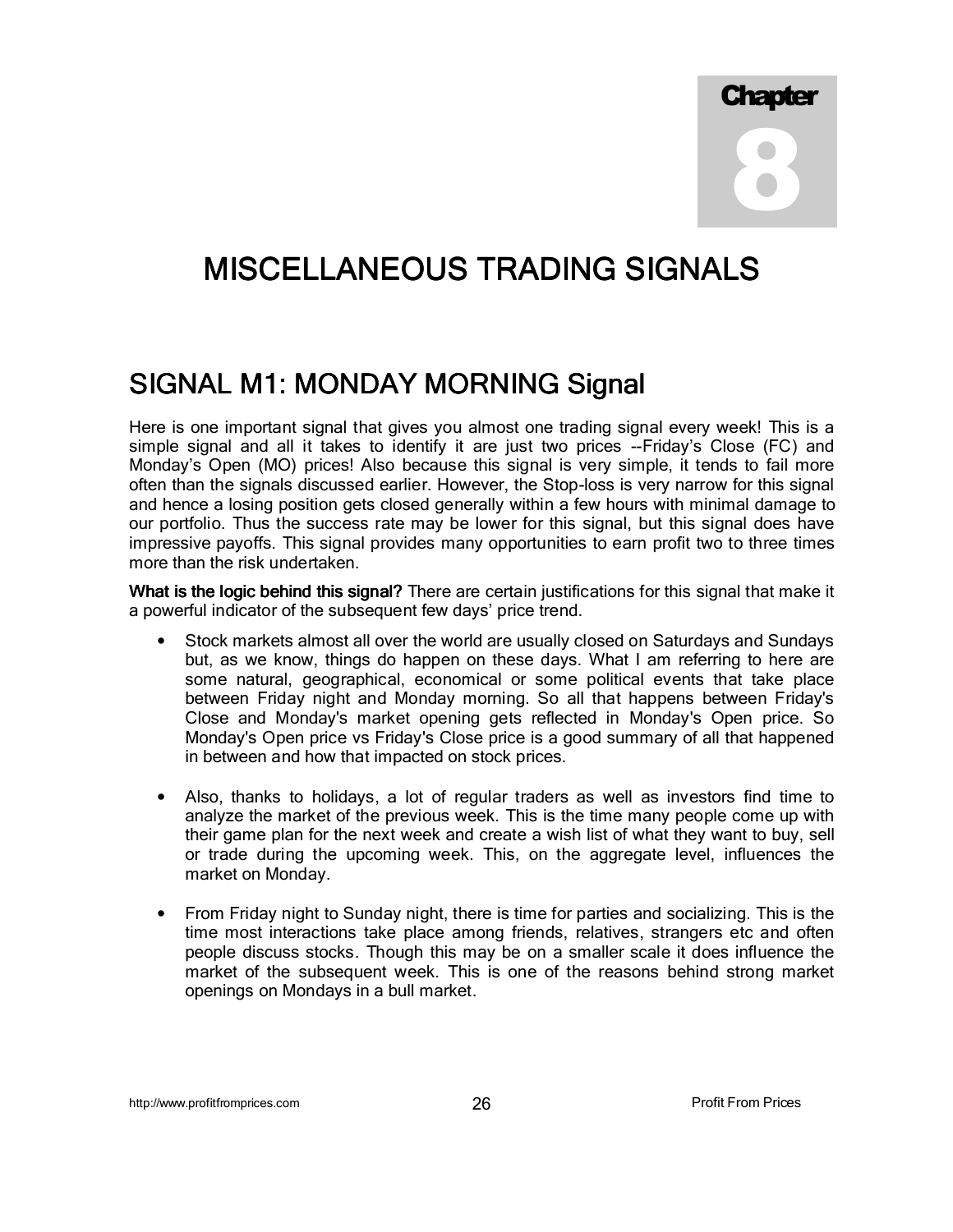# Chapter 8

# MISCELLANEOUS TRADING SIGNALS

## SIGNAL M1: MONDAY MORNING Signal

Here is one important signal that gives you almost one trading signal every week! This is a simple signal and all it takes to identify it are just two prices --Friday's Close (FC) and Monday's Open (MO) prices! Also because this signal is very simple, it tends to fail more often than the signals discussed earlier. However, the Stop-loss is very narrow for this signal and hence a losing position gets closed generally within a few hours with minimal damage to our portfolio. Thus the success rate may be lower for this signal, but this signal does have impressive payoffs. This signal provides many opportunities to earn profit two to three times more than the risk undertaken.

**What is the logic behind this signal?** There are certain justifications for this signal that make it a powerful indicator of the subsequent few days' price trend.

- Stock markets almost all over the world are usually closed on Saturdays and Sundays but, as we know, things do happen on these days. What I am referring to here are some natural, geographical, economical or some political events that take place between Friday night and Monday morning. So all that happens between Friday's Close and Monday's market opening gets reflected in Monday's Open price. So Monday's Open price vs Friday's Close price is a good summary of all that happened in between and how that impacted on stock prices.

- Also, thanks to holidays, a lot of regular traders as well as investors find time to analyze the market of the previous week. This is the time many people come up with their game plan for the next week and create a wish list of what they want to buy, sell or trade during the upcoming week. This, on the aggregate level, influences the market on Monday.

- From Friday night to Sunday night, there is time for parties and socializing. This is the time most interactions take place among friends, relatives, strangers etc and often people discuss stocks. Though this may be on a smaller scale it does influence the market of the subsequent week. This is one of the reasons behind strong market openings on Mondays in a bull market.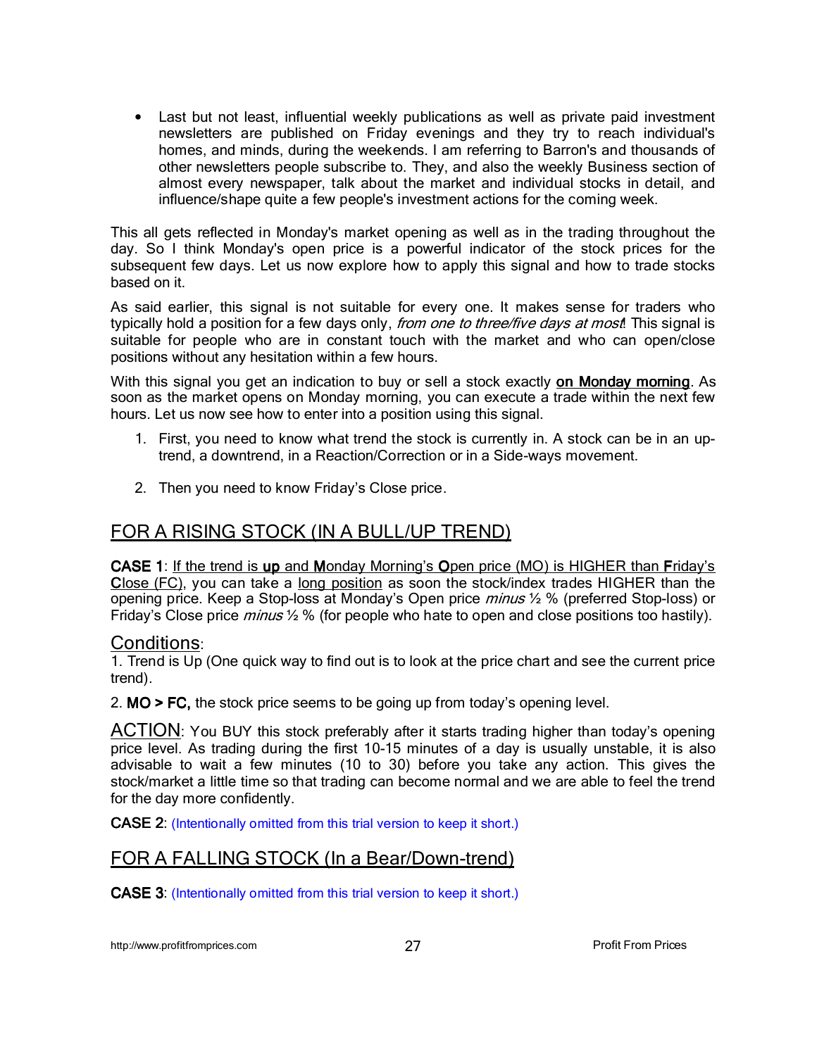- Last but not least, influential weekly publications as well as private paid investment newsletters are published on Friday evenings and they try to reach individual's homes, and minds, during the weekends. I am referring to Barron's and thousands of other newsletters people subscribe to. They, and also the weekly Business section of almost every newspaper, talk about the market and individual stocks in detail, and influence/shape quite a few people's investment actions for the coming week.

This all gets reflected in Monday's market opening as well as in the trading throughout the day. So I think Monday's open price is a powerful indicator of the stock prices for the subsequent few days. Let us now explore how to apply this signal and how to trade stocks based on it.

As said earlier, this signal is not suitable for every one. It makes sense for traders who typically hold a position for a few days only, *from one to three/five days at most*! This signal is suitable for people who are in constant touch with the market and who can open/close positions without any hesitation within a few hours.

With this signal you get an indication to buy or sell a stock exactly **on Monday morning**. As soon as the market opens on Monday morning, you can execute a trade within the next few hours. Let us now see how to enter into a position using this signal.

1. First, you need to know what trend the stock is currently in. A stock can be in an up-trend, a downtrend, in a Reaction/Correction or in a Side-ways movement.

2. Then you need to know Friday's Close price.

## FOR A RISING STOCK (IN A BULL/UP TREND)

**CASE 1**: If the trend is **up** and **M**onday Morning's **O**pen price (MO) is HIGHER than **F**riday's **C**lose (FC), you can take a long position as soon the stock/index trades HIGHER than the opening price. Keep a Stop-loss at Monday's Open price *minus* ½ % (preferred Stop-loss) or Friday's Close price *minus* ½ % (for people who hate to open and close positions too hastily).

### Conditions:

1. Trend is Up (One quick way to find out is to look at the price chart and see the current price trend).

2. **MO > FC,** the stock price seems to be going up from today's opening level.

**ACTION**: You BUY this stock preferably after it starts trading higher than today's opening price level. As trading during the first 10-15 minutes of a day is usually unstable, it is also advisable to wait a few minutes (10 to 30) before you take any action. This gives the stock/market a little time so that trading can become normal and we are able to feel the trend for the day more confidently.

**CASE 2**: (Intentionally omitted from this trial version to keep it short.)

## FOR A FALLING STOCK (In a Bear/Down-trend)

**CASE 3**: (Intentionally omitted from this trial version to keep it short.)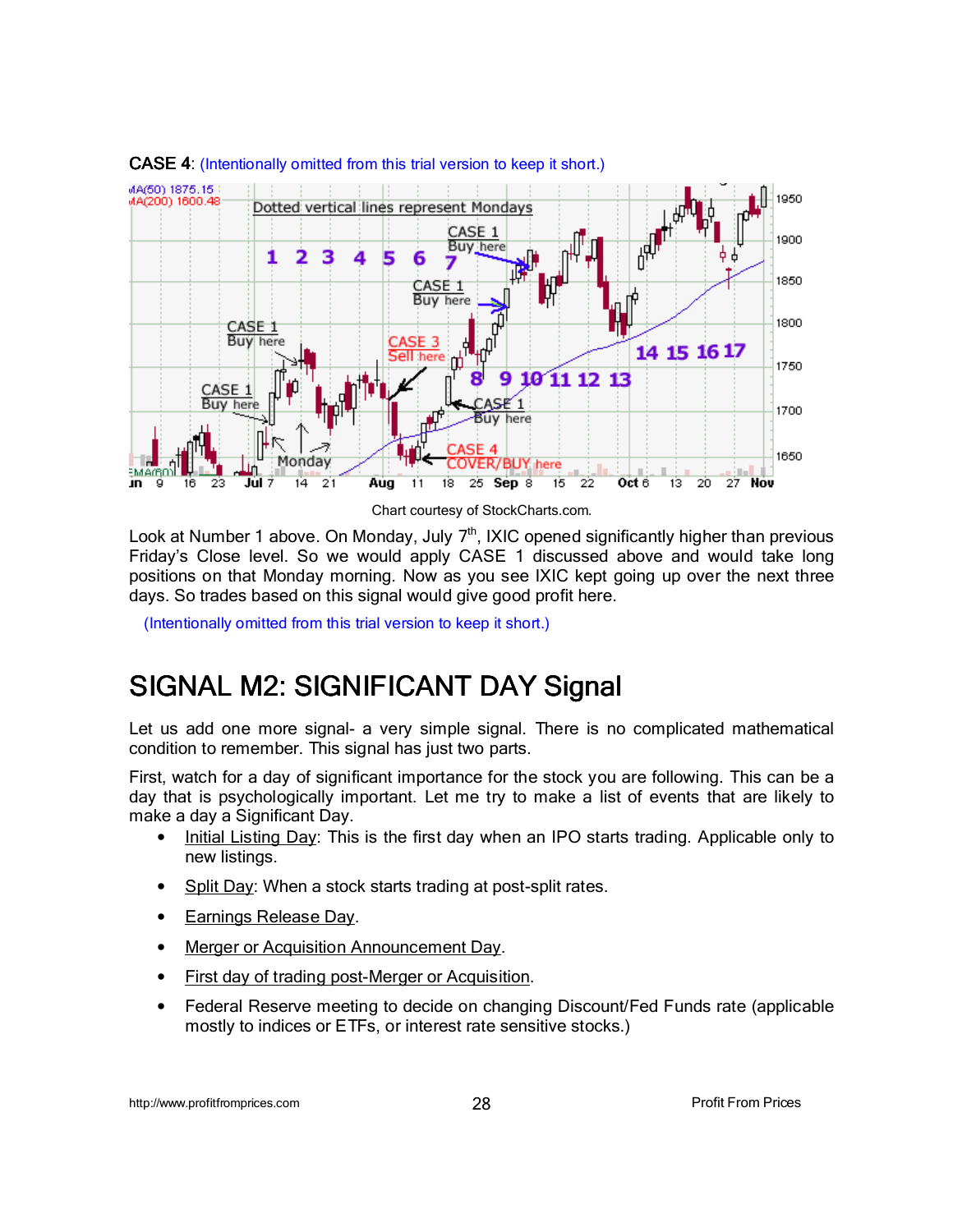CASE 4: (Intentionally omitted from this trial version to keep it short.)

MA(50) 1875.15
MA(200) 1800.48
Dotted vertical lines represent Mondays
1 2 3 4 5 6 7
8 9 10 11 12 13
14 15 16 17
CASE 1 Buy here
CASE 1 Buy here
CASE 1 Buy here
CASE 1 Buy here
CASE 1 Buy here
CASE 3 Sell here
CASE 4 COVER/BUY here
Monday
EMA(60)
1950
1900
1850
1800
1750
1700
1650
Jun 9 16 23 Jul 7 14 21 Aug 11 18 25 Sep 8 15 22 Oct 6 13 20 27 Nov

Chart courtesy of StockCharts.com.

Look at Number 1 above. On Monday, July 7th, IXIC opened significantly higher than previous Friday's Close level. So we would apply CASE 1 discussed above and would take long positions on that Monday morning. Now as you see IXIC kept going up over the next three days. So trades based on this signal would give good profit here.

(Intentionally omitted from this trial version to keep it short.)

# SIGNAL M2: SIGNIFICANT DAY Signal

Let us add one more signal- a very simple signal. There is no complicated mathematical condition to remember. This signal has just two parts.

First, watch for a day of significant importance for the stock you are following. This can be a day that is psychologically important. Let me try to make a list of events that are likely to make a day a Significant Day.

- Initial Listing Day: This is the first day when an IPO starts trading. Applicable only to new listings.
- Split Day: When a stock starts trading at post-split rates.
- Earnings Release Day.
- Merger or Acquisition Announcement Day.
- First day of trading post-Merger or Acquisition.
- Federal Reserve meeting to decide on changing Discount/Fed Funds rate (applicable mostly to indices or ETFs, or interest rate sensitive stocks.)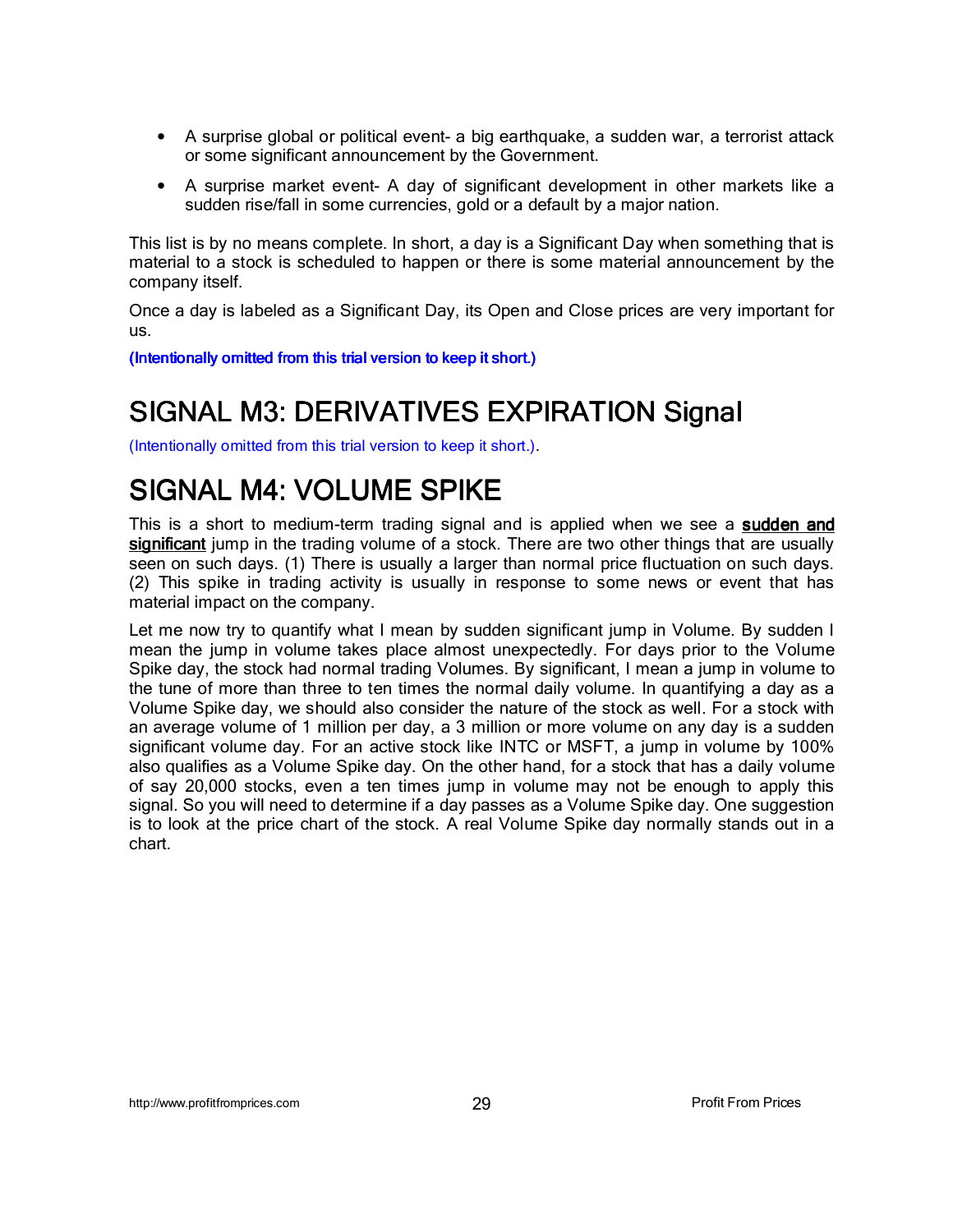- A surprise global or political event- a big earthquake, a sudden war, a terrorist attack or some significant announcement by the Government.
- A surprise market event- A day of significant development in other markets like a sudden rise/fall in some currencies, gold or a default by a major nation.

This list is by no means complete. In short, a day is a Significant Day when something that is material to a stock is scheduled to happen or there is some material announcement by the company itself.

Once a day is labeled as a Significant Day, its Open and Close prices are very important for us.

**(Intentionally omitted from this trial version to keep it short.)**

# SIGNAL M3: DERIVATIVES EXPIRATION Signal

(Intentionally omitted from this trial version to keep it short.).

# SIGNAL M4: VOLUME SPIKE

This is a short to medium-term trading signal and is applied when we see a **sudden and significant** jump in the trading volume of a stock. There are two other things that are usually seen on such days. (1) There is usually a larger than normal price fluctuation on such days. (2) This spike in trading activity is usually in response to some news or event that has material impact on the company.

Let me now try to quantify what I mean by sudden significant jump in Volume. By sudden I mean the jump in volume takes place almost unexpectedly. For days prior to the Volume Spike day, the stock had normal trading Volumes. By significant, I mean a jump in volume to the tune of more than three to ten times the normal daily volume. In quantifying a day as a Volume Spike day, we should also consider the nature of the stock as well. For a stock with an average volume of 1 million per day, a 3 million or more volume on any day is a sudden significant volume day. For an active stock like INTC or MSFT, a jump in volume by 100% also qualifies as a Volume Spike day. On the other hand, for a stock that has a daily volume of say 20,000 stocks, even a ten times jump in volume may not be enough to apply this signal. So you will need to determine if a day passes as a Volume Spike day. One suggestion is to look at the price chart of the stock. A real Volume Spike day normally stands out in a chart.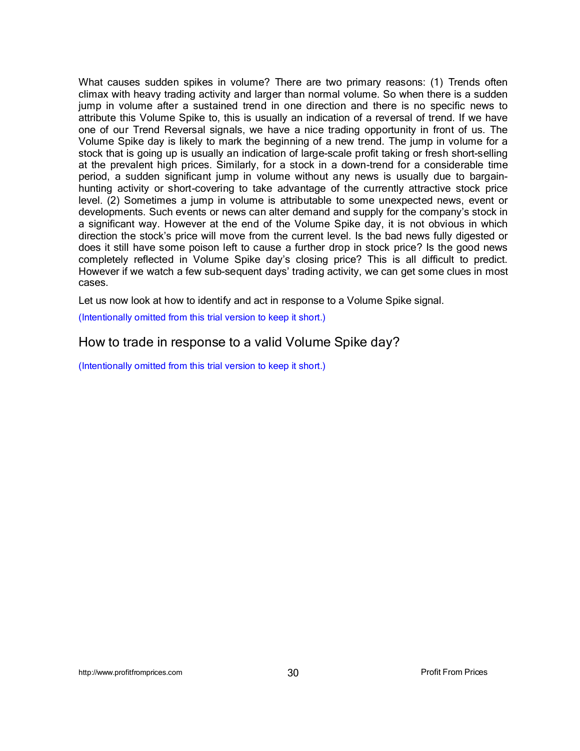What causes sudden spikes in volume? There are two primary reasons: (1) Trends often climax with heavy trading activity and larger than normal volume. So when there is a sudden jump in volume after a sustained trend in one direction and there is no specific news to attribute this Volume Spike to, this is usually an indication of a reversal of trend. If we have one of our Trend Reversal signals, we have a nice trading opportunity in front of us. The Volume Spike day is likely to mark the beginning of a new trend. The jump in volume for a stock that is going up is usually an indication of large-scale profit taking or fresh short-selling at the prevalent high prices. Similarly, for a stock in a down-trend for a considerable time period, a sudden significant jump in volume without any news is usually due to bargain-hunting activity or short-covering to take advantage of the currently attractive stock price level. (2) Sometimes a jump in volume is attributable to some unexpected news, event or developments. Such events or news can alter demand and supply for the company's stock in a significant way. However at the end of the Volume Spike day, it is not obvious in which direction the stock's price will move from the current level. Is the bad news fully digested or does it still have some poison left to cause a further drop in stock price? Is the good news completely reflected in Volume Spike day's closing price? This is all difficult to predict. However if we watch a few sub-sequent days' trading activity, we can get some clues in most cases.

Let us now look at how to identify and act in response to a Volume Spike signal.

(Intentionally omitted from this trial version to keep it short.)

## How to trade in response to a valid Volume Spike day?

(Intentionally omitted from this trial version to keep it short.)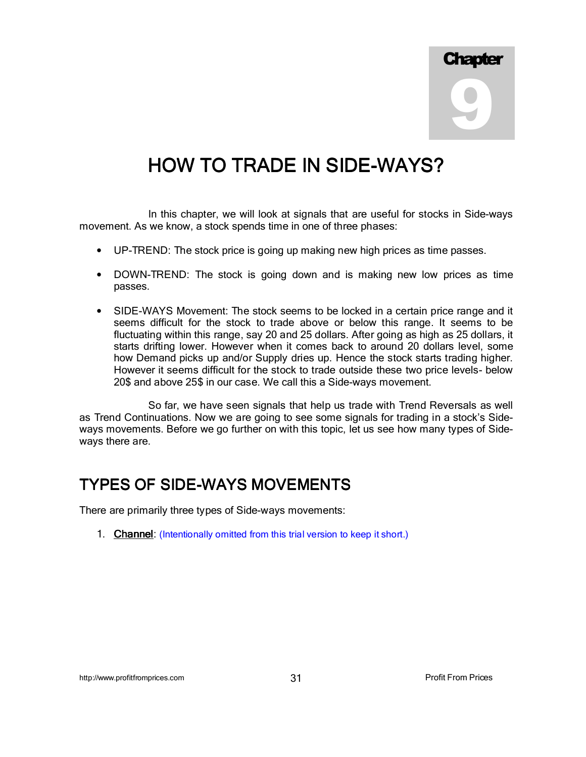Chapter 9

# HOW TO TRADE IN SIDE-WAYS?

In this chapter, we will look at signals that are useful for stocks in Side-ways movement. As we know, a stock spends time in one of three phases:

- UP-TREND: The stock price is going up making new high prices as time passes.
- DOWN-TREND: The stock is going down and is making new low prices as time passes.
- SIDE-WAYS Movement: The stock seems to be locked in a certain price range and it seems difficult for the stock to trade above or below this range. It seems to be fluctuating within this range, say 20 and 25 dollars. After going as high as 25 dollars, it starts drifting lower. However when it comes back to around 20 dollars level, some how Demand picks up and/or Supply dries up. Hence the stock starts trading higher. However it seems difficult for the stock to trade outside these two price levels- below 20$ and above 25$ in our case. We call this a Side-ways movement.

So far, we have seen signals that help us trade with Trend Reversals as well as Trend Continuations. Now we are going to see some signals for trading in a stock's Side-ways movements. Before we go further on with this topic, let us see how many types of Side-ways there are.

## TYPES OF SIDE-WAYS MOVEMENTS

There are primarily three types of Side-ways movements:

1. **Channel**: (Intentionally omitted from this trial version to keep it short.)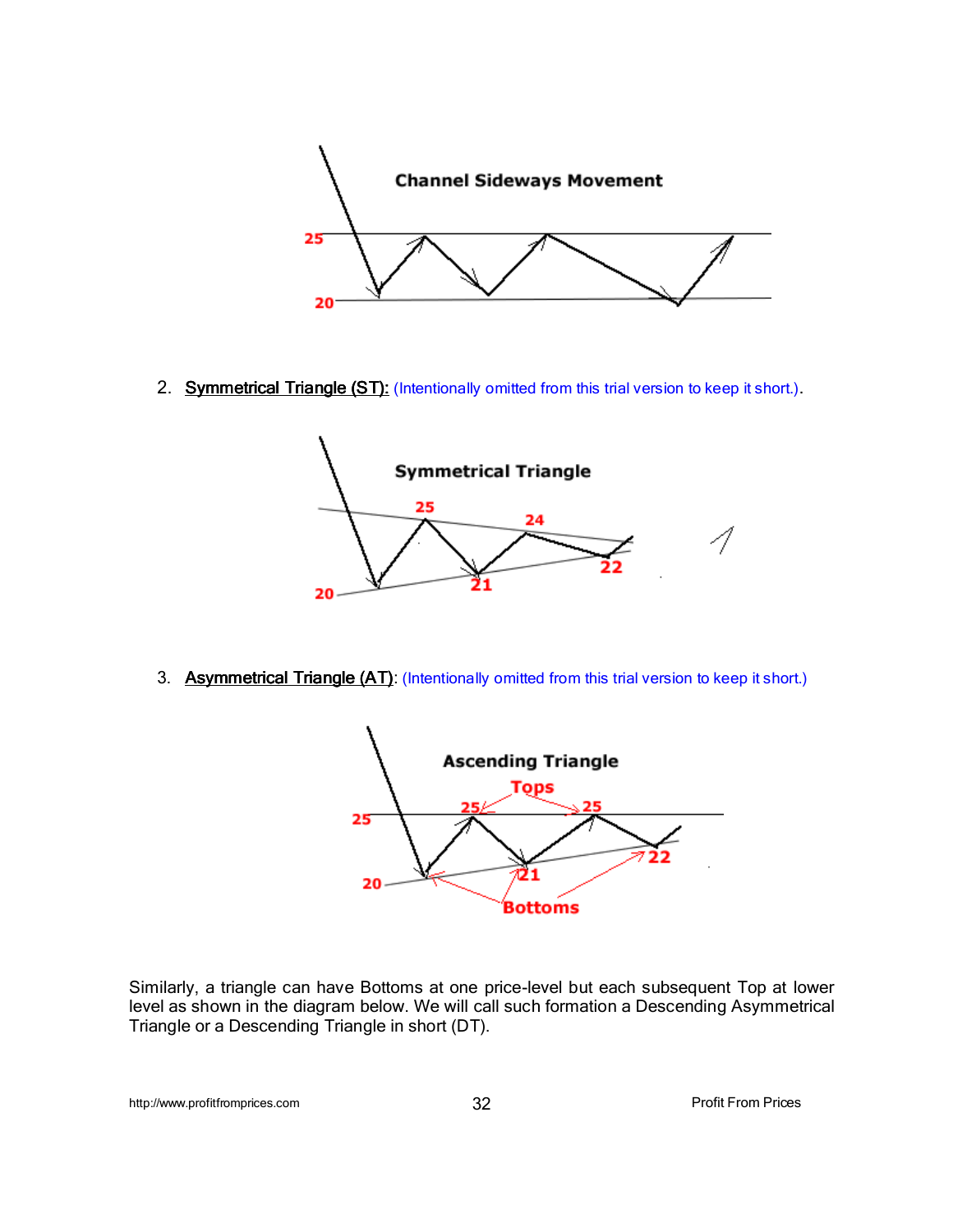Channel Sideways Movement

25

20

2. **Symmetrical Triangle (ST):** (Intentionally omitted from this trial version to keep it short.).

Symmetrical Triangle

25

24

22

21

20

3. **Asymmetrical Triangle (AT)**: (Intentionally omitted from this trial version to keep it short.)

Ascending Triangle

Tops

25

25

25

22

21

20

Bottoms

Similarly, a triangle can have Bottoms at one price-level but each subsequent Top at lower level as shown in the diagram below. We will call such formation a Descending Asymmetrical Triangle or a Descending Triangle in short (DT).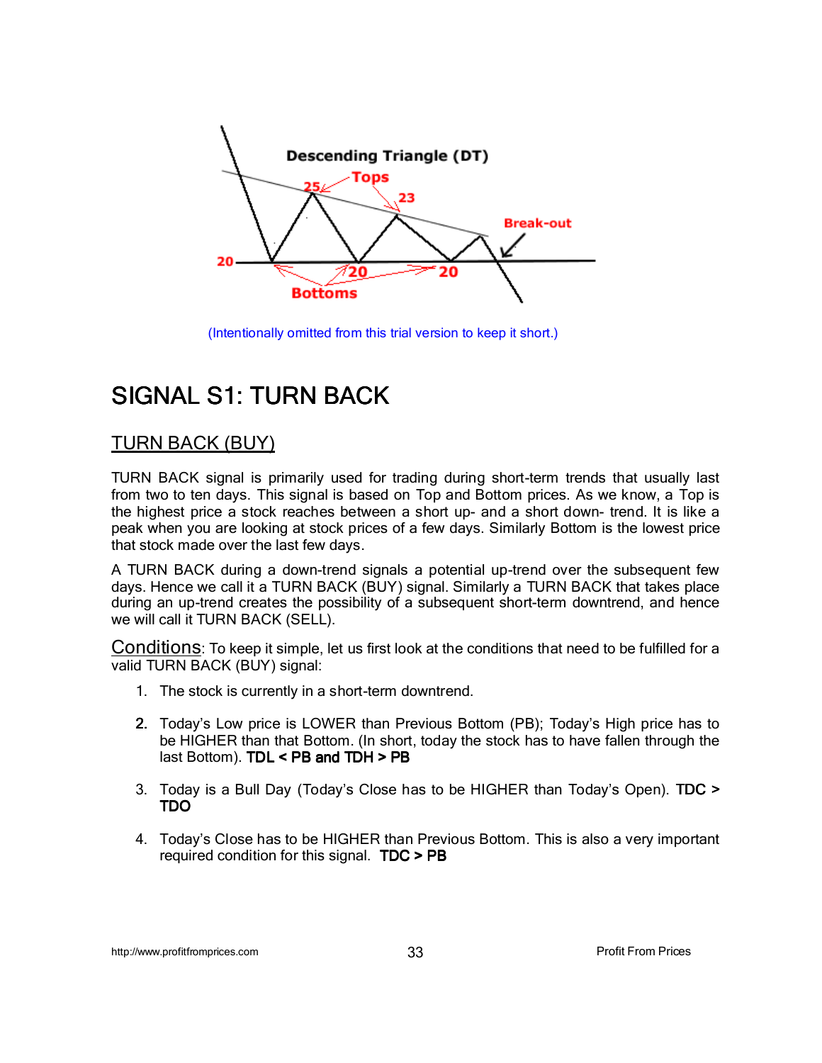(Intentionally omitted from this trial version to keep it short.)

# SIGNAL S1: TURN BACK

## TURN BACK (BUY)

TURN BACK signal is primarily used for trading during short-term trends that usually last from two to ten days. This signal is based on Top and Bottom prices. As we know, a Top is the highest price a stock reaches between a short up- and a short down- trend. It is like a peak when you are looking at stock prices of a few days. Similarly Bottom is the lowest price that stock made over the last few days.

A TURN BACK during a down-trend signals a potential up-trend over the subsequent few days. Hence we call it a TURN BACK (BUY) signal. Similarly a TURN BACK that takes place during an up-trend creates the possibility of a subsequent short-term downtrend, and hence we will call it TURN BACK (SELL).

Conditions: To keep it simple, let us first look at the conditions that need to be fulfilled for a valid TURN BACK (BUY) signal:

1. The stock is currently in a short-term downtrend.

2. Today's Low price is LOWER than Previous Bottom (PB); Today's High price has to be HIGHER than that Bottom. (In short, today the stock has to have fallen through the last Bottom). **TDL < PB and TDH > PB**

3. Today is a Bull Day (Today's Close has to be HIGHER than Today's Open). **TDC > TDO**

4. Today's Close has to be HIGHER than Previous Bottom. This is also a very important required condition for this signal. **TDC > PB**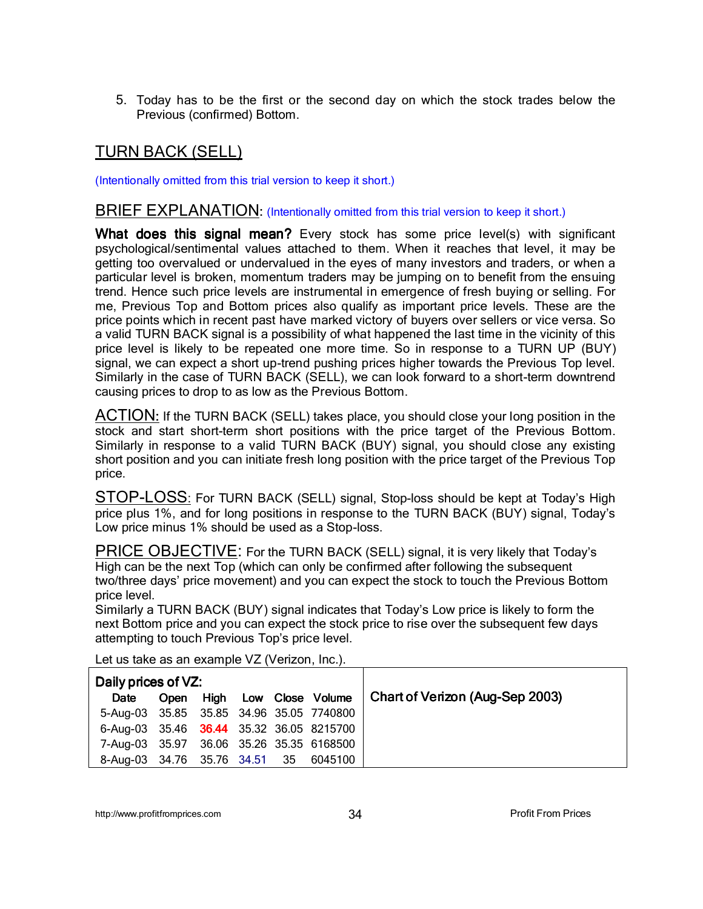5. Today has to be the first or the second day on which the stock trades below the Previous (confirmed) Bottom.

## TURN BACK (SELL)

(Intentionally omitted from this trial version to keep it short.)

## BRIEF EXPLANATION: (Intentionally omitted from this trial version to keep it short.)

**What does this signal mean?** Every stock has some price level(s) with significant psychological/sentimental values attached to them. When it reaches that level, it may be getting too overvalued or undervalued in the eyes of many investors and traders, or when a particular level is broken, momentum traders may be jumping on to benefit from the ensuing trend. Hence such price levels are instrumental in emergence of fresh buying or selling. For me, Previous Top and Bottom prices also qualify as important price levels. These are the price points which in recent past have marked victory of buyers over sellers or vice versa. So a valid TURN BACK signal is a possibility of what happened the last time in the vicinity of this price level is likely to be repeated one more time. So in response to a TURN UP (BUY) signal, we can expect a short up-trend pushing prices higher towards the Previous Top level. Similarly in the case of TURN BACK (SELL), we can look forward to a short-term downtrend causing prices to drop to as low as the Previous Bottom.

ACTION: If the TURN BACK (SELL) takes place, you should close your long position in the stock and start short-term short positions with the price target of the Previous Bottom. Similarly in response to a valid TURN BACK (BUY) signal, you should close any existing short position and you can initiate fresh long position with the price target of the Previous Top price.

STOP-LOSS: For TURN BACK (SELL) signal, Stop-loss should be kept at Today's High price plus 1%, and for long positions in response to the TURN BACK (BUY) signal, Today's Low price minus 1% should be used as a Stop-loss.

PRICE OBJECTIVE: For the TURN BACK (SELL) signal, it is very likely that Today's High can be the next Top (which can only be confirmed after following the subsequent two/three days' price movement) and you can expect the stock to touch the Previous Bottom price level.
Similarly a TURN BACK (BUY) signal indicates that Today's Low price is likely to form the next Bottom price and you can expect the stock price to rise over the subsequent few days attempting to touch Previous Top's price level.

Let us take as an example VZ (Verizon, Inc.).

**Daily prices of VZ:**

| Date | Open | High | Low | Close | Volume |
|---|---|---|---|---|---|
| 5-Aug-03 | 35.85 | 35.85 | 34.96 | 35.05 | 7740800 |
| 6-Aug-03 | 35.46 | 36.44 | 35.32 | 36.05 | 8215700 |
| 7-Aug-03 | 35.97 | 36.06 | 35.26 | 35.35 | 6168500 |
| 8-Aug-03 | 34.76 | 35.76 | 34.51 | 35 | 6045100 |

**Chart of Verizon (Aug-Sep 2003)**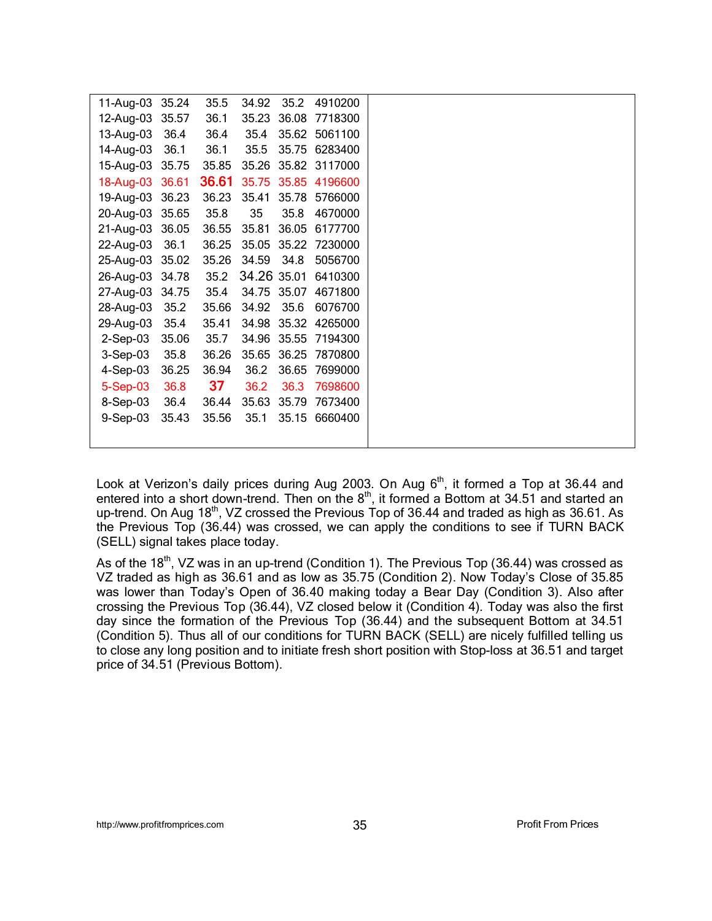| | | | | | |
|---|---|---|---|---|---|
| 11-Aug-03 | 35.24 | 35.5 | 34.92 | 35.2 | 4910200 |
| 12-Aug-03 | 35.57 | 36.1 | 35.23 | 36.08 | 7718300 |
| 13-Aug-03 | 36.4 | 36.4 | 35.4 | 35.62 | 5061100 |
| 14-Aug-03 | 36.1 | 36.1 | 35.5 | 35.75 | 6283400 |
| 15-Aug-03 | 35.75 | 35.85 | 35.26 | 35.82 | 3117000 |
| 18-Aug-03 | 36.61 | **36.61** | 35.75 | 35.85 | 4196600 |
| 19-Aug-03 | 36.23 | 36.23 | 35.41 | 35.78 | 5766000 |
| 20-Aug-03 | 35.65 | 35.8 | 35 | 35.8 | 4670000 |
| 21-Aug-03 | 36.05 | 36.55 | 35.81 | 36.05 | 6177700 |
| 22-Aug-03 | 36.1 | 36.25 | 35.05 | 35.22 | 7230000 |
| 25-Aug-03 | 35.02 | 35.26 | 34.59 | 34.8 | 5056700 |
| 26-Aug-03 | 34.78 | 35.2 | 34.26 | 35.01 | 6410300 |
| 27-Aug-03 | 34.75 | 35.4 | 34.75 | 35.07 | 4671800 |
| 28-Aug-03 | 35.2 | 35.66 | 34.92 | 35.6 | 6076700 |
| 29-Aug-03 | 35.4 | 35.41 | 34.98 | 35.32 | 4265000 |
| 2-Sep-03 | 35.06 | 35.7 | 34.96 | 35.55 | 7194300 |
| 3-Sep-03 | 35.8 | 36.26 | 35.65 | 36.25 | 7870800 |
| 4-Sep-03 | 36.25 | 36.94 | 36.2 | 36.65 | 7699000 |
| 5-Sep-03 | 36.8 | **37** | 36.2 | 36.3 | 7698600 |
| 8-Sep-03 | 36.4 | 36.44 | 35.63 | 35.79 | 7673400 |
| 9-Sep-03 | 35.43 | 35.56 | 35.1 | 35.15 | 6660400 |

Look at Verizon's daily prices during Aug 2003. On Aug 6th, it formed a Top at 36.44 and entered into a short down-trend. Then on the 8th, it formed a Bottom at 34.51 and started an up-trend. On Aug 18th, VZ crossed the Previous Top of 36.44 and traded as high as 36.61. As the Previous Top (36.44) was crossed, we can apply the conditions to see if TURN BACK (SELL) signal takes place today.

As of the 18th, VZ was in an up-trend (Condition 1). The Previous Top (36.44) was crossed as VZ traded as high as 36.61 and as low as 35.75 (Condition 2). Now Today's Close of 35.85 was lower than Today's Open of 36.40 making today a Bear Day (Condition 3). Also after crossing the Previous Top (36.44), VZ closed below it (Condition 4). Today was also the first day since the formation of the Previous Top (36.44) and the subsequent Bottom at 34.51 (Condition 5). Thus all of our conditions for TURN BACK (SELL) are nicely fulfilled telling us to close any long position and to initiate fresh short position with Stop-loss at 36.51 and target price of 34.51 (Previous Bottom).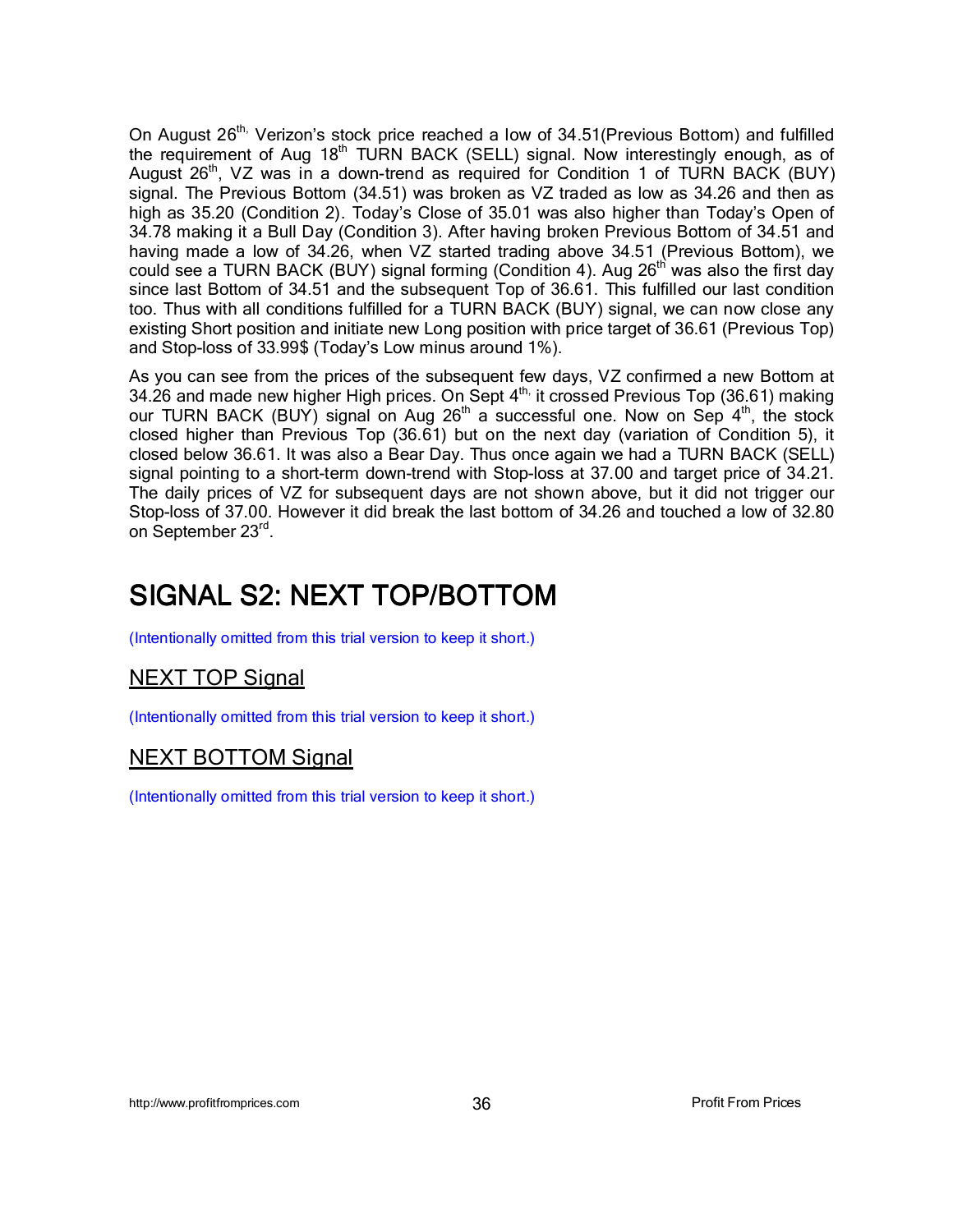On August 26th, Verizon's stock price reached a low of 34.51(Previous Bottom) and fulfilled the requirement of Aug 18th TURN BACK (SELL) signal. Now interestingly enough, as of August 26th, VZ was in a down-trend as required for Condition 1 of TURN BACK (BUY) signal. The Previous Bottom (34.51) was broken as VZ traded as low as 34.26 and then as high as 35.20 (Condition 2). Today's Close of 35.01 was also higher than Today's Open of 34.78 making it a Bull Day (Condition 3). After having broken Previous Bottom of 34.51 and having made a low of 34.26, when VZ started trading above 34.51 (Previous Bottom), we could see a TURN BACK (BUY) signal forming (Condition 4). Aug 26th was also the first day since last Bottom of 34.51 and the subsequent Top of 36.61. This fulfilled our last condition too. Thus with all conditions fulfilled for a TURN BACK (BUY) signal, we can now close any existing Short position and initiate new Long position with price target of 36.61 (Previous Top) and Stop-loss of 33.99$ (Today's Low minus around 1%).

As you can see from the prices of the subsequent few days, VZ confirmed a new Bottom at 34.26 and made new higher High prices. On Sept 4th, it crossed Previous Top (36.61) making our TURN BACK (BUY) signal on Aug 26th a successful one. Now on Sep 4th, the stock closed higher than Previous Top (36.61) but on the next day (variation of Condition 5), it closed below 36.61. It was also a Bear Day. Thus once again we had a TURN BACK (SELL) signal pointing to a short-term down-trend with Stop-loss at 37.00 and target price of 34.21. The daily prices of VZ for subsequent days are not shown above, but it did not trigger our Stop-loss of 37.00. However it did break the last bottom of 34.26 and touched a low of 32.80 on September 23rd.

# SIGNAL S2: NEXT TOP/BOTTOM

(Intentionally omitted from this trial version to keep it short.)

## NEXT TOP Signal

(Intentionally omitted from this trial version to keep it short.)

## NEXT BOTTOM Signal

(Intentionally omitted from this trial version to keep it short.)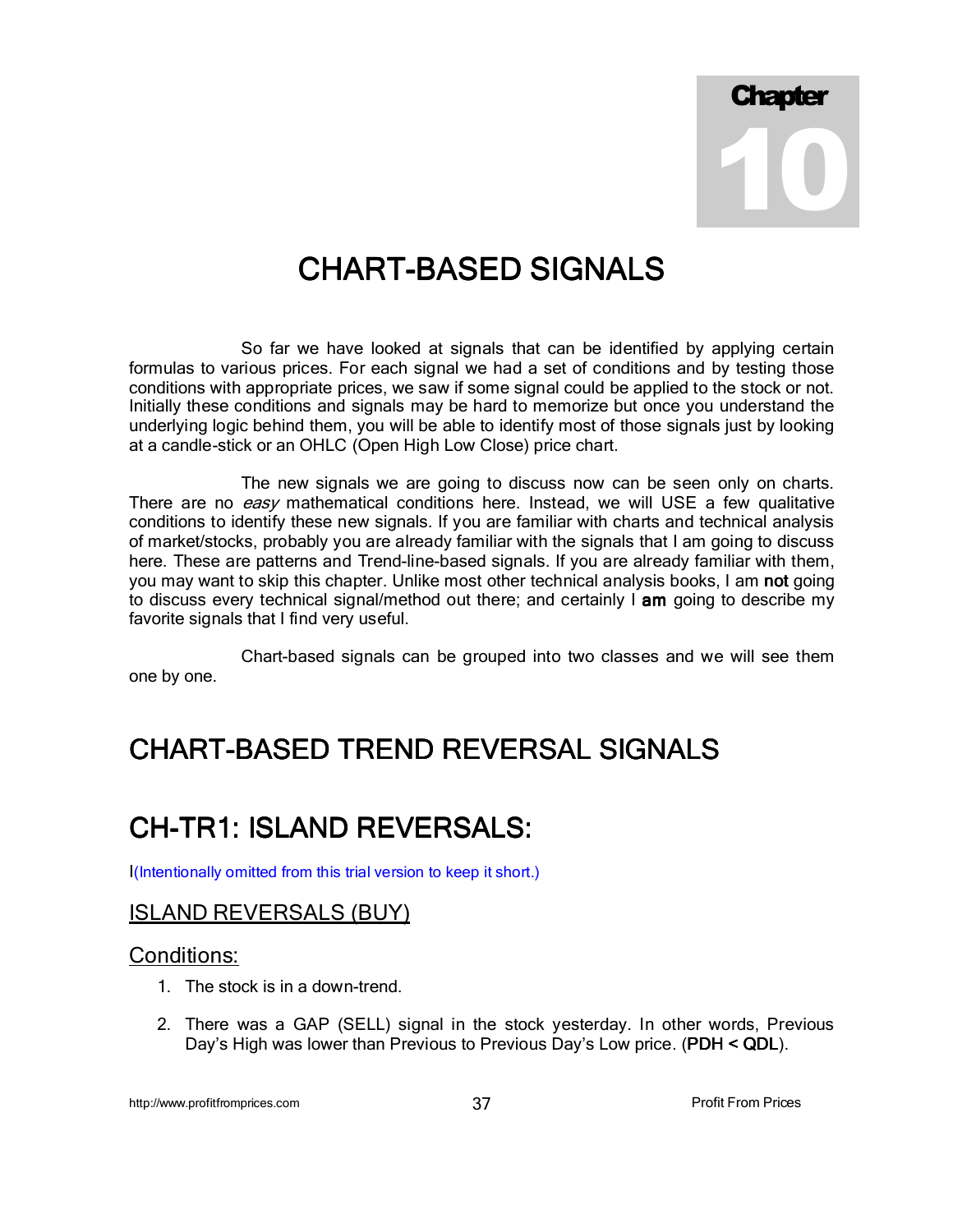# Chapter 10

# CHART-BASED SIGNALS

So far we have looked at signals that can be identified by applying certain formulas to various prices. For each signal we had a set of conditions and by testing those conditions with appropriate prices, we saw if some signal could be applied to the stock or not. Initially these conditions and signals may be hard to memorize but once you understand the underlying logic behind them, you will be able to identify most of those signals just by looking at a candle-stick or an OHLC (Open High Low Close) price chart.

The new signals we are going to discuss now can be seen only on charts. There are no *easy* mathematical conditions here. Instead, we will USE a few qualitative conditions to identify these new signals. If you are familiar with charts and technical analysis of market/stocks, probably you are already familiar with the signals that I am going to discuss here. These are patterns and Trend-line-based signals. If you are already familiar with them, you may want to skip this chapter. Unlike most other technical analysis books, I am **not** going to discuss every technical signal/method out there; and certainly I **am** going to describe my favorite signals that I find very useful.

Chart-based signals can be grouped into two classes and we will see them one by one.

## CHART-BASED TREND REVERSAL SIGNALS

## CH-TR1: ISLAND REVERSALS:

I(Intentionally omitted from this trial version to keep it short.)

### ISLAND REVERSALS (BUY)

### Conditions:

1. The stock is in a down-trend.
2. There was a GAP (SELL) signal in the stock yesterday. In other words, Previous Day's High was lower than Previous to Previous Day's Low price. (**PDH < QDL**).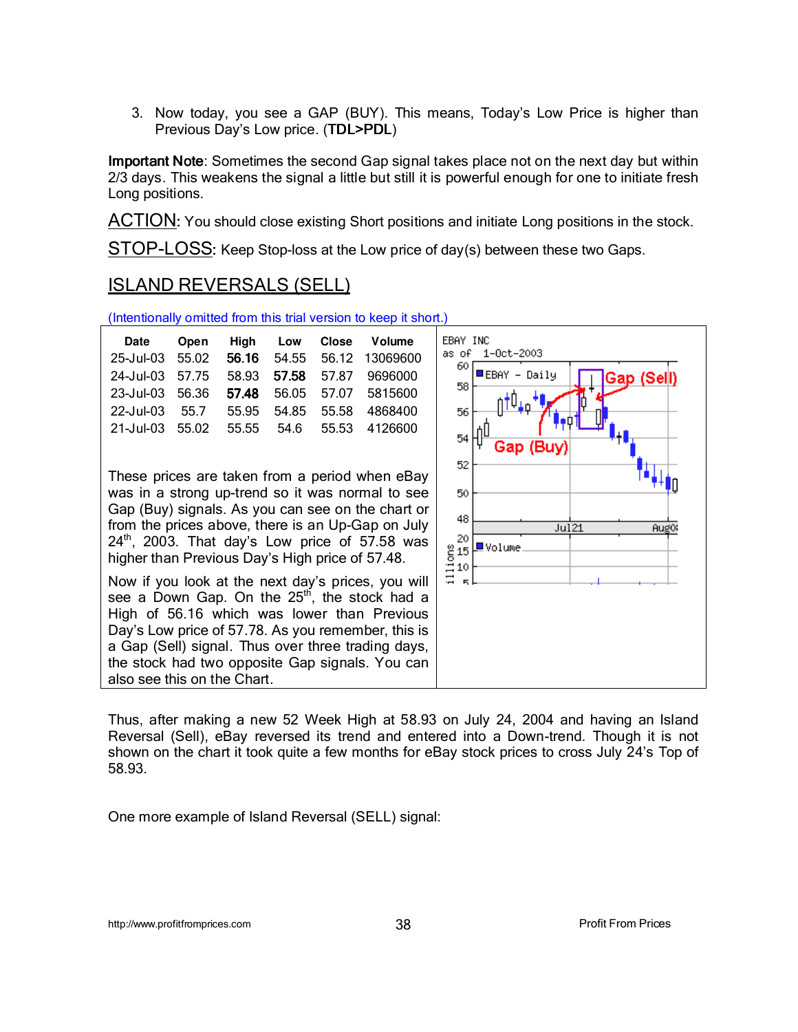3. Now today, you see a GAP (BUY). This means, Today's Low Price is higher than Previous Day's Low price. (**TDL>PDL**)

**Important Note**: Sometimes the second Gap signal takes place not on the next day but within 2/3 days. This weakens the signal a little but still it is powerful enough for one to initiate fresh Long positions.

ACTION: You should close existing Short positions and initiate Long positions in the stock.

STOP-LOSS: Keep Stop-loss at the Low price of day(s) between these two Gaps.

## ISLAND REVERSALS (SELL)

(Intentionally omitted from this trial version to keep it short.)

| Date | Open | High | Low | Close | Volume |
|---|---|---|---|---|---|
| 25-Jul-03 | 55.02 | **56.16** | 54.55 | 56.12 | 13069600 |
| 24-Jul-03 | 57.75 | 58.93 | **57.58** | 57.87 | 9696000 |
| 23-Jul-03 | 56.36 | **57.48** | 56.05 | 57.07 | 5815600 |
| 22-Jul-03 | 55.7 | 55.95 | 54.85 | 55.58 | 4868400 |
| 21-Jul-03 | 55.02 | 55.55 | 54.6 | 55.53 | 4126600 |

These prices are taken from a period when eBay was in a strong up-trend so it was normal to see Gap (Buy) signals. As you can see on the chart or from the prices above, there is an Up-Gap on July 24th, 2003. That day's Low price of 57.58 was higher than Previous Day's High price of 57.48.

Now if you look at the next day's prices, you will see a Down Gap. On the 25th, the stock had a High of 56.16 which was lower than Previous Day's Low price of 57.78. As you remember, this is a Gap (Sell) signal. Thus over three trading days, the stock had two opposite Gap signals. You can also see this on the Chart.

EBAY INC
as of 1-Oct-2003
EBAY - Daily
Gap (Sell)
Gap (Buy)
60
58
56
54
52
50
48
Jul21
Aug04
Volume
illions
20
15
10
5

Thus, after making a new 52 Week High at 58.93 on July 24, 2004 and having an Island Reversal (Sell), eBay reversed its trend and entered into a Down-trend. Though it is not shown on the chart it took quite a few months for eBay stock prices to cross July 24's Top of 58.93.

One more example of Island Reversal (SELL) signal: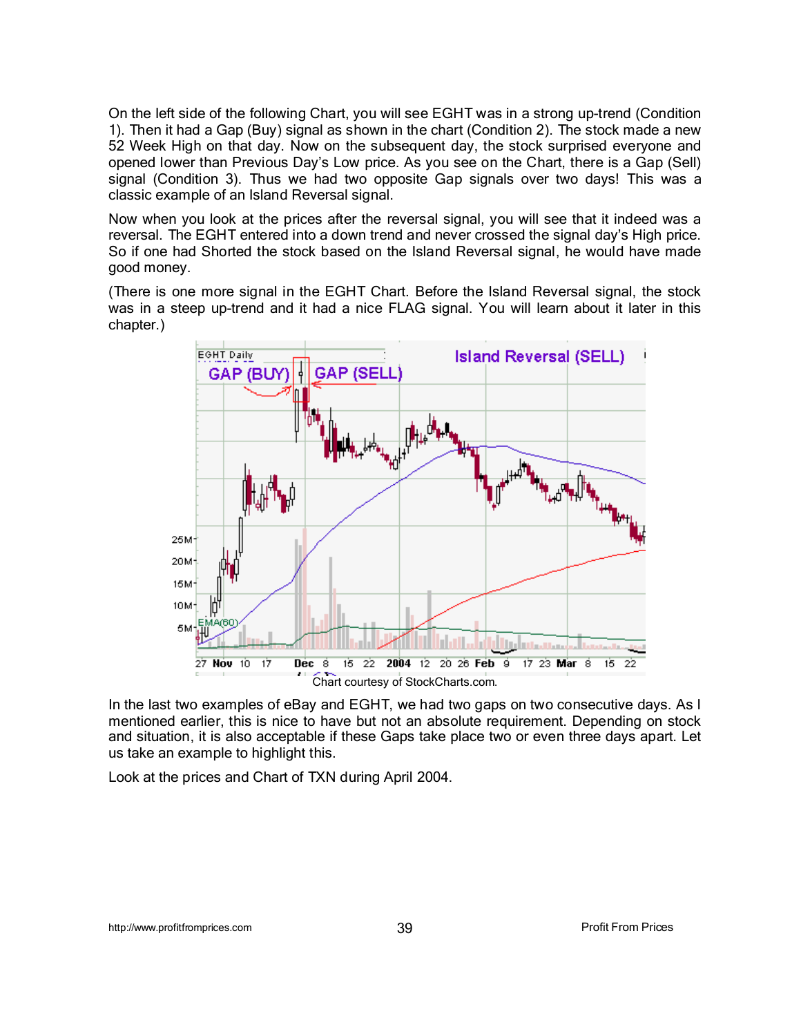On the left side of the following Chart, you will see EGHT was in a strong up-trend (Condition 1). Then it had a Gap (Buy) signal as shown in the chart (Condition 2). The stock made a new 52 Week High on that day. Now on the subsequent day, the stock surprised everyone and opened lower than Previous Day's Low price. As you see on the Chart, there is a Gap (Sell) signal (Condition 3). Thus we had two opposite Gap signals over two days! This was a classic example of an Island Reversal signal.

Now when you look at the prices after the reversal signal, you will see that it indeed was a reversal. The EGHT entered into a down trend and never crossed the signal day's High price. So if one had Shorted the stock based on the Island Reversal signal, he would have made good money.

(There is one more signal in the EGHT Chart. Before the Island Reversal signal, the stock was in a steep up-trend and it had a nice FLAG signal. You will learn about it later in this chapter.)

EGHT Daily

GAP (BUY)

GAP (SELL)

Island Reversal (SELL)

EMA(60)

25M
20M
15M
10M
5M

27 Nov 10 17 Dec 8 15 22 2004 12 20 26 Feb 9 17 23 Mar 8 15 22

Chart courtesy of StockCharts.com.

In the last two examples of eBay and EGHT, we had two gaps on two consecutive days. As I mentioned earlier, this is nice to have but not an absolute requirement. Depending on stock and situation, it is also acceptable if these Gaps take place two or even three days apart. Let us take an example to highlight this.

Look at the prices and Chart of TXN during April 2004.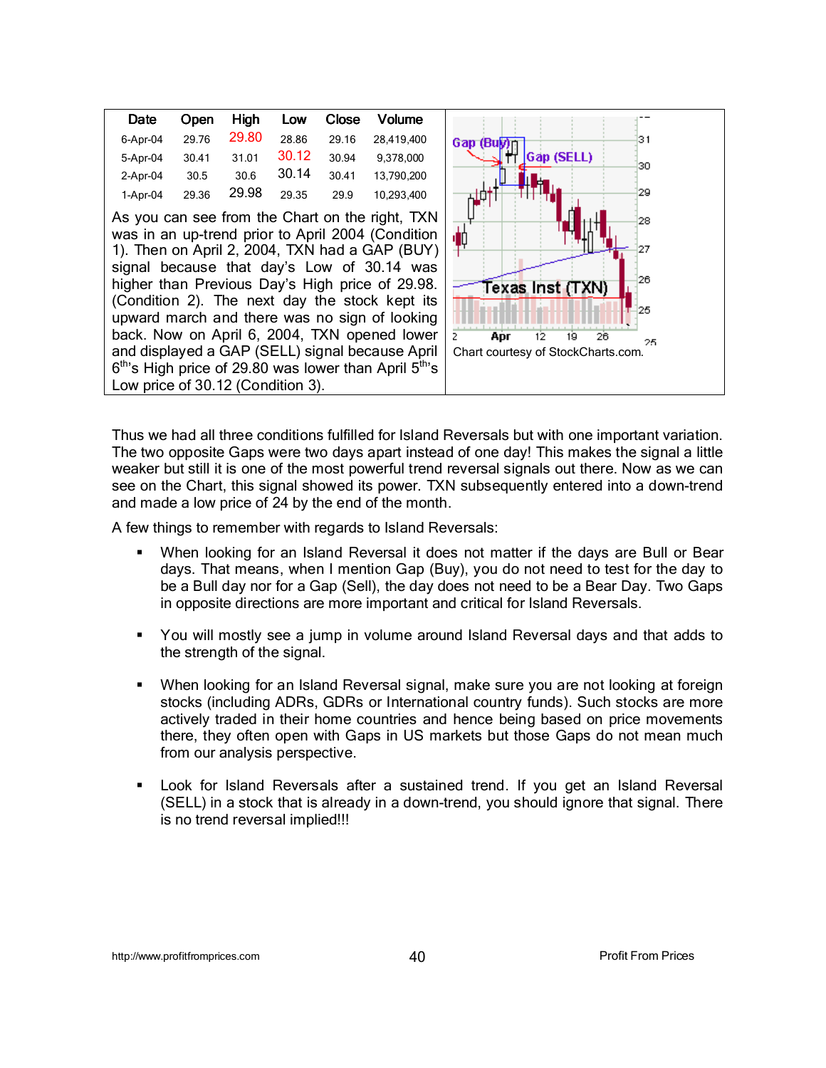| Date | Open | High | Low | Close | Volume |
|---|---|---|---|---|---|
| 6-Apr-04 | 29.76 | 29.80 | 28.86 | 29.16 | 28,419,400 |
| 5-Apr-04 | 30.41 | 31.01 | 30.12 | 30.94 | 9,378,000 |
| 2-Apr-04 | 30.5 | 30.6 | 30.14 | 30.41 | 13,790,200 |
| 1-Apr-04 | 29.36 | 29.98 | 29.35 | 29.9 | 10,293,400 |

As you can see from the Chart on the right, TXN was in an up-trend prior to April 2004 (Condition 1). Then on April 2, 2004, TXN had a GAP (BUY) signal because that day's Low of 30.14 was higher than Previous Day's High price of 29.98. (Condition 2). The next day the stock kept its upward march and there was no sign of looking back. Now on April 6, 2004, TXN opened lower and displayed a GAP (SELL) signal because April 6th's High price of 29.80 was lower than April 5th's Low price of 30.12 (Condition 3).

Gap (Buy)
Gap (SELL)
Texas Inst (TXN)
31
30
29
28
27
26
25
2
Apr
12
19
26
25

Chart courtesy of StockCharts.com.

Thus we had all three conditions fulfilled for Island Reversals but with one important variation. The two opposite Gaps were two days apart instead of one day! This makes the signal a little weaker but still it is one of the most powerful trend reversal signals out there. Now as we can see on the Chart, this signal showed its power. TXN subsequently entered into a down-trend and made a low price of 24 by the end of the month.

A few things to remember with regards to Island Reversals:

- When looking for an Island Reversal it does not matter if the days are Bull or Bear days. That means, when I mention Gap (Buy), you do not need to test for the day to be a Bull day nor for a Gap (Sell), the day does not need to be a Bear Day. Two Gaps in opposite directions are more important and critical for Island Reversals.

- You will mostly see a jump in volume around Island Reversal days and that adds to the strength of the signal.

- When looking for an Island Reversal signal, make sure you are not looking at foreign stocks (including ADRs, GDRs or International country funds). Such stocks are more actively traded in their home countries and hence being based on price movements there, they often open with Gaps in US markets but those Gaps do not mean much from our analysis perspective.

- Look for Island Reversals after a sustained trend. If you get an Island Reversal (SELL) in a stock that is already in a down-trend, you should ignore that signal. There is no trend reversal implied!!!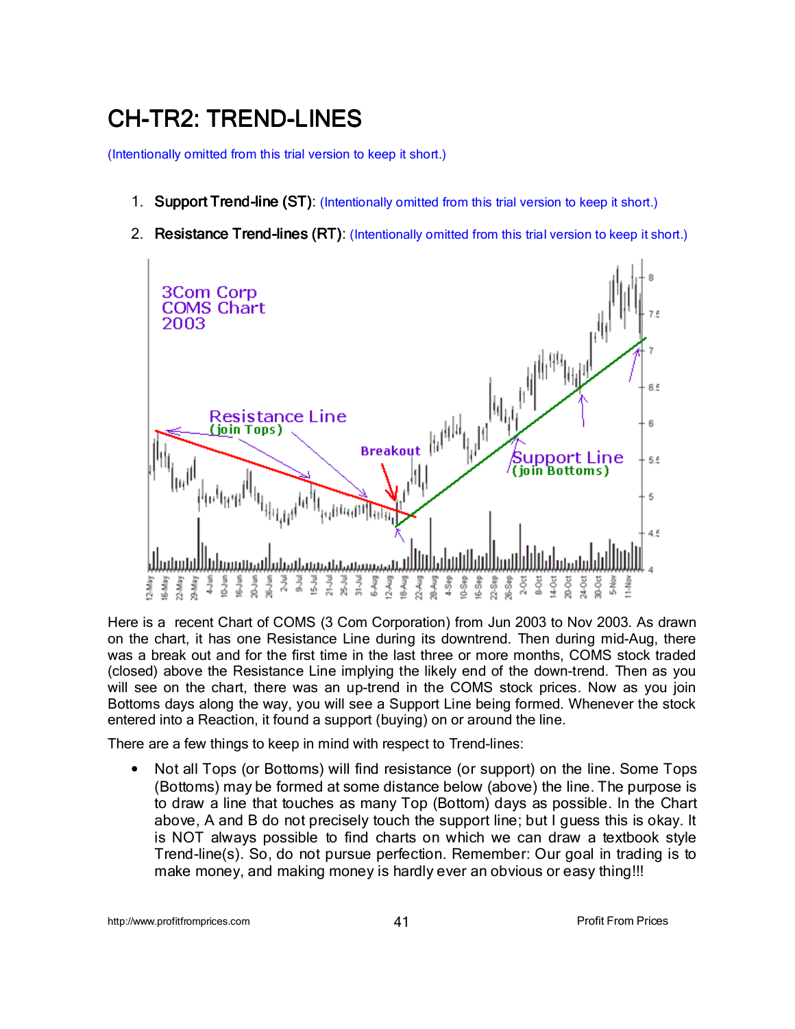# CH-TR2: TREND-LINES

(Intentionally omitted from this trial version to keep it short.)

1. **Support Trend-line (ST)**: (Intentionally omitted from this trial version to keep it short.)
2. **Resistance Trend-lines (RT)**: (Intentionally omitted from this trial version to keep it short.)

3Com Corp
COMS Chart
2003

Resistance Line
(join Tops)

Breakout

Support Line
(join Bottoms)

8
7.5
7
6.5
6
5.5
5
4.5
4

12-May 16-May 22-May 29-May 4-Jun 10-Jun 16-Jun 20-Jun 26-Jun 2-Jul 9-Jul 15-Jul 21-Jul 25-Jul 31-Jul 6-Aug 12-Aug 18-Aug 22-Aug 28-Aug 4-Sep 10-Sep 16-Sep 22-Sep 26-Sep 2-Oct 8-Oct 14-Oct 20-Oct 24-Oct 30-Oct 5-Nov 11-Nov

Here is a recent Chart of COMS (3 Com Corporation) from Jun 2003 to Nov 2003. As drawn on the chart, it has one Resistance Line during its downtrend. Then during mid-Aug, there was a break out and for the first time in the last three or more months, COMS stock traded (closed) above the Resistance Line implying the likely end of the down-trend. Then as you will see on the chart, there was an up-trend in the COMS stock prices. Now as you join Bottoms days along the way, you will see a Support Line being formed. Whenever the stock entered into a Reaction, it found a support (buying) on or around the line.

There are a few things to keep in mind with respect to Trend-lines:

- Not all Tops (or Bottoms) will find resistance (or support) on the line. Some Tops (Bottoms) may be formed at some distance below (above) the line. The purpose is to draw a line that touches as many Top (Bottom) days as possible. In the Chart above, A and B do not precisely touch the support line; but I guess this is okay. It is NOT always possible to find charts on which we can draw a textbook style Trend-line(s). So, do not pursue perfection. Remember: Our goal in trading is to make money, and making money is hardly ever an obvious or easy thing!!!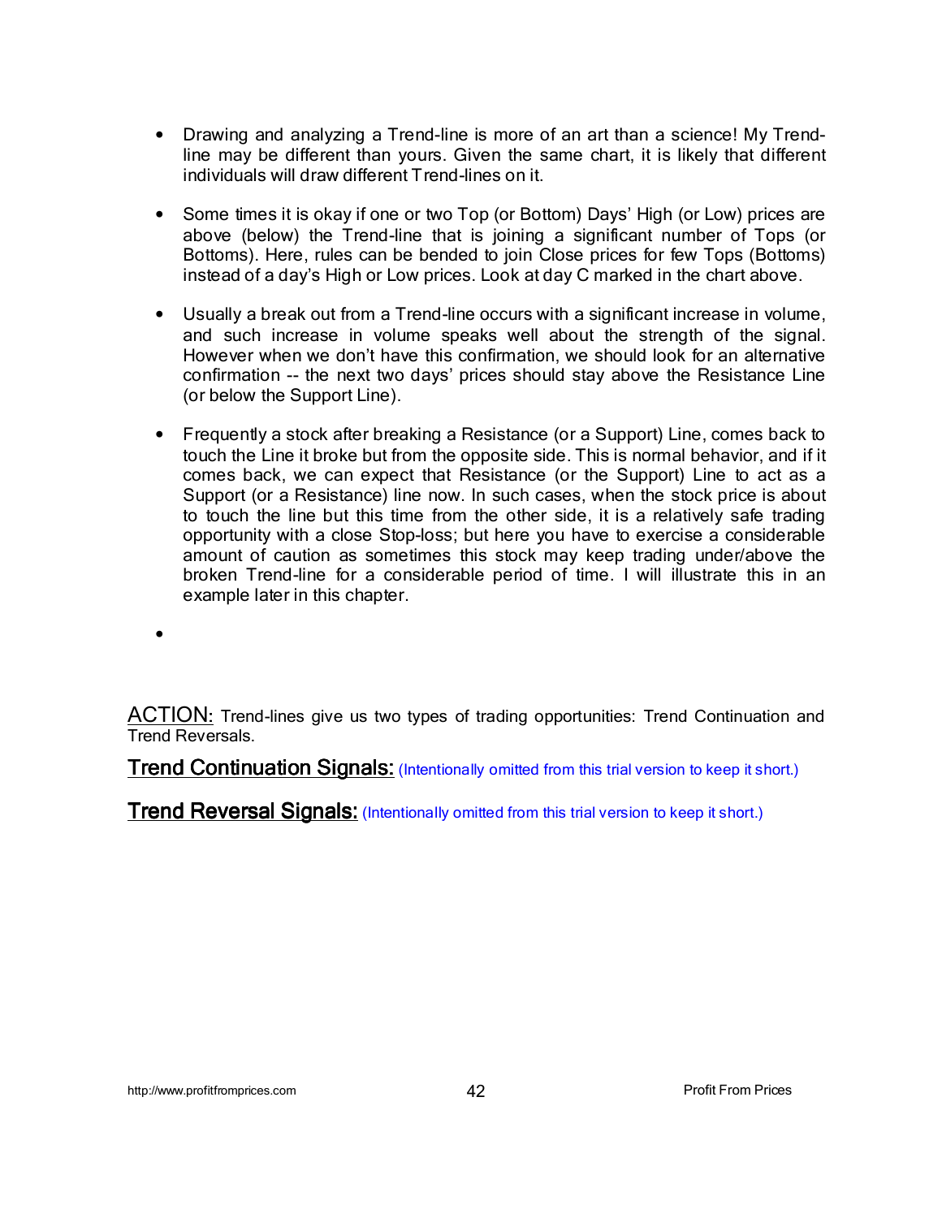- Drawing and analyzing a Trend-line is more of an art than a science! My Trend-line may be different than yours. Given the same chart, it is likely that different individuals will draw different Trend-lines on it.

- Some times it is okay if one or two Top (or Bottom) Days' High (or Low) prices are above (below) the Trend-line that is joining a significant number of Tops (or Bottoms). Here, rules can be bended to join Close prices for few Tops (Bottoms) instead of a day's High or Low prices. Look at day C marked in the chart above.

- Usually a break out from a Trend-line occurs with a significant increase in volume, and such increase in volume speaks well about the strength of the signal. However when we don't have this confirmation, we should look for an alternative confirmation -- the next two days' prices should stay above the Resistance Line (or below the Support Line).

- Frequently a stock after breaking a Resistance (or a Support) Line, comes back to touch the Line it broke but from the opposite side. This is normal behavior, and if it comes back, we can expect that Resistance (or the Support) Line to act as a Support (or a Resistance) line now. In such cases, when the stock price is about to touch the line but this time from the other side, it is a relatively safe trading opportunity with a close Stop-loss; but here you have to exercise a considerable amount of caution as sometimes this stock may keep trading under/above the broken Trend-line for a considerable period of time. I will illustrate this in an example later in this chapter.

- 

ACTION: Trend-lines give us two types of trading opportunities: Trend Continuation and Trend Reversals.

**Trend Continuation Signals:** (Intentionally omitted from this trial version to keep it short.)

**Trend Reversal Signals:** (Intentionally omitted from this trial version to keep it short.)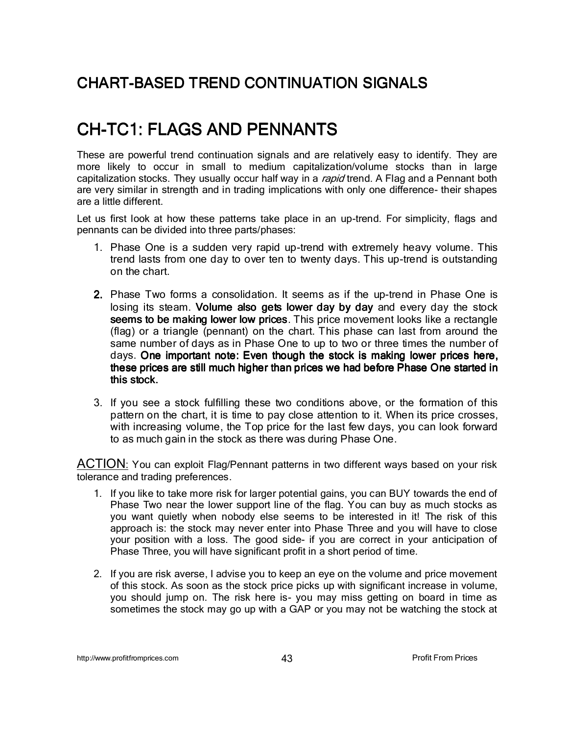# CHART-BASED TREND CONTINUATION SIGNALS

# CH-TC1: FLAGS AND PENNANTS

These are powerful trend continuation signals and are relatively easy to identify. They are more likely to occur in small to medium capitalization/volume stocks than in large capitalization stocks. They usually occur half way in a *rapid* trend. A Flag and a Pennant both are very similar in strength and in trading implications with only one difference- their shapes are a little different.

Let us first look at how these patterns take place in an up-trend. For simplicity, flags and pennants can be divided into three parts/phases:

1. Phase One is a sudden very rapid up-trend with extremely heavy volume. This trend lasts from one day to over ten to twenty days. This up-trend is outstanding on the chart.

2. Phase Two forms a consolidation. It seems as if the up-trend in Phase One is losing its steam. **Volume also gets lower day by day** and every day the stock **seems to be making lower low prices**. This price movement looks like a rectangle (flag) or a triangle (pennant) on the chart. This phase can last from around the same number of days as in Phase One to up to two or three times the number of days. **One important note: Even though the stock is making lower prices here, these prices are still much higher than prices we had before Phase One started in this stock.**

3. If you see a stock fulfilling these two conditions above, or the formation of this pattern on the chart, it is time to pay close attention to it. When its price crosses, with increasing volume, the Top price for the last few days, you can look forward to as much gain in the stock as there was during Phase One.

ACTION: You can exploit Flag/Pennant patterns in two different ways based on your risk tolerance and trading preferences.

1. If you like to take more risk for larger potential gains, you can BUY towards the end of Phase Two near the lower support line of the flag. You can buy as much stocks as you want quietly when nobody else seems to be interested in it! The risk of this approach is: the stock may never enter into Phase Three and you will have to close your position with a loss. The good side- if you are correct in your anticipation of Phase Three, you will have significant profit in a short period of time.

2. If you are risk averse, I advise you to keep an eye on the volume and price movement of this stock. As soon as the stock price picks up with significant increase in volume, you should jump on. The risk here is- you may miss getting on board in time as sometimes the stock may go up with a GAP or you may not be watching the stock at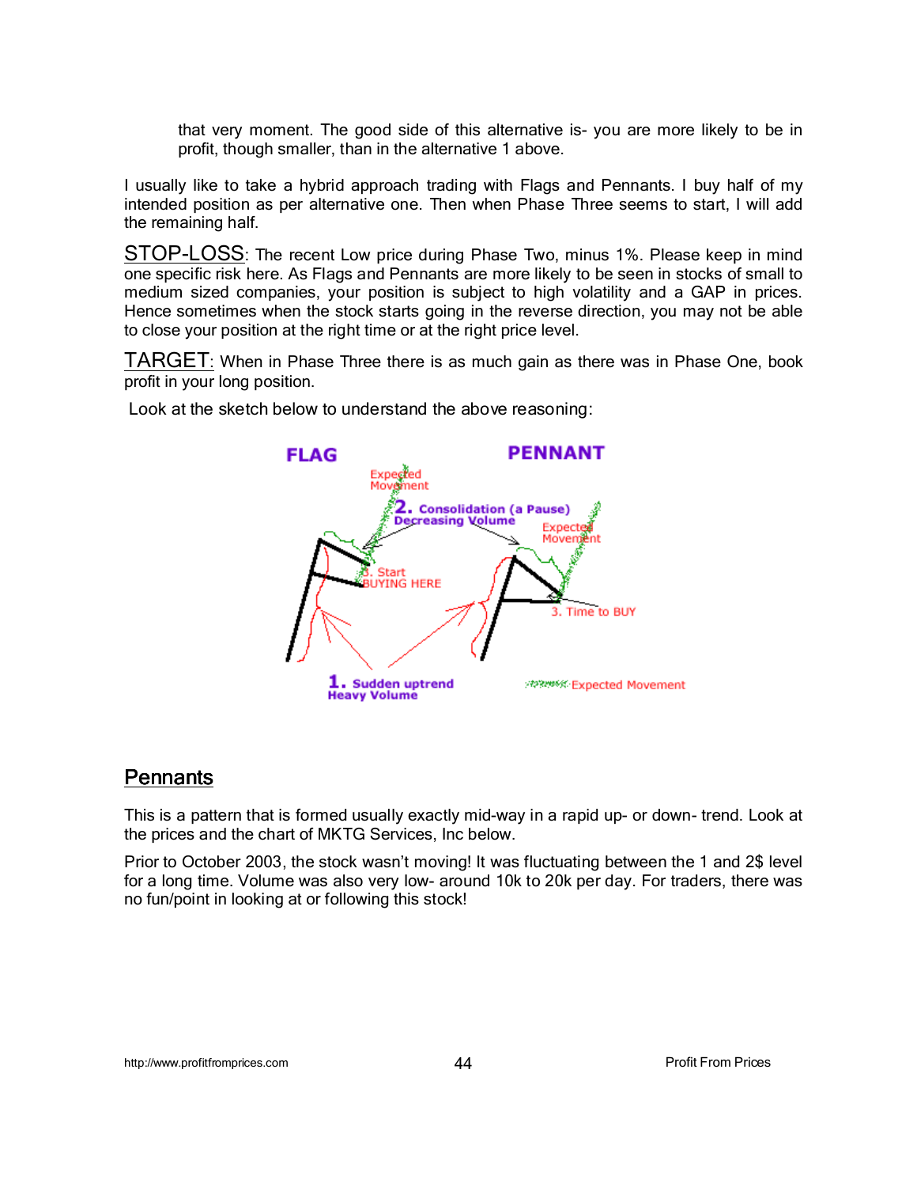that very moment. The good side of this alternative is- you are more likely to be in profit, though smaller, than in the alternative 1 above.

I usually like to take a hybrid approach trading with Flags and Pennants. I buy half of my intended position as per alternative one. Then when Phase Three seems to start, I will add the remaining half.

STOP-LOSS: The recent Low price during Phase Two, minus 1%. Please keep in mind one specific risk here. As Flags and Pennants are more likely to be seen in stocks of small to medium sized companies, your position is subject to high volatility and a GAP in prices. Hence sometimes when the stock starts going in the reverse direction, you may not be able to close your position at the right time or at the right price level.

TARGET: When in Phase Three there is as much gain as there was in Phase One, book profit in your long position.

Look at the sketch below to understand the above reasoning:

FLAG

PENNANT

Expected Movement

2. Consolidation (a Pause)
Decreasing Volume

Expected Movement

3. Start BUYING HERE

3. Time to BUY

1. Sudden uptrend
Heavy Volume

Expected Movement

## Pennants

This is a pattern that is formed usually exactly mid-way in a rapid up- or down- trend. Look at the prices and the chart of MKTG Services, Inc below.

Prior to October 2003, the stock wasn't moving! It was fluctuating between the 1 and 2$ level for a long time. Volume was also very low- around 10k to 20k per day. For traders, there was no fun/point in looking at or following this stock!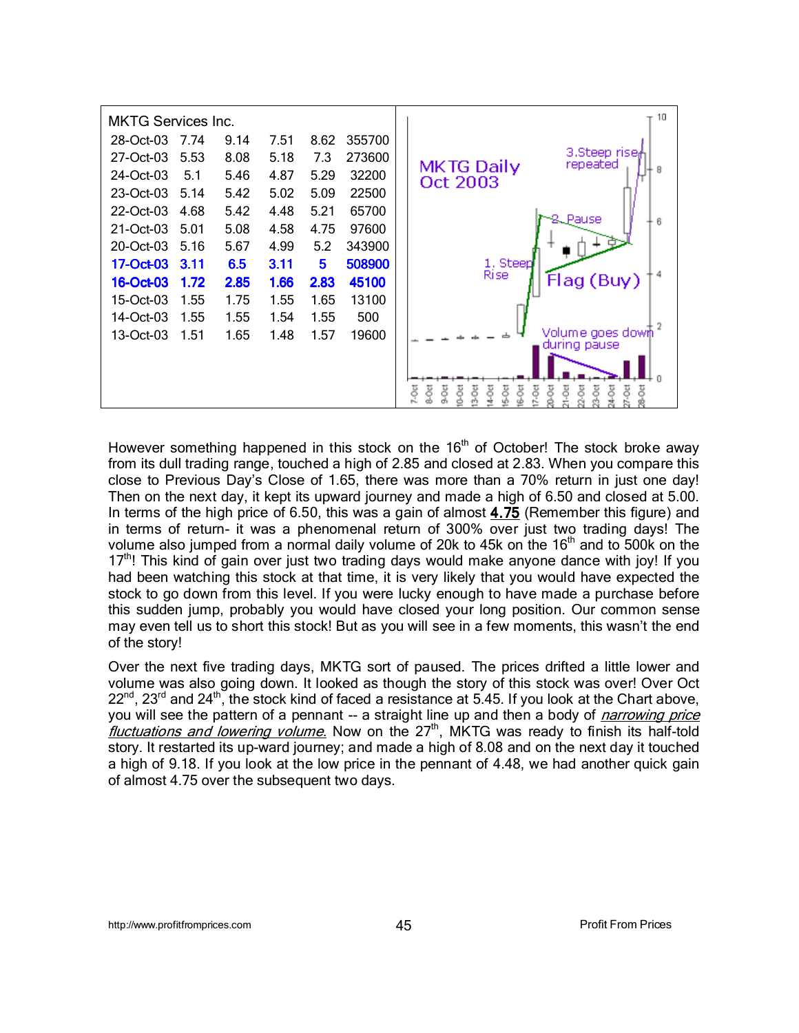MKTG Services Inc.

| | | | | | |
|---|---|---|---|---|---|
| 28-Oct-03 | 7.74 | 9.14 | 7.51 | 8.62 | 355700 |
| 27-Oct-03 | 5.53 | 8.08 | 5.18 | 7.3 | 273600 |
| 24-Oct-03 | 5.1 | 5.46 | 4.87 | 5.29 | 32200 |
| 23-Oct-03 | 5.14 | 5.42 | 5.02 | 5.09 | 22500 |
| 22-Oct-03 | 4.68 | 5.42 | 4.48 | 5.21 | 65700 |
| 21-Oct-03 | 5.01 | 5.08 | 4.58 | 4.75 | 97600 |
| 20-Oct-03 | 5.16 | 5.67 | 4.99 | 5.2 | 343900 |
| **17-Oct-03** | **3.11** | **6.5** | **3.11** | **5** | **508900** |
| **16-Oct-03** | **1.72** | **2.85** | **1.66** | **2.83** | **45100** |
| 15-Oct-03 | 1.55 | 1.75 | 1.55 | 1.65 | 13100 |
| 14-Oct-03 | 1.55 | 1.55 | 1.54 | 1.55 | 500 |
| 13-Oct-03 | 1.51 | 1.65 | 1.48 | 1.57 | 19600 |

MKTG Daily
Oct 2003

3.Steep rise repeated

2. Pause

1. Steep Rise

Flag (Buy)

Volume goes down during pause

10
8
6
4
2
0

7-Oct 8-Oct 9-Oct 10-Oct 13-Oct 14-Oct 15-Oct 16-Oct 17-Oct 20-Oct 21-Oct 22-Oct 23-Oct 24-Oct 27-Oct 28-Oct

However something happened in this stock on the 16th of October! The stock broke away from its dull trading range, touched a high of 2.85 and closed at 2.83. When you compare this close to Previous Day's Close of 1.65, there was more than a 70% return in just one day! Then on the next day, it kept its upward journey and made a high of 6.50 and closed at 5.00. In terms of the high price of 6.50, this was a gain of almost **4.75** (Remember this figure) and in terms of return- it was a phenomenal return of 300% over just two trading days! The volume also jumped from a normal daily volume of 20k to 45k on the 16th and to 500k on the 17th! This kind of gain over just two trading days would make anyone dance with joy! If you had been watching this stock at that time, it is very likely that you would have expected the stock to go down from this level. If you were lucky enough to have made a purchase before this sudden jump, probably you would have closed your long position. Our common sense may even tell us to short this stock! But as you will see in a few moments, this wasn't the end of the story!

Over the next five trading days, MKTG sort of paused. The prices drifted a little lower and volume was also going down. It looked as though the story of this stock was over! Over Oct 22nd, 23rd and 24th, the stock kind of faced a resistance at 5.45. If you look at the Chart above, you will see the pattern of a pennant -- a straight line up and then a body of *narrowing price fluctuations and lowering volume*. Now on the 27th, MKTG was ready to finish its half-told story. It restarted its up-ward journey; and made a high of 8.08 and on the next day it touched a high of 9.18. If you look at the low price in the pennant of 4.48, we had another quick gain of almost 4.75 over the subsequent two days.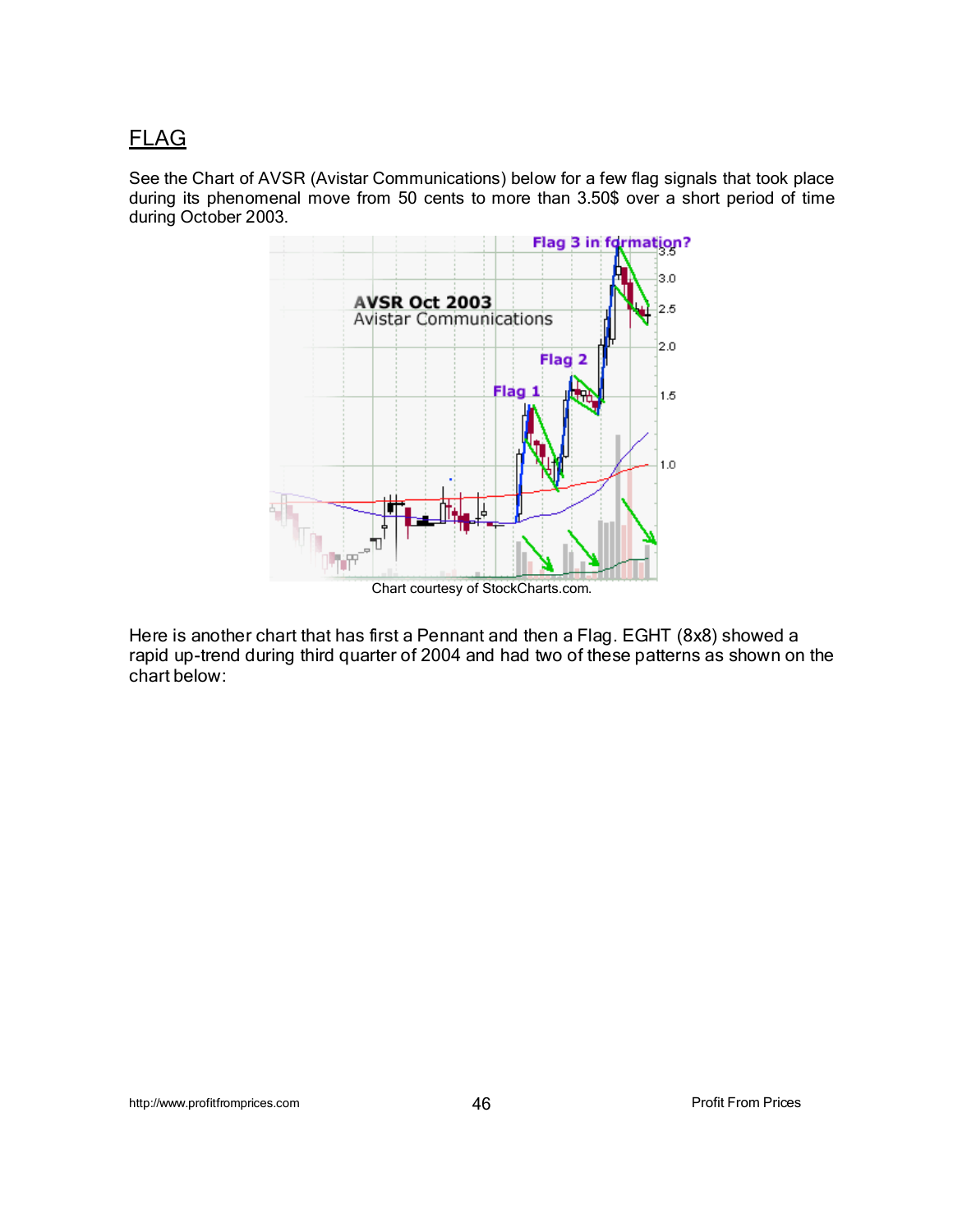## FLAG

See the Chart of AVSR (Avistar Communications) below for a few flag signals that took place during its phenomenal move from 50 cents to more than 3.50$ over a short period of time during October 2003.

Flag 3 in formation?

AVSR Oct 2003
Avistar Communications

Flag 2

Flag 1

3.5
3.0
2.5
2.0
1.5
1.0

Chart courtesy of StockCharts.com.

Here is another chart that has first a Pennant and then a Flag. EGHT (8x8) showed a rapid up-trend during third quarter of 2004 and had two of these patterns as shown on the chart below: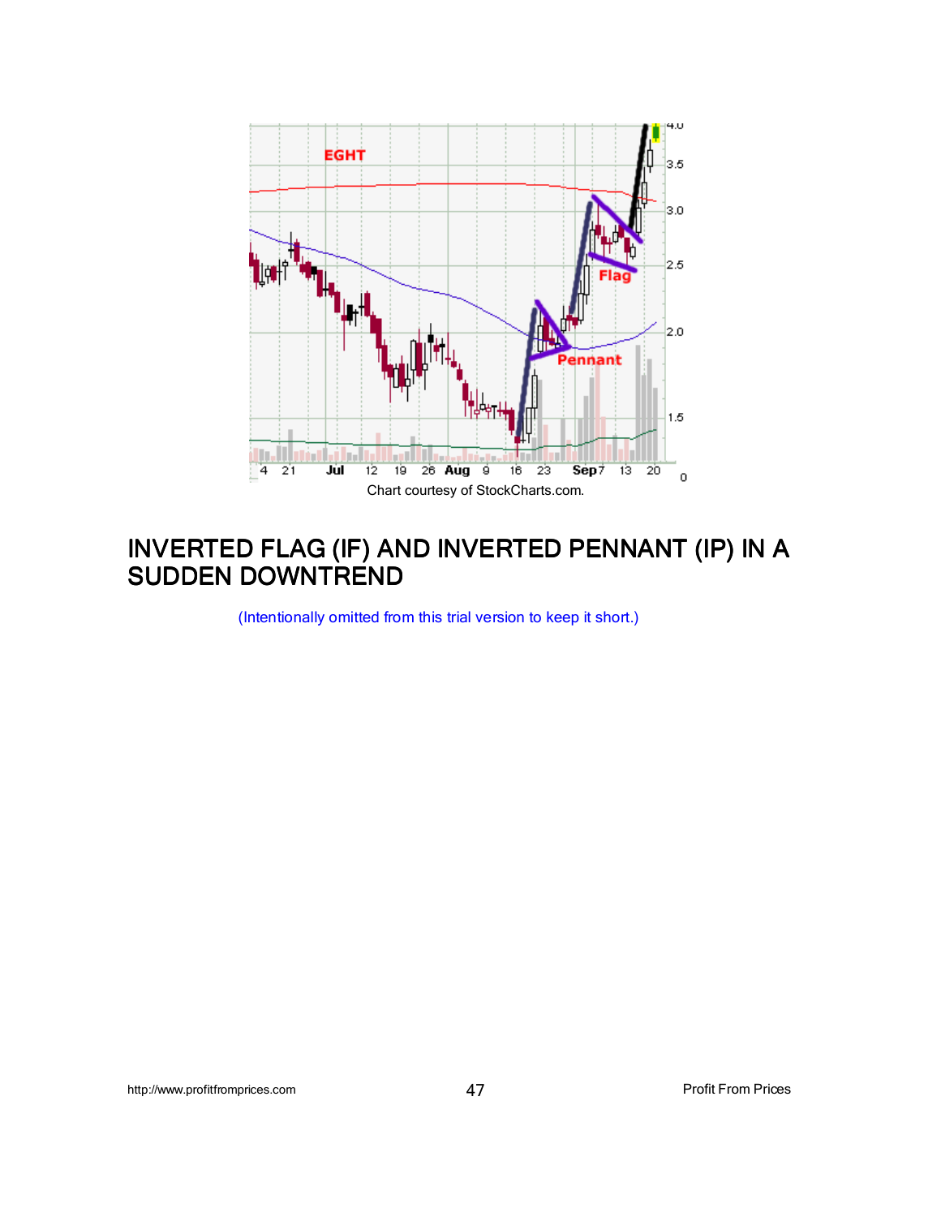EGHT

Flag

Pennant

4.0
3.5
3.0
2.5
2.0
1.5
0

4 21 Jul 12 19 26 Aug 9 16 23 Sep 7 13 20

Chart courtesy of StockCharts.com.

## INVERTED FLAG (IF) AND INVERTED PENNANT (IP) IN A SUDDEN DOWNTREND

(Intentionally omitted from this trial version to keep it short.)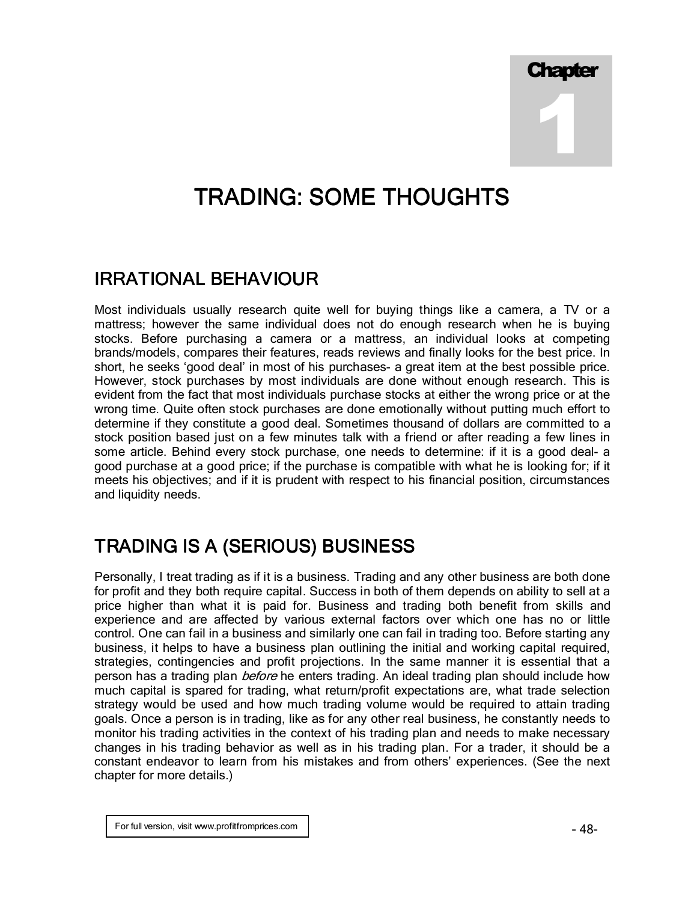Chapter 1

# TRADING: SOME THOUGHTS

## IRRATIONAL BEHAVIOUR

Most individuals usually research quite well for buying things like a camera, a TV or a mattress; however the same individual does not do enough research when he is buying stocks. Before purchasing a camera or a mattress, an individual looks at competing brands/models, compares their features, reads reviews and finally looks for the best price. In short, he seeks 'good deal' in most of his purchases- a great item at the best possible price. However, stock purchases by most individuals are done without enough research. This is evident from the fact that most individuals purchase stocks at either the wrong price or at the wrong time. Quite often stock purchases are done emotionally without putting much effort to determine if they constitute a good deal. Sometimes thousand of dollars are committed to a stock position based just on a few minutes talk with a friend or after reading a few lines in some article. Behind every stock purchase, one needs to determine: if it is a good deal- a good purchase at a good price; if the purchase is compatible with what he is looking for; if it meets his objectives; and if it is prudent with respect to his financial position, circumstances and liquidity needs.

## TRADING IS A (SERIOUS) BUSINESS

Personally, I treat trading as if it is a business. Trading and any other business are both done for profit and they both require capital. Success in both of them depends on ability to sell at a price higher than what it is paid for. Business and trading both benefit from skills and experience and are affected by various external factors over which one has no or little control. One can fail in a business and similarly one can fail in trading too. Before starting any business, it helps to have a business plan outlining the initial and working capital required, strategies, contingencies and profit projections. In the same manner it is essential that a person has a trading plan *before* he enters trading. An ideal trading plan should include how much capital is spared for trading, what return/profit expectations are, what trade selection strategy would be used and how much trading volume would be required to attain trading goals. Once a person is in trading, like as for any other real business, he constantly needs to monitor his trading activities in the context of his trading plan and needs to make necessary changes in his trading behavior as well as in his trading plan. For a trader, it should be a constant endeavor to learn from his mistakes and from others' experiences. (See the next chapter for more details.)

For full version, visit www.profitfromprices.com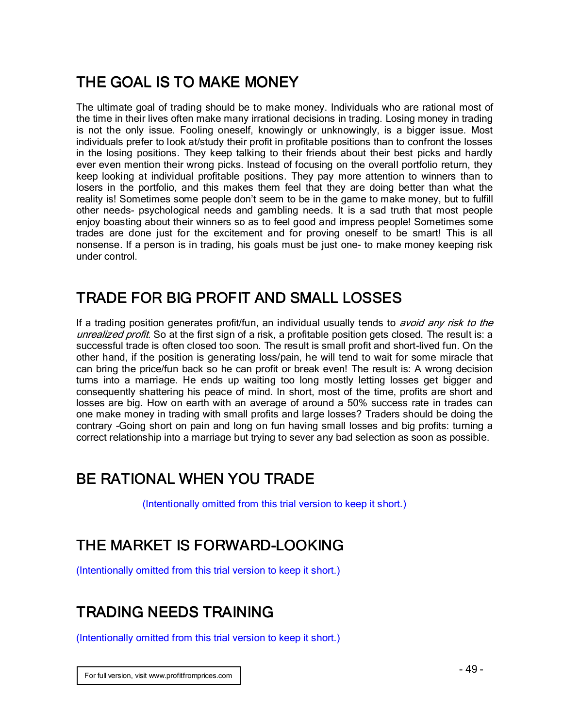## THE GOAL IS TO MAKE MONEY

The ultimate goal of trading should be to make money. Individuals who are rational most of the time in their lives often make many irrational decisions in trading. Losing money in trading is not the only issue. Fooling oneself, knowingly or unknowingly, is a bigger issue. Most individuals prefer to look at/study their profit in profitable positions than to confront the losses in the losing positions. They keep talking to their friends about their best picks and hardly ever even mention their wrong picks. Instead of focusing on the overall portfolio return, they keep looking at individual profitable positions. They pay more attention to winners than to losers in the portfolio, and this makes them feel that they are doing better than what the reality is! Sometimes some people don't seem to be in the game to make money, but to fulfill other needs- psychological needs and gambling needs. It is a sad truth that most people enjoy boasting about their winners so as to feel good and impress people! Sometimes some trades are done just for the excitement and for proving oneself to be smart! This is all nonsense. If a person is in trading, his goals must be just one- to make money keeping risk under control.

## TRADE FOR BIG PROFIT AND SMALL LOSSES

If a trading position generates profit/fun, an individual usually tends to *avoid any risk to the unrealized profit*. So at the first sign of a risk, a profitable position gets closed. The result is: a successful trade is often closed too soon. The result is small profit and short-lived fun. On the other hand, if the position is generating loss/pain, he will tend to wait for some miracle that can bring the price/fun back so he can profit or break even! The result is: A wrong decision turns into a marriage. He ends up waiting too long mostly letting losses get bigger and consequently shattering his peace of mind. In short, most of the time, profits are short and losses are big. How on earth with an average of around a 50% success rate in trades can one make money in trading with small profits and large losses? Traders should be doing the contrary -Going short on pain and long on fun having small losses and big profits: turning a correct relationship into a marriage but trying to sever any bad selection as soon as possible.

## BE RATIONAL WHEN YOU TRADE

(Intentionally omitted from this trial version to keep it short.)

## THE MARKET IS FORWARD-LOOKING

(Intentionally omitted from this trial version to keep it short.)

## TRADING NEEDS TRAINING

(Intentionally omitted from this trial version to keep it short.)

For full version, visit www.profitfromprices.com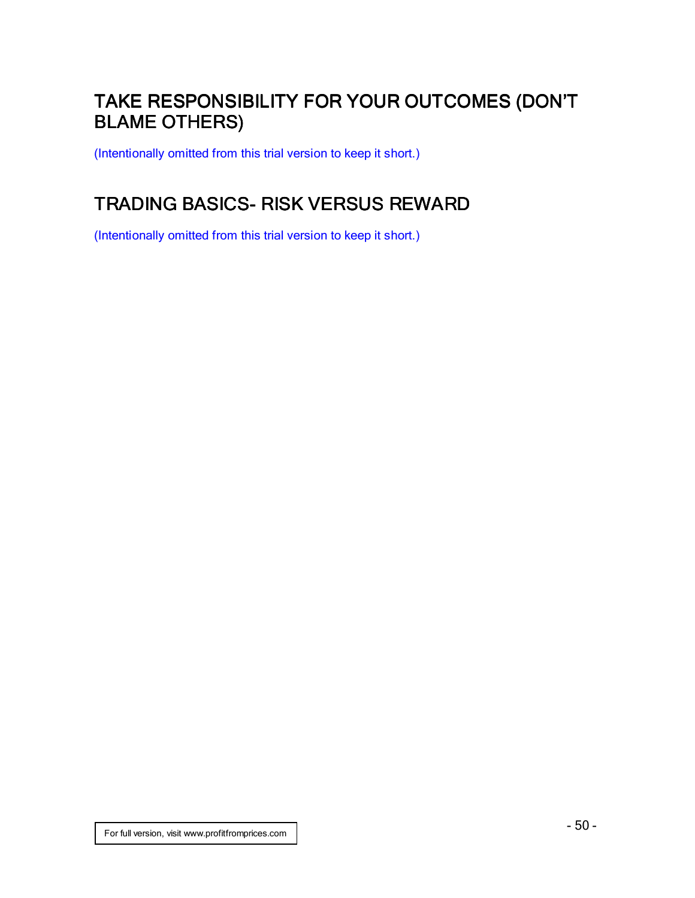## TAKE RESPONSIBILITY FOR YOUR OUTCOMES (DON'T BLAME OTHERS)

(Intentionally omitted from this trial version to keep it short.)

## TRADING BASICS- RISK VERSUS REWARD

(Intentionally omitted from this trial version to keep it short.)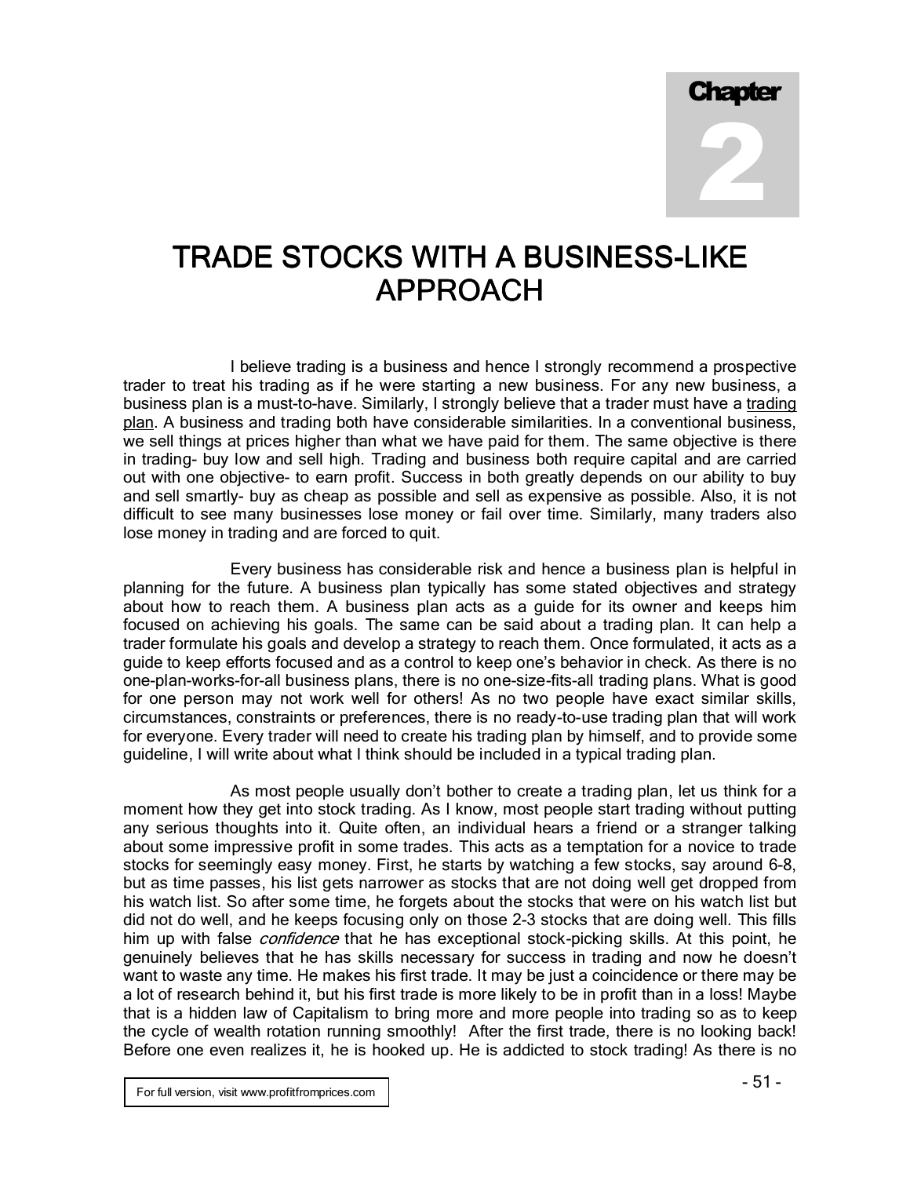# Chapter 2

# TRADE STOCKS WITH A BUSINESS-LIKE APPROACH

I believe trading is a business and hence I strongly recommend a prospective trader to treat his trading as if he were starting a new business. For any new business, a business plan is a must-to-have. Similarly, I strongly believe that a trader must have a trading plan. A business and trading both have considerable similarities. In a conventional business, we sell things at prices higher than what we have paid for them. The same objective is there in trading- buy low and sell high. Trading and business both require capital and are carried out with one objective- to earn profit. Success in both greatly depends on our ability to buy and sell smartly- buy as cheap as possible and sell as expensive as possible. Also, it is not difficult to see many businesses lose money or fail over time. Similarly, many traders also lose money in trading and are forced to quit.

Every business has considerable risk and hence a business plan is helpful in planning for the future. A business plan typically has some stated objectives and strategy about how to reach them. A business plan acts as a guide for its owner and keeps him focused on achieving his goals. The same can be said about a trading plan. It can help a trader formulate his goals and develop a strategy to reach them. Once formulated, it acts as a guide to keep efforts focused and as a control to keep one's behavior in check. As there is no one-plan-works-for-all business plans, there is no one-size-fits-all trading plans. What is good for one person may not work well for others! As no two people have exact similar skills, circumstances, constraints or preferences, there is no ready-to-use trading plan that will work for everyone. Every trader will need to create his trading plan by himself, and to provide some guideline, I will write about what I think should be included in a typical trading plan.

As most people usually don't bother to create a trading plan, let us think for a moment how they get into stock trading. As I know, most people start trading without putting any serious thoughts into it. Quite often, an individual hears a friend or a stranger talking about some impressive profit in some trades. This acts as a temptation for a novice to trade stocks for seemingly easy money. First, he starts by watching a few stocks, say around 6-8, but as time passes, his list gets narrower as stocks that are not doing well get dropped from his watch list. So after some time, he forgets about the stocks that were on his watch list but did not do well, and he keeps focusing only on those 2-3 stocks that are doing well. This fills him up with false *confidence* that he has exceptional stock-picking skills. At this point, he genuinely believes that he has skills necessary for success in trading and now he doesn't want to waste any time. He makes his first trade. It may be just a coincidence or there may be a lot of research behind it, but his first trade is more likely to be in profit than in a loss! Maybe that is a hidden law of Capitalism to bring more and more people into trading so as to keep the cycle of wealth rotation running smoothly! After the first trade, there is no looking back! Before one even realizes it, he is hooked up. He is addicted to stock trading! As there is no

For full version, visit www.profitfromprices.com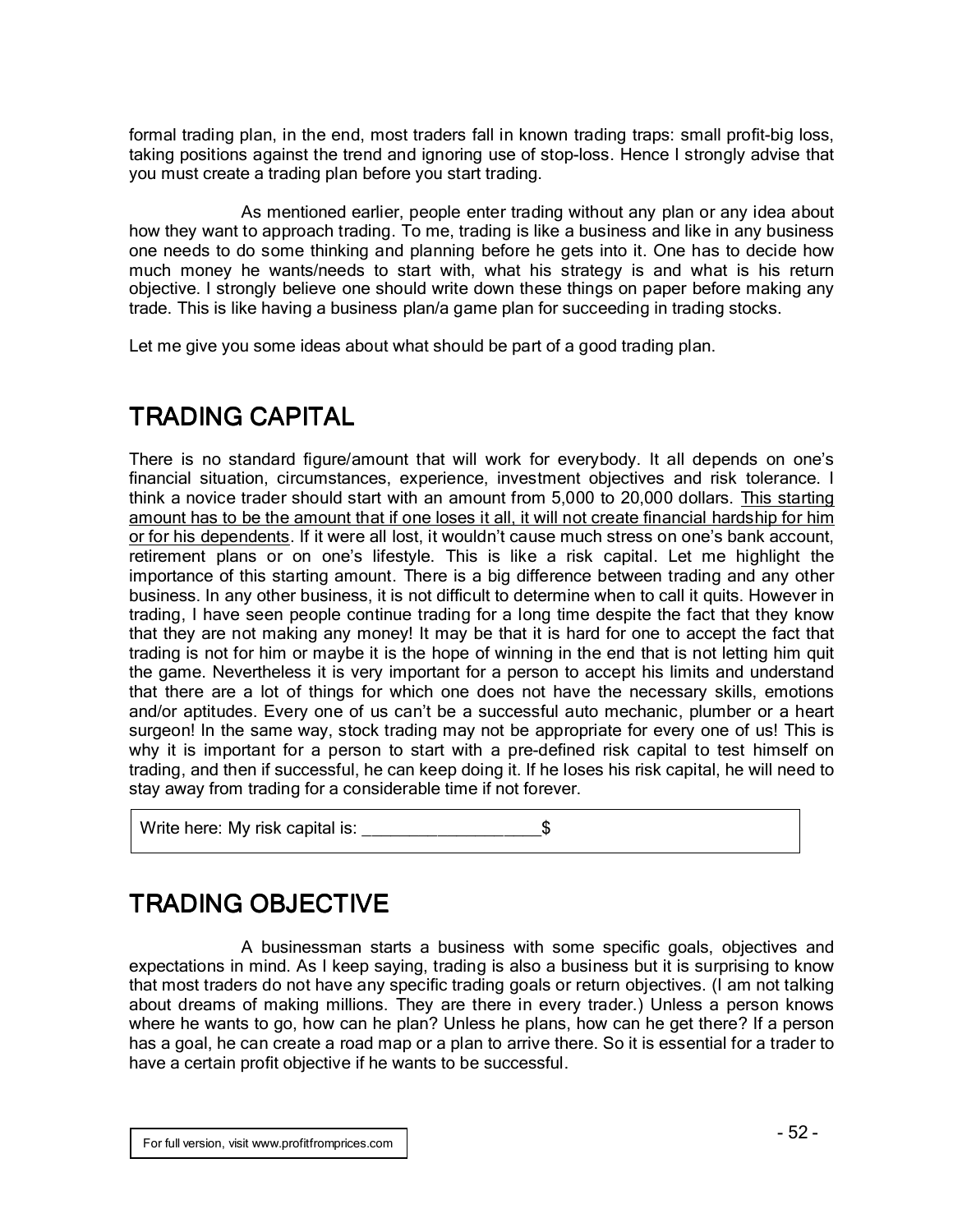formal trading plan, in the end, most traders fall in known trading traps: small profit-big loss, taking positions against the trend and ignoring use of stop-loss. Hence I strongly advise that you must create a trading plan before you start trading.

As mentioned earlier, people enter trading without any plan or any idea about how they want to approach trading. To me, trading is like a business and like in any business one needs to do some thinking and planning before he gets into it. One has to decide how much money he wants/needs to start with, what his strategy is and what is his return objective. I strongly believe one should write down these things on paper before making any trade. This is like having a business plan/a game plan for succeeding in trading stocks.

Let me give you some ideas about what should be part of a good trading plan.

## TRADING CAPITAL

There is no standard figure/amount that will work for everybody. It all depends on one's financial situation, circumstances, experience, investment objectives and risk tolerance. I think a novice trader should start with an amount from 5,000 to 20,000 dollars. <u>This starting amount has to be the amount that if one loses it all, it will not create financial hardship for him or for his dependents</u>. If it were all lost, it wouldn't cause much stress on one's bank account, retirement plans or on one's lifestyle. This is like a risk capital. Let me highlight the importance of this starting amount. There is a big difference between trading and any other business. In any other business, it is not difficult to determine when to call it quits. However in trading, I have seen people continue trading for a long time despite the fact that they know that they are not making any money! It may be that it is hard for one to accept the fact that trading is not for him or maybe it is the hope of winning in the end that is not letting him quit the game. Nevertheless it is very important for a person to accept his limits and understand that there are a lot of things for which one does not have the necessary skills, emotions and/or aptitudes. Every one of us can't be a successful auto mechanic, plumber or a heart surgeon! In the same way, stock trading may not be appropriate for every one of us! This is why it is important for a person to start with a pre-defined risk capital to test himself on trading, and then if successful, he can keep doing it. If he loses his risk capital, he will need to stay away from trading for a considerable time if not forever.

| |
|---|
| Write here: My risk capital is: ___________________$ |

## TRADING OBJECTIVE

A businessman starts a business with some specific goals, objectives and expectations in mind. As I keep saying, trading is also a business but it is surprising to know that most traders do not have any specific trading goals or return objectives. (I am not talking about dreams of making millions. They are there in every trader.) Unless a person knows where he wants to go, how can he plan? Unless he plans, how can he get there? If a person has a goal, he can create a road map or a plan to arrive there. So it is essential for a trader to have a certain profit objective if he wants to be successful.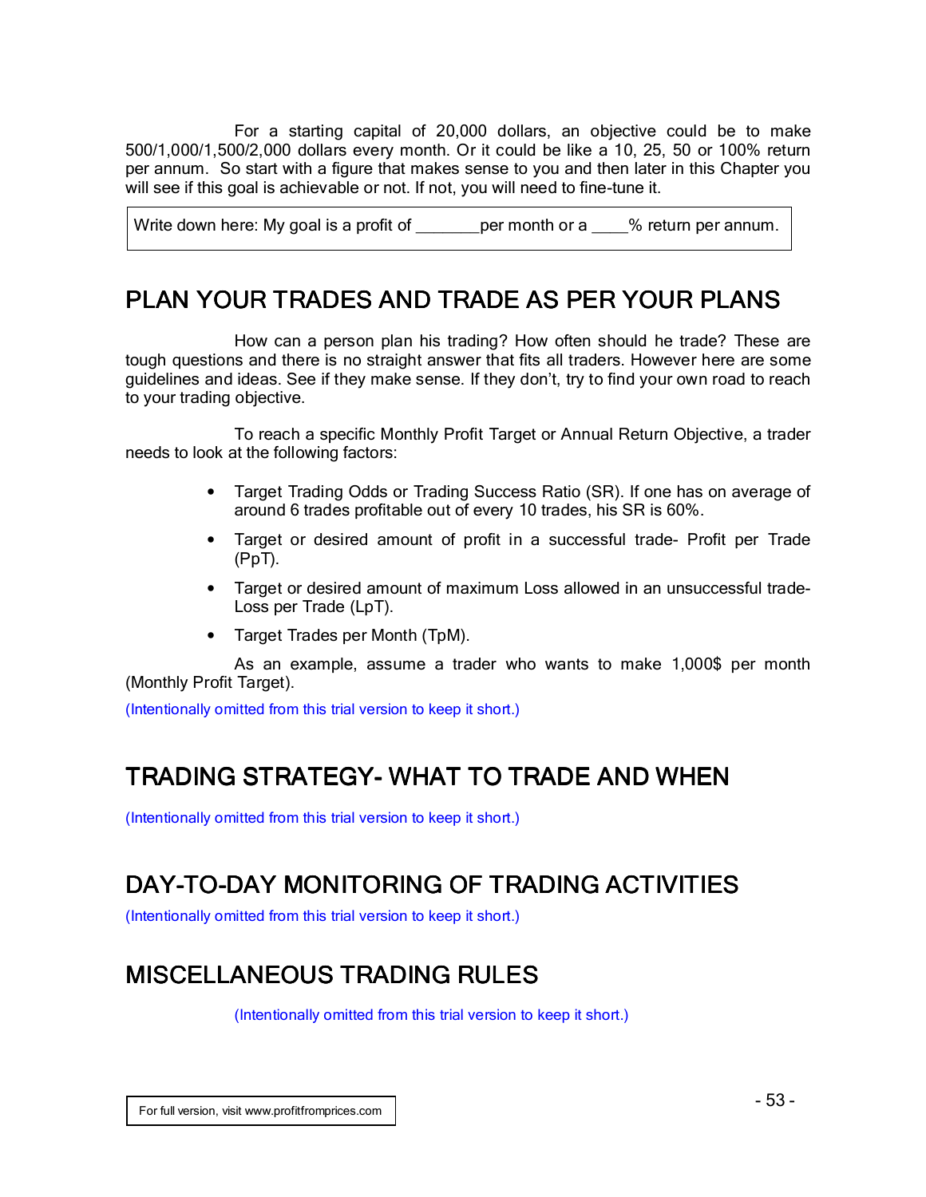For a starting capital of 20,000 dollars, an objective could be to make 500/1,000/1,500/2,000 dollars every month. Or it could be like a 10, 25, 50 or 100% return per annum. So start with a figure that makes sense to you and then later in this Chapter you will see if this goal is achievable or not. If not, you will need to fine-tune it.

| |
|---|
| Write down here: My goal is a profit of _______per month or a ____% return per annum. |

## PLAN YOUR TRADES AND TRADE AS PER YOUR PLANS

How can a person plan his trading? How often should he trade? These are tough questions and there is no straight answer that fits all traders. However here are some guidelines and ideas. See if they make sense. If they don't, try to find your own road to reach to your trading objective.

To reach a specific Monthly Profit Target or Annual Return Objective, a trader needs to look at the following factors:

- Target Trading Odds or Trading Success Ratio (SR). If one has on average of around 6 trades profitable out of every 10 trades, his SR is 60%.
- Target or desired amount of profit in a successful trade- Profit per Trade (PpT).
- Target or desired amount of maximum Loss allowed in an unsuccessful trade- Loss per Trade (LpT).
- Target Trades per Month (TpM).

As an example, assume a trader who wants to make 1,000$ per month (Monthly Profit Target).

(Intentionally omitted from this trial version to keep it short.)

## TRADING STRATEGY- WHAT TO TRADE AND WHEN

(Intentionally omitted from this trial version to keep it short.)

## DAY-TO-DAY MONITORING OF TRADING ACTIVITIES

(Intentionally omitted from this trial version to keep it short.)

## MISCELLANEOUS TRADING RULES

(Intentionally omitted from this trial version to keep it short.)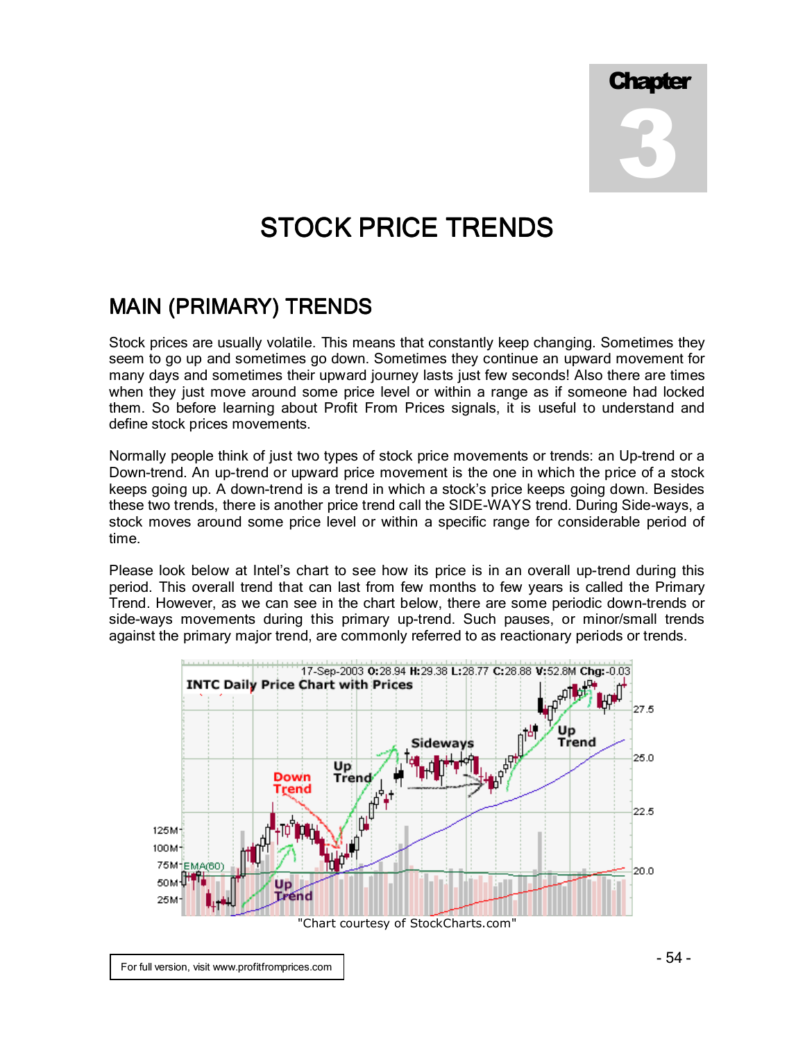# Chapter 3

# STOCK PRICE TRENDS

## MAIN (PRIMARY) TRENDS

Stock prices are usually volatile. This means that constantly keep changing. Sometimes they seem to go up and sometimes go down. Sometimes they continue an upward movement for many days and sometimes their upward journey lasts just few seconds! Also there are times when they just move around some price level or within a range as if someone had locked them. So before learning about Profit From Prices signals, it is useful to understand and define stock prices movements.

Normally people think of just two types of stock price movements or trends: an Up-trend or a Down-trend. An up-trend or upward price movement is the one in which the price of a stock keeps going up. A down-trend is a trend in which a stock's price keeps going down. Besides these two trends, there is another price trend call the SIDE-WAYS trend. During Side-ways, a stock moves around some price level or within a specific range for considerable period of time.

Please look below at Intel's chart to see how its price is in an overall up-trend during this period. This overall trend that can last from few months to few years is called the Primary Trend. However, as we can see in the chart below, there are some periodic down-trends or side-ways movements during this primary up-trend. Such pauses, or minor/small trends against the primary major trend, are commonly referred to as reactionary periods or trends.

INTC Daily Price Chart with Prices
17-Sep-2003 O:28.94 H:29.38 L:28.77 C:28.88 V:52.8M Chg:-0.03
27.5
25.0
22.5
20.0
125M
100M
75M
50M
25M
EMA(60)
Down Trend
Up Trend
Sideways
Up Trend
Up Trend

"Chart courtesy of StockCharts.com"

For full version, visit www.profitfromprices.com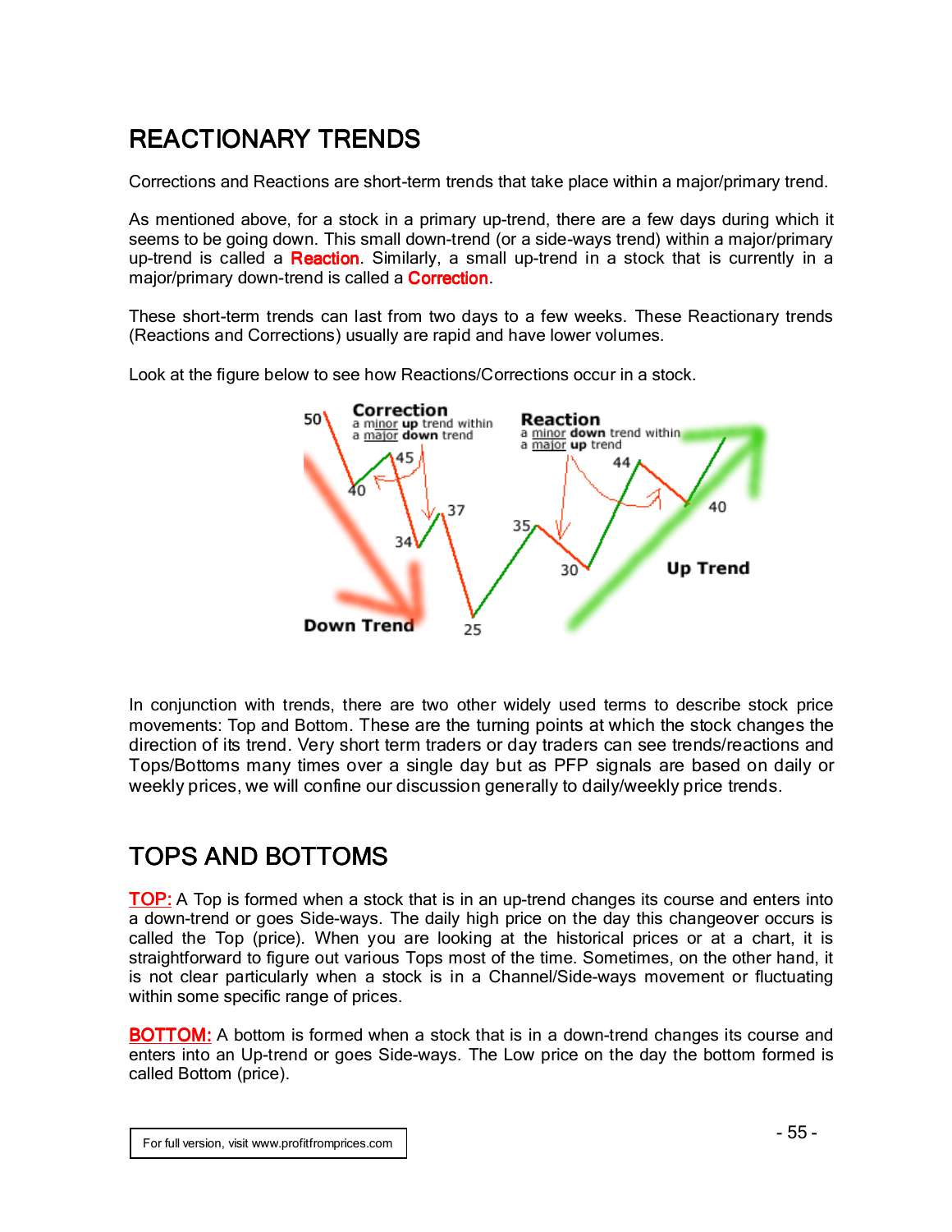# REACTIONARY TRENDS

Corrections and Reactions are short-term trends that take place within a major/primary trend.

As mentioned above, for a stock in a primary up-trend, there are a few days during which it seems to be going down. This small down-trend (or a side-ways trend) within a major/primary up-trend is called a **Reaction**. Similarly, a small up-trend in a stock that is currently in a major/primary down-trend is called a **Correction**.

These short-term trends can last from two days to a few weeks. These Reactionary trends (Reactions and Corrections) usually are rapid and have lower volumes.

Look at the figure below to see how Reactions/Corrections occur in a stock.

**Correction**
a minor **up** trend within
a major **down** trend

**Reaction**
a minor **down** trend within
a major **up** trend

50
40
45
34
37
25
35
30
44
40

Down Trend

Up Trend

In conjunction with trends, there are two other widely used terms to describe stock price movements: Top and Bottom. These are the turning points at which the stock changes the direction of its trend. Very short term traders or day traders can see trends/reactions and Tops/Bottoms many times over a single day but as PFP signals are based on daily or weekly prices, we will confine our discussion generally to daily/weekly price trends.

# TOPS AND BOTTOMS

**TOP:** A Top is formed when a stock that is in an up-trend changes its course and enters into a down-trend or goes Side-ways. The daily high price on the day this changeover occurs is called the Top (price). When you are looking at the historical prices or at a chart, it is straightforward to figure out various Tops most of the time. Sometimes, on the other hand, it is not clear particularly when a stock is in a Channel/Side-ways movement or fluctuating within some specific range of prices.

**BOTTOM:** A bottom is formed when a stock that is in a down-trend changes its course and enters into an Up-trend or goes Side-ways. The Low price on the day the bottom formed is called Bottom (price).

For full version, visit www.profitfromprices.com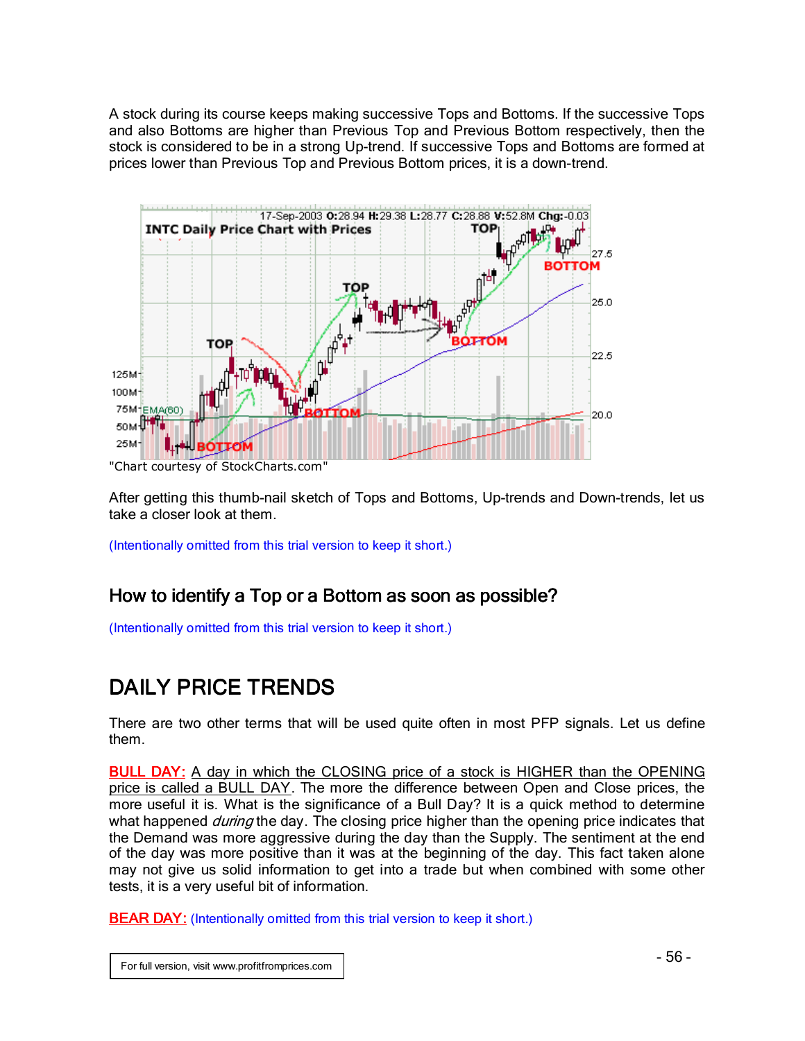A stock during its course keeps making successive Tops and Bottoms. If the successive Tops and also Bottoms are higher than Previous Top and Previous Bottom respectively, then the stock is considered to be in a strong Up-trend. If successive Tops and Bottoms are formed at prices lower than Previous Top and Previous Bottom prices, it is a down-trend.

INTC Daily Price Chart with Prices

17-Sep-2003 O:28.94 H:29.38 L:28.77 C:28.88 V:52.8M Chg:-0.03

TOP

TOP

TOP

BOTTOM

BOTTOM

BOTTOM

BOTTOM

EMA(60)

125M

100M

75M

50M

25M

27.5

25.0

22.5

20.0

"Chart courtesy of StockCharts.com"

After getting this thumb-nail sketch of Tops and Bottoms, Up-trends and Down-trends, let us take a closer look at them.

(Intentionally omitted from this trial version to keep it short.)

## How to identify a Top or a Bottom as soon as possible?

(Intentionally omitted from this trial version to keep it short.)

# DAILY PRICE TRENDS

There are two other terms that will be used quite often in most PFP signals. Let us define them.

**BULL DAY:** A day in which the CLOSING price of a stock is HIGHER than the OPENING price is called a BULL DAY. The more the difference between Open and Close prices, the more useful it is. What is the significance of a Bull Day? It is a quick method to determine what happened *during* the day. The closing price higher than the opening price indicates that the Demand was more aggressive during the day than the Supply. The sentiment at the end of the day was more positive than it was at the beginning of the day. This fact taken alone may not give us solid information to get into a trade but when combined with some other tests, it is a very useful bit of information.

**BEAR DAY:** (Intentionally omitted from this trial version to keep it short.)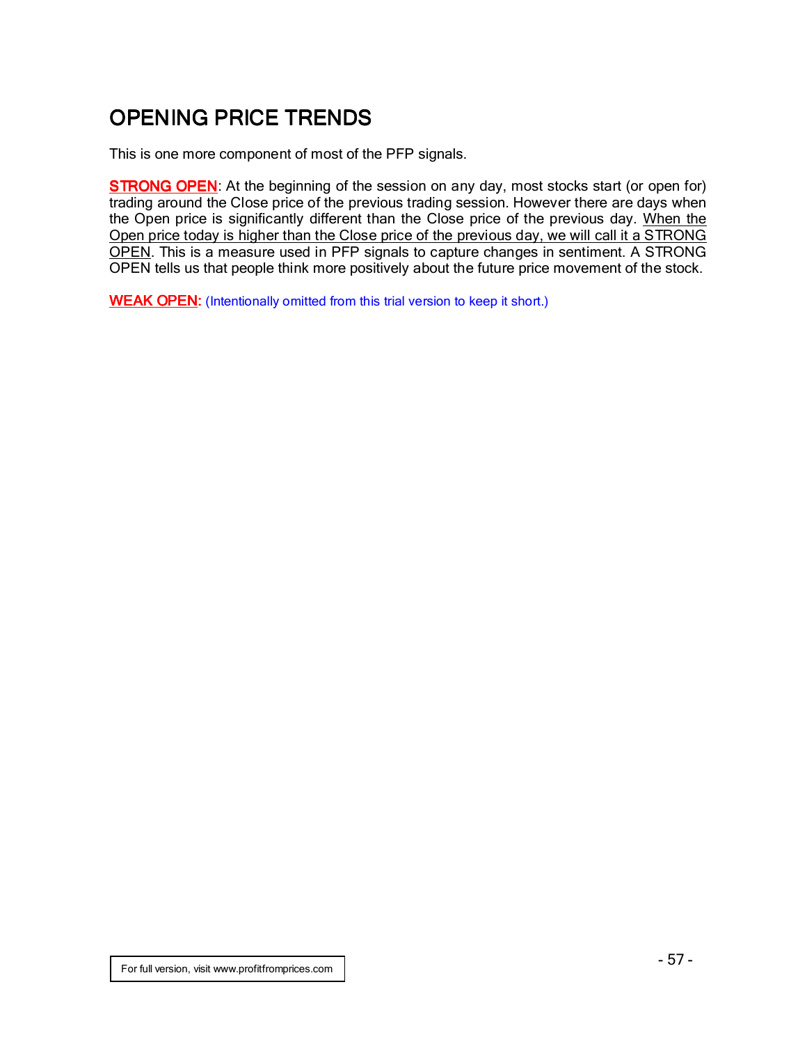# OPENING PRICE TRENDS

This is one more component of most of the PFP signals.

**STRONG OPEN**: At the beginning of the session on any day, most stocks start (or open for) trading around the Close price of the previous trading session. However there are days when the Open price is significantly different than the Close price of the previous day. When the Open price today is higher than the Close price of the previous day, we will call it a STRONG OPEN. This is a measure used in PFP signals to capture changes in sentiment. A STRONG OPEN tells us that people think more positively about the future price movement of the stock.

**WEAK OPEN:** (Intentionally omitted from this trial version to keep it short.)

For full version, visit www.profitfromprices.com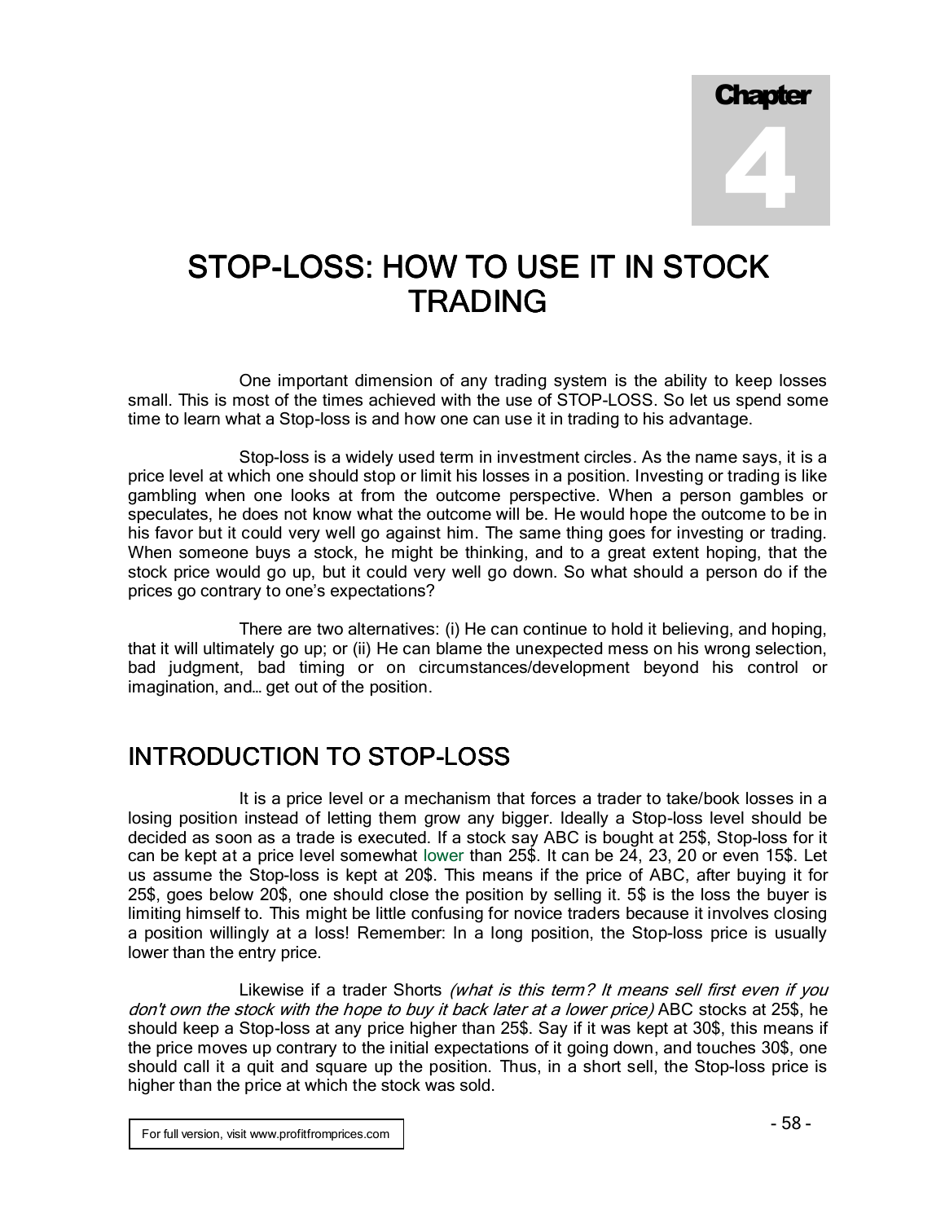Chapter 4

# STOP-LOSS: HOW TO USE IT IN STOCK TRADING

One important dimension of any trading system is the ability to keep losses small. This is most of the times achieved with the use of STOP-LOSS. So let us spend some time to learn what a Stop-loss is and how one can use it in trading to his advantage.

Stop-loss is a widely used term in investment circles. As the name says, it is a price level at which one should stop or limit his losses in a position. Investing or trading is like gambling when one looks at from the outcome perspective. When a person gambles or speculates, he does not know what the outcome will be. He would hope the outcome to be in his favor but it could very well go against him. The same thing goes for investing or trading. When someone buys a stock, he might be thinking, and to a great extent hoping, that the stock price would go up, but it could very well go down. So what should a person do if the prices go contrary to one's expectations?

There are two alternatives: (i) He can continue to hold it believing, and hoping, that it will ultimately go up; or (ii) He can blame the unexpected mess on his wrong selection, bad judgment, bad timing or on circumstances/development beyond his control or imagination, and… get out of the position.

## INTRODUCTION TO STOP-LOSS

It is a price level or a mechanism that forces a trader to take/book losses in a losing position instead of letting them grow any bigger. Ideally a Stop-loss level should be decided as soon as a trade is executed. If a stock say ABC is bought at 25$, Stop-loss for it can be kept at a price level somewhat lower than 25$. It can be 24, 23, 20 or even 15$. Let us assume the Stop-loss is kept at 20$. This means if the price of ABC, after buying it for 25$, goes below 20$, one should close the position by selling it. 5$ is the loss the buyer is limiting himself to. This might be little confusing for novice traders because it involves closing a position willingly at a loss! Remember: In a long position, the Stop-loss price is usually lower than the entry price.

Likewise if a trader Shorts *(what is this term? It means sell first even if you don't own the stock with the hope to buy it back later at a lower price)* ABC stocks at 25$, he should keep a Stop-loss at any price higher than 25$. Say if it was kept at 30$, this means if the price moves up contrary to the initial expectations of it going down, and touches 30$, one should call it a quit and square up the position. Thus, in a short sell, the Stop-loss price is higher than the price at which the stock was sold.

For full version, visit www.profitfromprices.com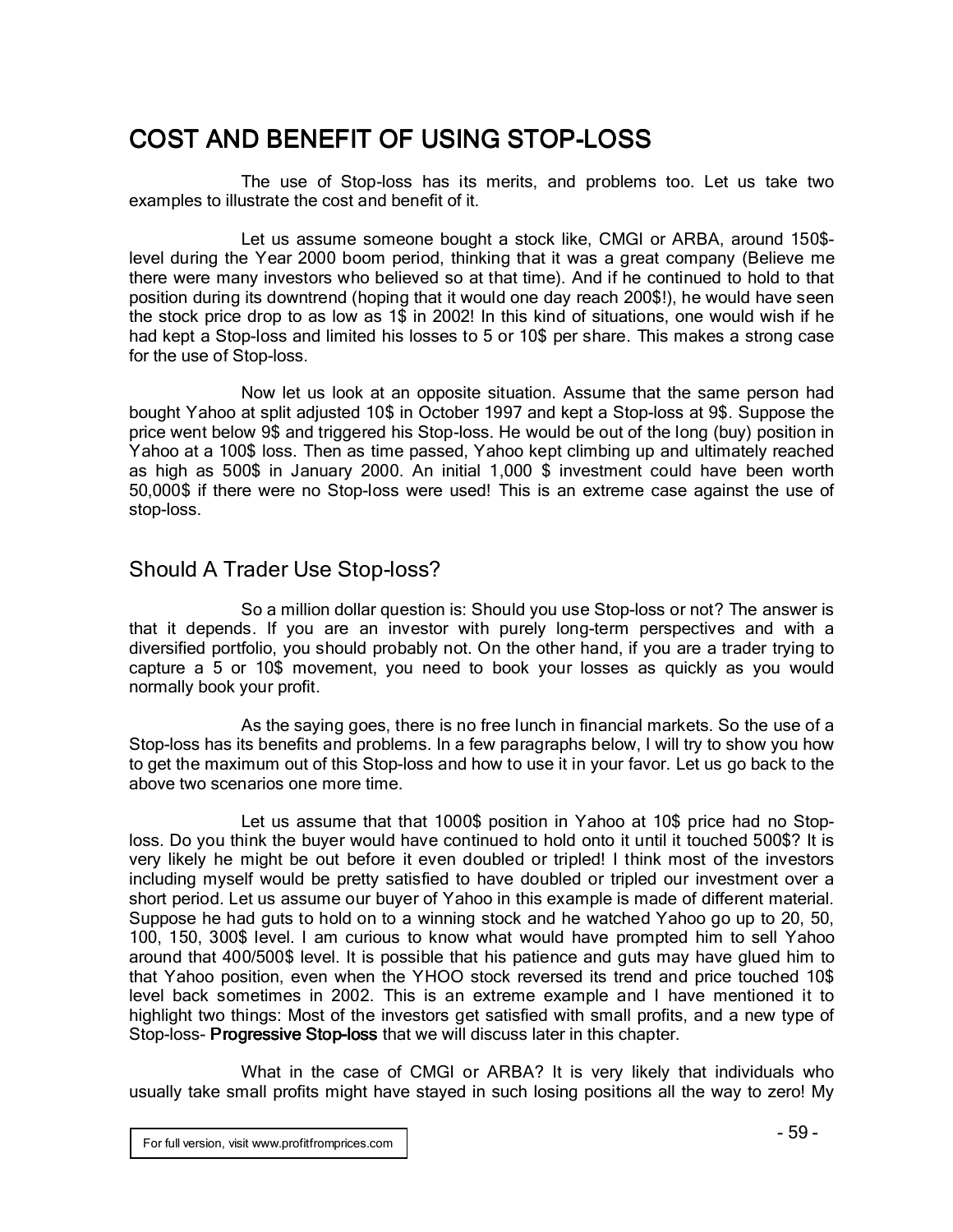# COST AND BENEFIT OF USING STOP-LOSS

The use of Stop-loss has its merits, and problems too. Let us take two examples to illustrate the cost and benefit of it.

Let us assume someone bought a stock like, CMGI or ARBA, around 150$-level during the Year 2000 boom period, thinking that it was a great company (Believe me there were many investors who believed so at that time). And if he continued to hold to that position during its downtrend (hoping that it would one day reach 200$!), he would have seen the stock price drop to as low as 1$ in 2002! In this kind of situations, one would wish if he had kept a Stop-loss and limited his losses to 5 or 10$ per share. This makes a strong case for the use of Stop-loss.

Now let us look at an opposite situation. Assume that the same person had bought Yahoo at split adjusted 10$ in October 1997 and kept a Stop-loss at 9$. Suppose the price went below 9$ and triggered his Stop-loss. He would be out of the long (buy) position in Yahoo at a 100$ loss. Then as time passed, Yahoo kept climbing up and ultimately reached as high as 500$ in January 2000. An initial 1,000 $ investment could have been worth 50,000$ if there were no Stop-loss were used! This is an extreme case against the use of stop-loss.

## Should A Trader Use Stop-loss?

So a million dollar question is: Should you use Stop-loss or not? The answer is that it depends. If you are an investor with purely long-term perspectives and with a diversified portfolio, you should probably not. On the other hand, if you are a trader trying to capture a 5 or 10$ movement, you need to book your losses as quickly as you would normally book your profit.

As the saying goes, there is no free lunch in financial markets. So the use of a Stop-loss has its benefits and problems. In a few paragraphs below, I will try to show you how to get the maximum out of this Stop-loss and how to use it in your favor. Let us go back to the above two scenarios one more time.

Let us assume that that 1000$ position in Yahoo at 10$ price had no Stop-loss. Do you think the buyer would have continued to hold onto it until it touched 500$? It is very likely he might be out before it even doubled or tripled! I think most of the investors including myself would be pretty satisfied to have doubled or tripled our investment over a short period. Let us assume our buyer of Yahoo in this example is made of different material. Suppose he had guts to hold on to a winning stock and he watched Yahoo go up to 20, 50, 100, 150, 300$ level. I am curious to know what would have prompted him to sell Yahoo around that 400/500$ level. It is possible that his patience and guts may have glued him to that Yahoo position, even when the YHOO stock reversed its trend and price touched 10$ level back sometimes in 2002. This is an extreme example and I have mentioned it to highlight two things: Most of the investors get satisfied with small profits, and a new type of Stop-loss- **Progressive Stop-loss** that we will discuss later in this chapter.

What in the case of CMGI or ARBA? It is very likely that individuals who usually take small profits might have stayed in such losing positions all the way to zero! My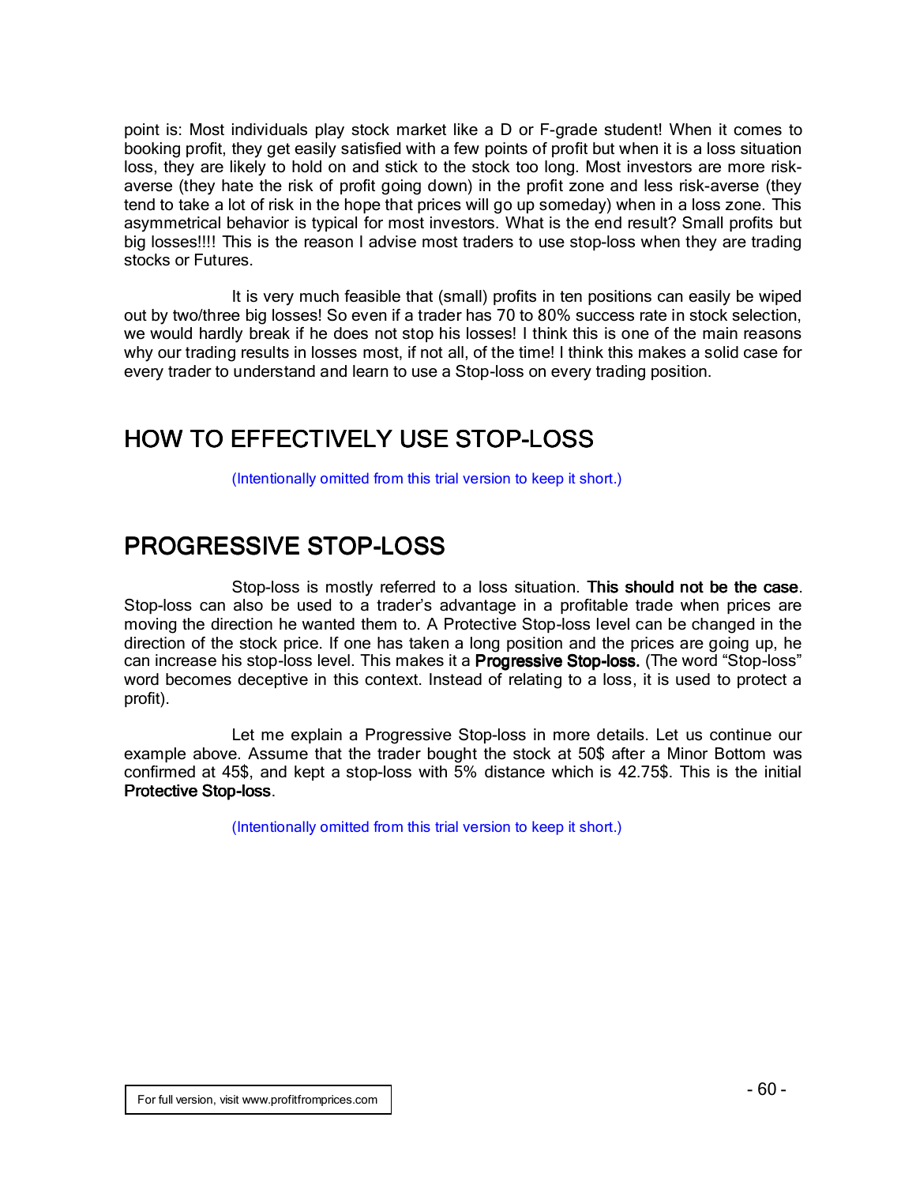point is: Most individuals play stock market like a D or F-grade student! When it comes to booking profit, they get easily satisfied with a few points of profit but when it is a loss situation loss, they are likely to hold on and stick to the stock too long. Most investors are more risk-averse (they hate the risk of profit going down) in the profit zone and less risk-averse (they tend to take a lot of risk in the hope that prices will go up someday) when in a loss zone. This asymmetrical behavior is typical for most investors. What is the end result? Small profits but big losses!!!! This is the reason I advise most traders to use stop-loss when they are trading stocks or Futures.

It is very much feasible that (small) profits in ten positions can easily be wiped out by two/three big losses! So even if a trader has 70 to 80% success rate in stock selection, we would hardly break if he does not stop his losses! I think this is one of the main reasons why our trading results in losses most, if not all, of the time! I think this makes a solid case for every trader to understand and learn to use a Stop-loss on every trading position.

## HOW TO EFFECTIVELY USE STOP-LOSS

(Intentionally omitted from this trial version to keep it short.)

## PROGRESSIVE STOP-LOSS

Stop-loss is mostly referred to a loss situation. **This should not be the case**. Stop-loss can also be used to a trader's advantage in a profitable trade when prices are moving the direction he wanted them to. A Protective Stop-loss level can be changed in the direction of the stock price. If one has taken a long position and the prices are going up, he can increase his stop-loss level. This makes it a **Progressive Stop-loss.** (The word "Stop-loss" word becomes deceptive in this context. Instead of relating to a loss, it is used to protect a profit).

Let me explain a Progressive Stop-loss in more details. Let us continue our example above. Assume that the trader bought the stock at 50$ after a Minor Bottom was confirmed at 45$, and kept a stop-loss with 5% distance which is 42.75$. This is the initial **Protective Stop-loss**.

(Intentionally omitted from this trial version to keep it short.)

For full version, visit www.profitfromprices.com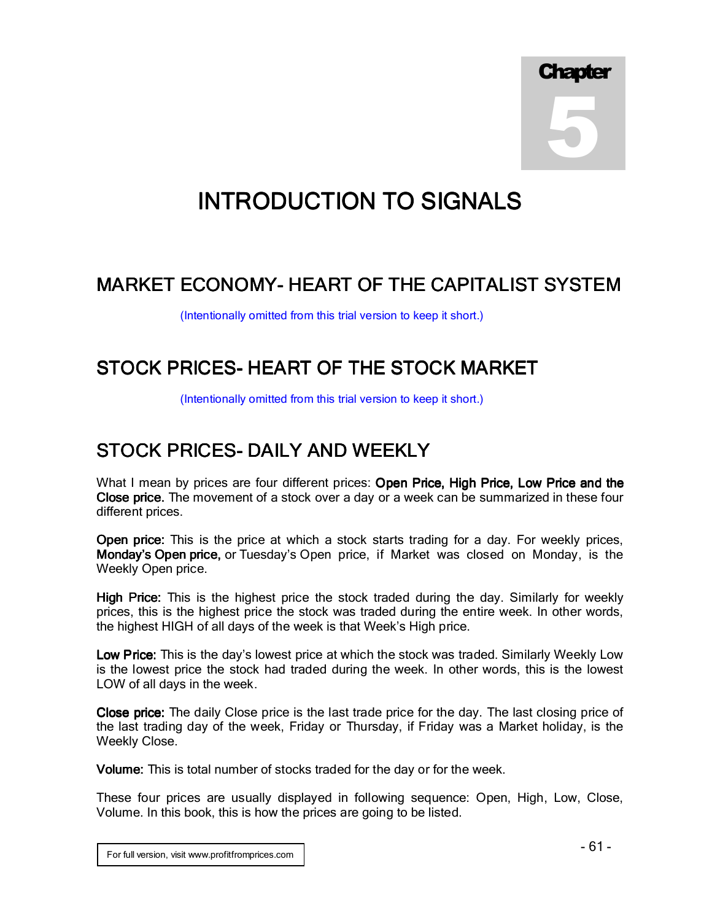# Chapter 5

# INTRODUCTION TO SIGNALS

## MARKET ECONOMY- HEART OF THE CAPITALIST SYSTEM

(Intentionally omitted from this trial version to keep it short.)

## STOCK PRICES- HEART OF THE STOCK MARKET

(Intentionally omitted from this trial version to keep it short.)

## STOCK PRICES- DAILY AND WEEKLY

What I mean by prices are four different prices: **Open Price, High Price, Low Price and the Close price.** The movement of a stock over a day or a week can be summarized in these four different prices.

**Open price:** This is the price at which a stock starts trading for a day. For weekly prices, **Monday's Open price,** or Tuesday's Open price, if Market was closed on Monday, is the Weekly Open price.

**High Price:** This is the highest price the stock traded during the day. Similarly for weekly prices, this is the highest price the stock was traded during the entire week. In other words, the highest HIGH of all days of the week is that Week's High price.

**Low Price:** This is the day's lowest price at which the stock was traded. Similarly Weekly Low is the lowest price the stock had traded during the week. In other words, this is the lowest LOW of all days in the week.

**Close price:** The daily Close price is the last trade price for the day. The last closing price of the last trading day of the week, Friday or Thursday, if Friday was a Market holiday, is the Weekly Close.

**Volume:** This is total number of stocks traded for the day or for the week.

These four prices are usually displayed in following sequence: Open, High, Low, Close, Volume. In this book, this is how the prices are going to be listed.

For full version, visit www.profitfromprices.com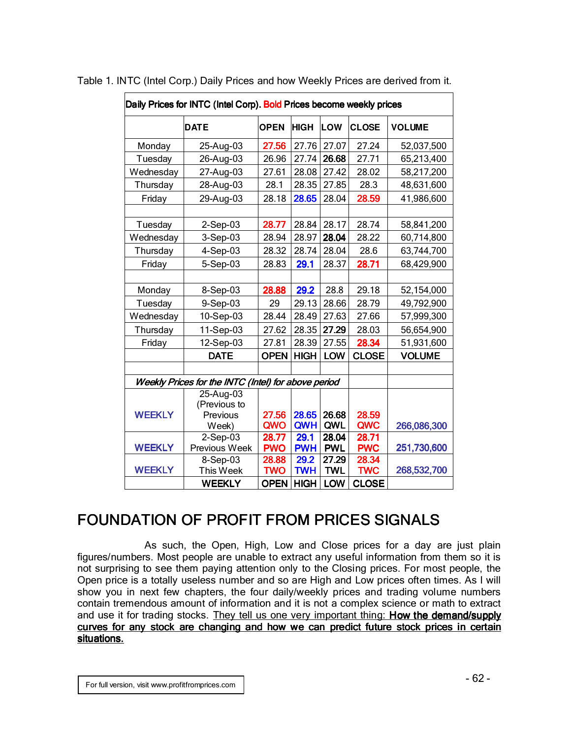Table 1. INTC (Intel Corp.) Daily Prices and how Weekly Prices are derived from it.

| Daily Prices for INTC (Intel Corp). **Bold** Prices become weekly prices | | | | | | |
|---|---|---|---|---|---|---|
| | DATE | OPEN | HIGH | LOW | CLOSE | VOLUME |
| Monday | 25-Aug-03 | **27.56** | 27.76 | 27.07 | 27.24 | 52,037,500 |
| Tuesday | 26-Aug-03 | 26.96 | 27.74 | **26.68** | 27.71 | 65,213,400 |
| Wednesday | 27-Aug-03 | 27.61 | 28.08 | 27.42 | 28.02 | 58,217,200 |
| Thursday | 28-Aug-03 | 28.1 | 28.35 | 27.85 | 28.3 | 48,631,600 |
| Friday | 29-Aug-03 | 28.18 | **28.65** | 28.04 | **28.59** | 41,986,600 |
| | | | | | | |
| Tuesday | 2-Sep-03 | **28.77** | 28.84 | 28.17 | 28.74 | 58,841,200 |
| Wednesday | 3-Sep-03 | 28.94 | 28.97 | **28.04** | 28.22 | 60,714,800 |
| Thursday | 4-Sep-03 | 28.32 | 28.74 | 28.04 | 28.6 | 63,744,700 |
| Friday | 5-Sep-03 | 28.83 | **29.1** | 28.37 | **28.71** | 68,429,900 |
| | | | | | | |
| Monday | 8-Sep-03 | **28.88** | **29.2** | 28.8 | 29.18 | 52,154,000 |
| Tuesday | 9-Sep-03 | 29 | 29.13 | 28.66 | 28.79 | 49,792,900 |
| Wednesday | 10-Sep-03 | 28.44 | 28.49 | 27.63 | 27.66 | 57,999,300 |
| Thursday | 11-Sep-03 | 27.62 | 28.35 | **27.29** | 28.03 | 56,654,900 |
| Friday | 12-Sep-03 | 27.81 | 28.39 | 27.55 | **28.34** | 51,931,600 |
| | **DATE** | **OPEN** | **HIGH** | **LOW** | **CLOSE** | **VOLUME** |
| | | | | | | |
| ***Weekly Prices for the INTC (Intel) for above period*** | | | | | | |
| WEEKLY | 25-Aug-03 (Previous to Previous Week) | 27.56 QWO | 28.65 QWH | 26.68 QWL | 28.59 QWC | 266,086,300 |
| WEEKLY | 2-Sep-03 Previous Week | 28.77 PWO | 29.1 PWH | 28.04 PWL | 28.71 PWC | 251,730,600 |
| WEEKLY | 8-Sep-03 This Week | 28.88 TWO | 29.2 TWH | 27.29 TWL | 28.34 TWC | 268,532,700 |
| | **WEEKLY** | **OPEN** | **HIGH** | **LOW** | **CLOSE** | |

# FOUNDATION OF PROFIT FROM PRICES SIGNALS

As such, the Open, High, Low and Close prices for a day are just plain figures/numbers. Most people are unable to extract any useful information from them so it is not surprising to see them paying attention only to the Closing prices. For most people, the Open price is a totally useless number and so are High and Low prices often times. As I will show you in next few chapters, the four daily/weekly prices and trading volume numbers contain tremendous amount of information and it is not a complex science or math to extract and use it for trading stocks. They tell us one very important thing: **How the demand/supply curves for any stock are changing and how we can predict future stock prices in certain situations.**

For full version, visit www.profitfromprices.com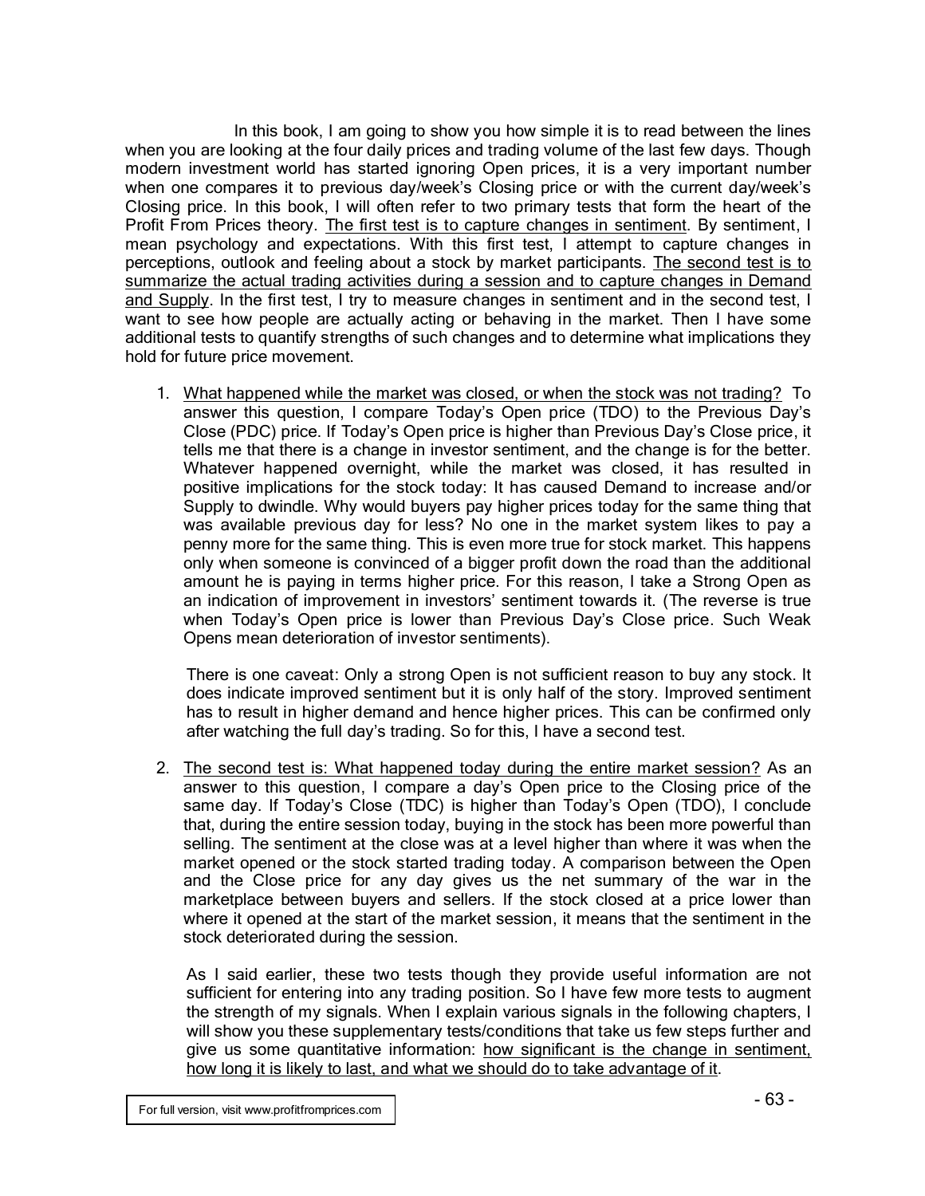In this book, I am going to show you how simple it is to read between the lines when you are looking at the four daily prices and trading volume of the last few days. Though modern investment world has started ignoring Open prices, it is a very important number when one compares it to previous day/week's Closing price or with the current day/week's Closing price. In this book, I will often refer to two primary tests that form the heart of the Profit From Prices theory. The first test is to capture changes in sentiment. By sentiment, I mean psychology and expectations. With this first test, I attempt to capture changes in perceptions, outlook and feeling about a stock by market participants. The second test is to summarize the actual trading activities during a session and to capture changes in Demand and Supply. In the first test, I try to measure changes in sentiment and in the second test, I want to see how people are actually acting or behaving in the market. Then I have some additional tests to quantify strengths of such changes and to determine what implications they hold for future price movement.

1. What happened while the market was closed, or when the stock was not trading? To answer this question, I compare Today's Open price (TDO) to the Previous Day's Close (PDC) price. If Today's Open price is higher than Previous Day's Close price, it tells me that there is a change in investor sentiment, and the change is for the better. Whatever happened overnight, while the market was closed, it has resulted in positive implications for the stock today: It has caused Demand to increase and/or Supply to dwindle. Why would buyers pay higher prices today for the same thing that was available previous day for less? No one in the market system likes to pay a penny more for the same thing. This is even more true for stock market. This happens only when someone is convinced of a bigger profit down the road than the additional amount he is paying in terms higher price. For this reason, I take a Strong Open as an indication of improvement in investors' sentiment towards it. (The reverse is true when Today's Open price is lower than Previous Day's Close price. Such Weak Opens mean deterioration of investor sentiments).

   There is one caveat: Only a strong Open is not sufficient reason to buy any stock. It does indicate improved sentiment but it is only half of the story. Improved sentiment has to result in higher demand and hence higher prices. This can be confirmed only after watching the full day's trading. So for this, I have a second test.

2. The second test is: What happened today during the entire market session? As an answer to this question, I compare a day's Open price to the Closing price of the same day. If Today's Close (TDC) is higher than Today's Open (TDO), I conclude that, during the entire session today, buying in the stock has been more powerful than selling. The sentiment at the close was at a level higher than where it was when the market opened or the stock started trading today. A comparison between the Open and the Close price for any day gives us the net summary of the war in the marketplace between buyers and sellers. If the stock closed at a price lower than where it opened at the start of the market session, it means that the sentiment in the stock deteriorated during the session.

   As I said earlier, these two tests though they provide useful information are not sufficient for entering into any trading position. So I have few more tests to augment the strength of my signals. When I explain various signals in the following chapters, I will show you these supplementary tests/conditions that take us few steps further and give us some quantitative information: how significant is the change in sentiment, how long it is likely to last, and what we should do to take advantage of it.

For full version, visit www.profitfromprices.com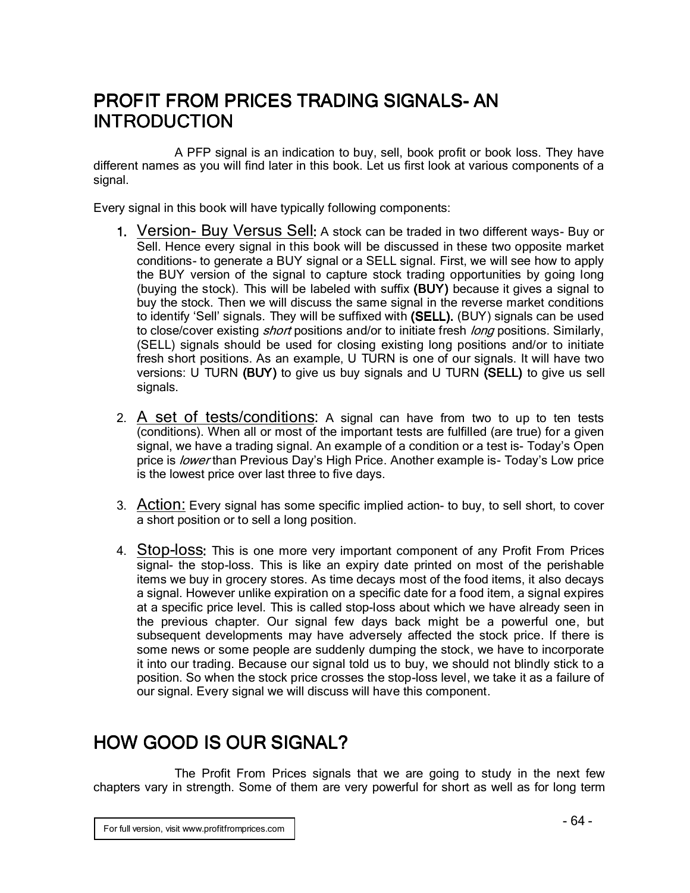# PROFIT FROM PRICES TRADING SIGNALS- AN INTRODUCTION

A PFP signal is an indication to buy, sell, book profit or book loss. They have different names as you will find later in this book. Let us first look at various components of a signal.

Every signal in this book will have typically following components:

1. Version- Buy Versus Sell: A stock can be traded in two different ways- Buy or Sell. Hence every signal in this book will be discussed in these two opposite market conditions- to generate a BUY signal or a SELL signal. First, we will see how to apply the BUY version of the signal to capture stock trading opportunities by going long (buying the stock). This will be labeled with suffix **(BUY)** because it gives a signal to buy the stock. Then we will discuss the same signal in the reverse market conditions to identify 'Sell' signals. They will be suffixed with **(SELL).** (BUY) signals can be used to close/cover existing *short* positions and/or to initiate fresh *long* positions. Similarly, (SELL) signals should be used for closing existing long positions and/or to initiate fresh short positions. As an example, U TURN is one of our signals. It will have two versions: U TURN **(BUY)** to give us buy signals and U TURN **(SELL)** to give us sell signals.

2. A set of tests/conditions: A signal can have from two to up to ten tests (conditions). When all or most of the important tests are fulfilled (are true) for a given signal, we have a trading signal. An example of a condition or a test is- Today's Open price is *lower* than Previous Day's High Price. Another example is- Today's Low price is the lowest price over last three to five days.

3. Action: Every signal has some specific implied action- to buy, to sell short, to cover a short position or to sell a long position.

4. Stop-loss: This is one more very important component of any Profit From Prices signal- the stop-loss. This is like an expiry date printed on most of the perishable items we buy in grocery stores. As time decays most of the food items, it also decays a signal. However unlike expiration on a specific date for a food item, a signal expires at a specific price level. This is called stop-loss about which we have already seen in the previous chapter. Our signal few days back might be a powerful one, but subsequent developments may have adversely affected the stock price. If there is some news or some people are suddenly dumping the stock, we have to incorporate it into our trading. Because our signal told us to buy, we should not blindly stick to a position. So when the stock price crosses the stop-loss level, we take it as a failure of our signal. Every signal we will discuss will have this component.

# HOW GOOD IS OUR SIGNAL?

The Profit From Prices signals that we are going to study in the next few chapters vary in strength. Some of them are very powerful for short as well as for long term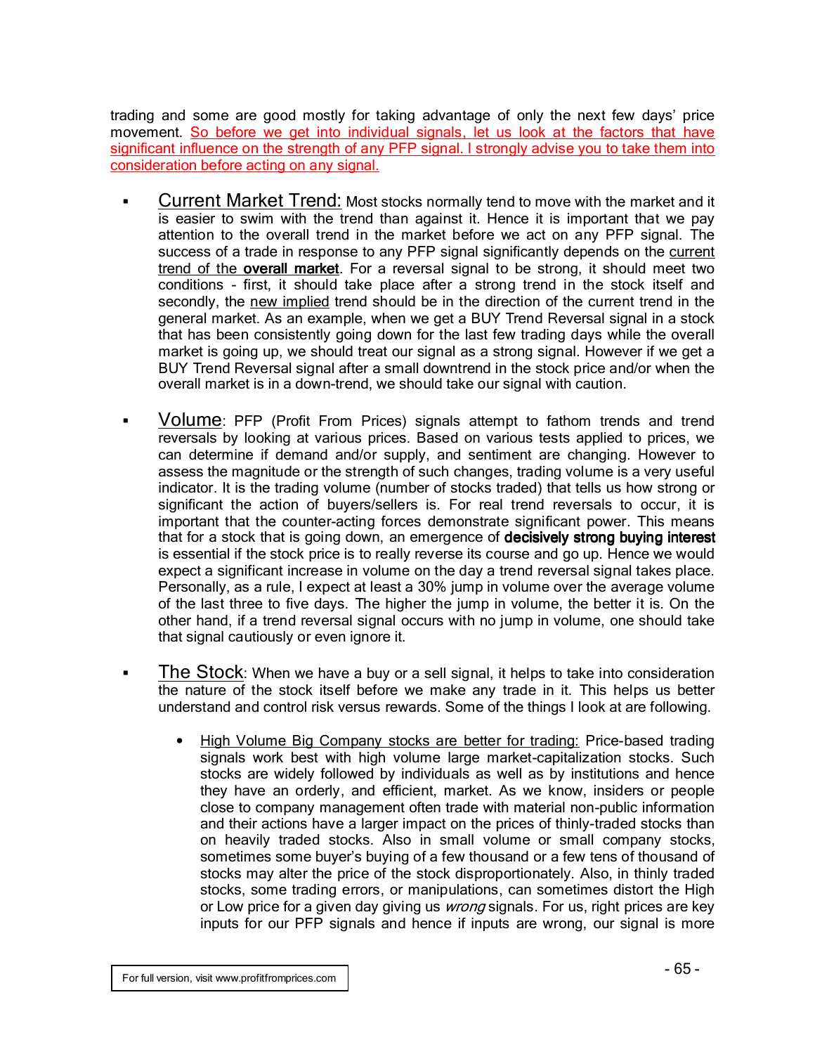trading and some are good mostly for taking advantage of only the next few days' price movement. So before we get into individual signals, let us look at the factors that have significant influence on the strength of any PFP signal. I strongly advise you to take them into consideration before acting on any signal.

- Current Market Trend: Most stocks normally tend to move with the market and it is easier to swim with the trend than against it. Hence it is important that we pay attention to the overall trend in the market before we act on any PFP signal. The success of a trade in response to any PFP signal significantly depends on the current trend of the **overall market**. For a reversal signal to be strong, it should meet two conditions - first, it should take place after a strong trend in the stock itself and secondly, the new implied trend should be in the direction of the current trend in the general market. As an example, when we get a BUY Trend Reversal signal in a stock that has been consistently going down for the last few trading days while the overall market is going up, we should treat our signal as a strong signal. However if we get a BUY Trend Reversal signal after a small downtrend in the stock price and/or when the overall market is in a down-trend, we should take our signal with caution.

- Volume: PFP (Profit From Prices) signals attempt to fathom trends and trend reversals by looking at various prices. Based on various tests applied to prices, we can determine if demand and/or supply, and sentiment are changing. However to assess the magnitude or the strength of such changes, trading volume is a very useful indicator. It is the trading volume (number of stocks traded) that tells us how strong or significant the action of buyers/sellers is. For real trend reversals to occur, it is important that the counter-acting forces demonstrate significant power. This means that for a stock that is going down, an emergence of **decisively strong buying interest** is essential if the stock price is to really reverse its course and go up. Hence we would expect a significant increase in volume on the day a trend reversal signal takes place. Personally, as a rule, I expect at least a 30% jump in volume over the average volume of the last three to five days. The higher the jump in volume, the better it is. On the other hand, if a trend reversal signal occurs with no jump in volume, one should take that signal cautiously or even ignore it.

- The Stock: When we have a buy or a sell signal, it helps to take into consideration the nature of the stock itself before we make any trade in it. This helps us better understand and control risk versus rewards. Some of the things I look at are following.

  - High Volume Big Company stocks are better for trading: Price-based trading signals work best with high volume large market-capitalization stocks. Such stocks are widely followed by individuals as well as by institutions and hence they have an orderly, and efficient, market. As we know, insiders or people close to company management often trade with material non-public information and their actions have a larger impact on the prices of thinly-traded stocks than on heavily traded stocks. Also in small volume or small company stocks, sometimes some buyer's buying of a few thousand or a few tens of thousand of stocks may alter the price of the stock disproportionately. Also, in thinly traded stocks, some trading errors, or manipulations, can sometimes distort the High or Low price for a given day giving us *wrong* signals. For us, right prices are key inputs for our PFP signals and hence if inputs are wrong, our signal is more

For full version, visit www.profitfromprices.com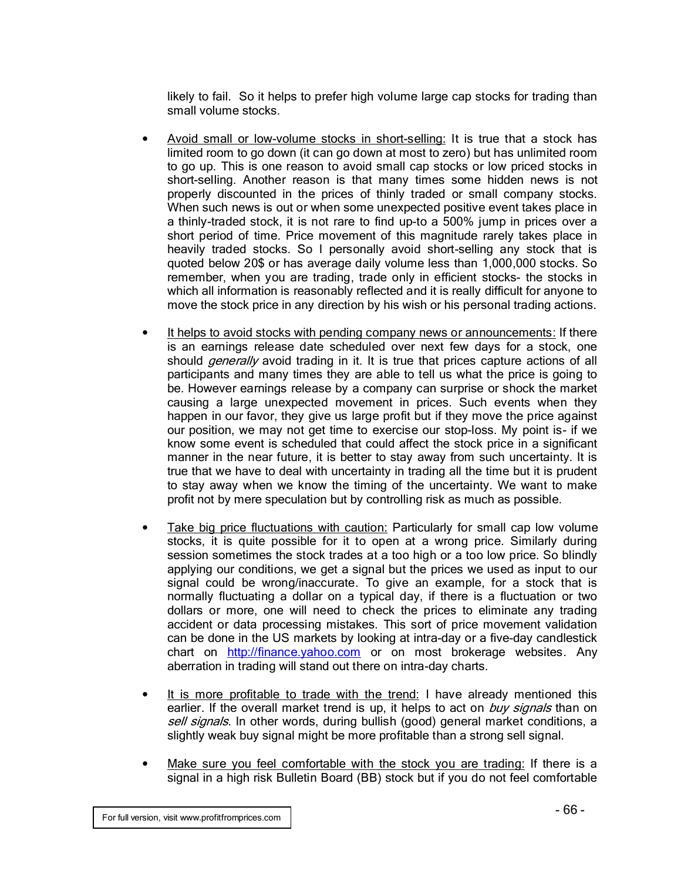likely to fail. So it helps to prefer high volume large cap stocks for trading than small volume stocks.

- Avoid small or low-volume stocks in short-selling: It is true that a stock has limited room to go down (it can go down at most to zero) but has unlimited room to go up. This is one reason to avoid small cap stocks or low priced stocks in short-selling. Another reason is that many times some hidden news is not properly discounted in the prices of thinly traded or small company stocks. When such news is out or when some unexpected positive event takes place in a thinly-traded stock, it is not rare to find up-to a 500% jump in prices over a short period of time. Price movement of this magnitude rarely takes place in heavily traded stocks. So I personally avoid short-selling any stock that is quoted below 20$ or has average daily volume less than 1,000,000 stocks. So remember, when you are trading, trade only in efficient stocks- the stocks in which all information is reasonably reflected and it is really difficult for anyone to move the stock price in any direction by his wish or his personal trading actions.

- It helps to avoid stocks with pending company news or announcements: If there is an earnings release date scheduled over next few days for a stock, one should *generally* avoid trading in it. It is true that prices capture actions of all participants and many times they are able to tell us what the price is going to be. However earnings release by a company can surprise or shock the market causing a large unexpected movement in prices. Such events when they happen in our favor, they give us large profit but if they move the price against our position, we may not get time to exercise our stop-loss. My point is- if we know some event is scheduled that could affect the stock price in a significant manner in the near future, it is better to stay away from such uncertainty. It is true that we have to deal with uncertainty in trading all the time but it is prudent to stay away when we know the timing of the uncertainty. We want to make profit not by mere speculation but by controlling risk as much as possible.

- Take big price fluctuations with caution: Particularly for small cap low volume stocks, it is quite possible for it to open at a wrong price. Similarly during session sometimes the stock trades at a too high or a too low price. So blindly applying our conditions, we get a signal but the prices we used as input to our signal could be wrong/inaccurate. To give an example, for a stock that is normally fluctuating a dollar on a typical day, if there is a fluctuation or two dollars or more, one will need to check the prices to eliminate any trading accident or data processing mistakes. This sort of price movement validation can be done in the US markets by looking at intra-day or a five-day candlestick chart on http://finance.yahoo.com or on most brokerage websites. Any aberration in trading will stand out there on intra-day charts.

- It is more profitable to trade with the trend: I have already mentioned this earlier. If the overall market trend is up, it helps to act on *buy signals* than on *sell signals*. In other words, during bullish (good) general market conditions, a slightly weak buy signal might be more profitable than a strong sell signal.

- Make sure you feel comfortable with the stock you are trading: If there is a signal in a high risk Bulletin Board (BB) stock but if you do not feel comfortable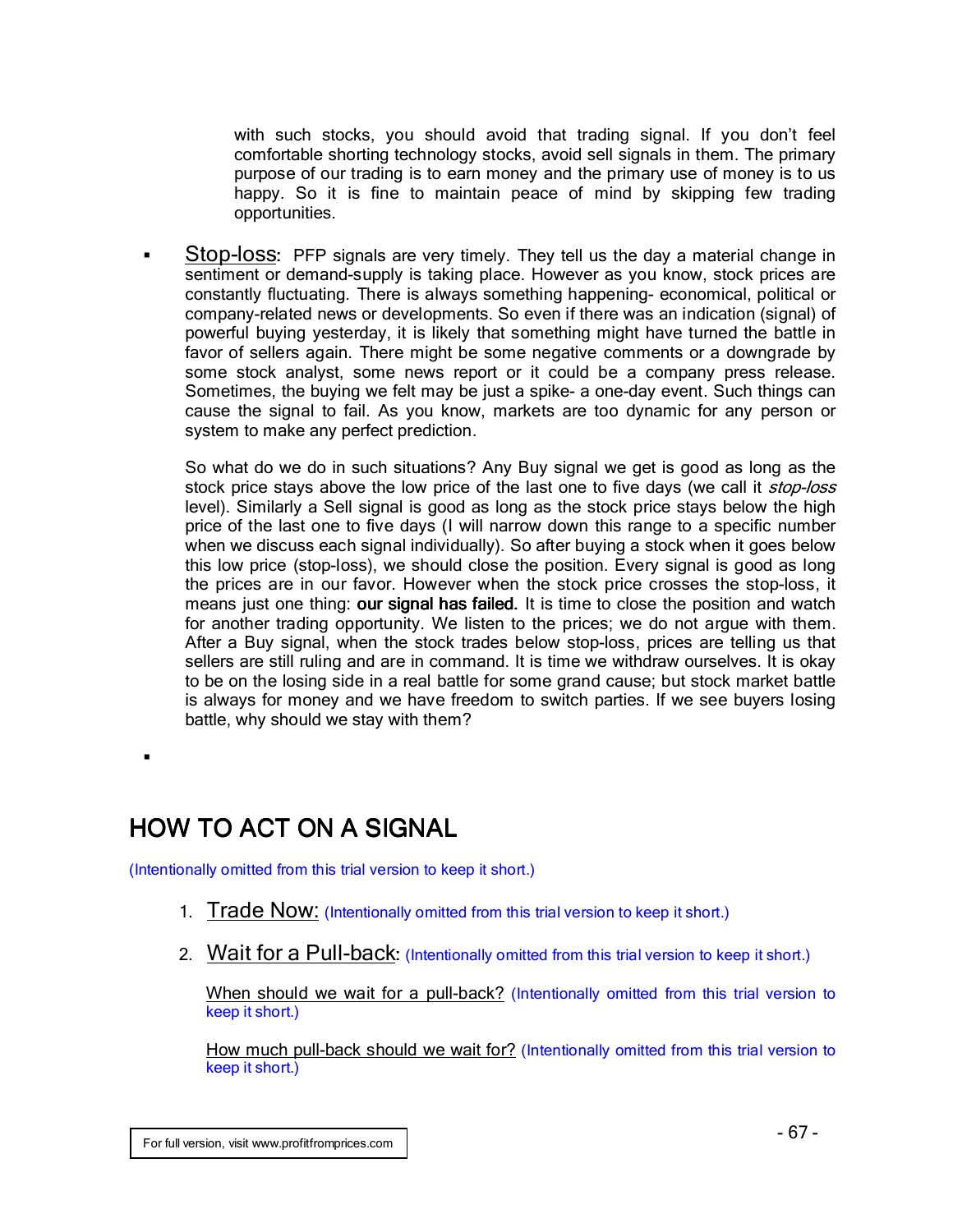with such stocks, you should avoid that trading signal. If you don't feel comfortable shorting technology stocks, avoid sell signals in them. The primary purpose of our trading is to earn money and the primary use of money is to us happy. So it is fine to maintain peace of mind by skipping few trading opportunities.

- Stop-loss: PFP signals are very timely. They tell us the day a material change in sentiment or demand-supply is taking place. However as you know, stock prices are constantly fluctuating. There is always something happening- economical, political or company-related news or developments. So even if there was an indication (signal) of powerful buying yesterday, it is likely that something might have turned the battle in favor of sellers again. There might be some negative comments or a downgrade by some stock analyst, some news report or it could be a company press release. Sometimes, the buying we felt may be just a spike- a one-day event. Such things can cause the signal to fail. As you know, markets are too dynamic for any person or system to make any perfect prediction.

  So what do we do in such situations? Any Buy signal we get is good as long as the stock price stays above the low price of the last one to five days (we call it *stop-loss* level). Similarly a Sell signal is good as long as the stock price stays below the high price of the last one to five days (I will narrow down this range to a specific number when we discuss each signal individually). So after buying a stock when it goes below this low price (stop-loss), we should close the position. Every signal is good as long the prices are in our favor. However when the stock price crosses the stop-loss, it means just one thing: **our signal has failed.** It is time to close the position and watch for another trading opportunity. We listen to the prices; we do not argue with them. After a Buy signal, when the stock trades below stop-loss, prices are telling us that sellers are still ruling and are in command. It is time we withdraw ourselves. It is okay to be on the losing side in a real battle for some grand cause; but stock market battle is always for money and we have freedom to switch parties. If we see buyers losing battle, why should we stay with them?

## HOW TO ACT ON A SIGNAL

(Intentionally omitted from this trial version to keep it short.)

1. Trade Now: (Intentionally omitted from this trial version to keep it short.)

2. Wait for a Pull-back: (Intentionally omitted from this trial version to keep it short.)

   When should we wait for a pull-back? (Intentionally omitted from this trial version to keep it short.)

   How much pull-back should we wait for? (Intentionally omitted from this trial version to keep it short.)

For full version, visit www.profitfromprices.com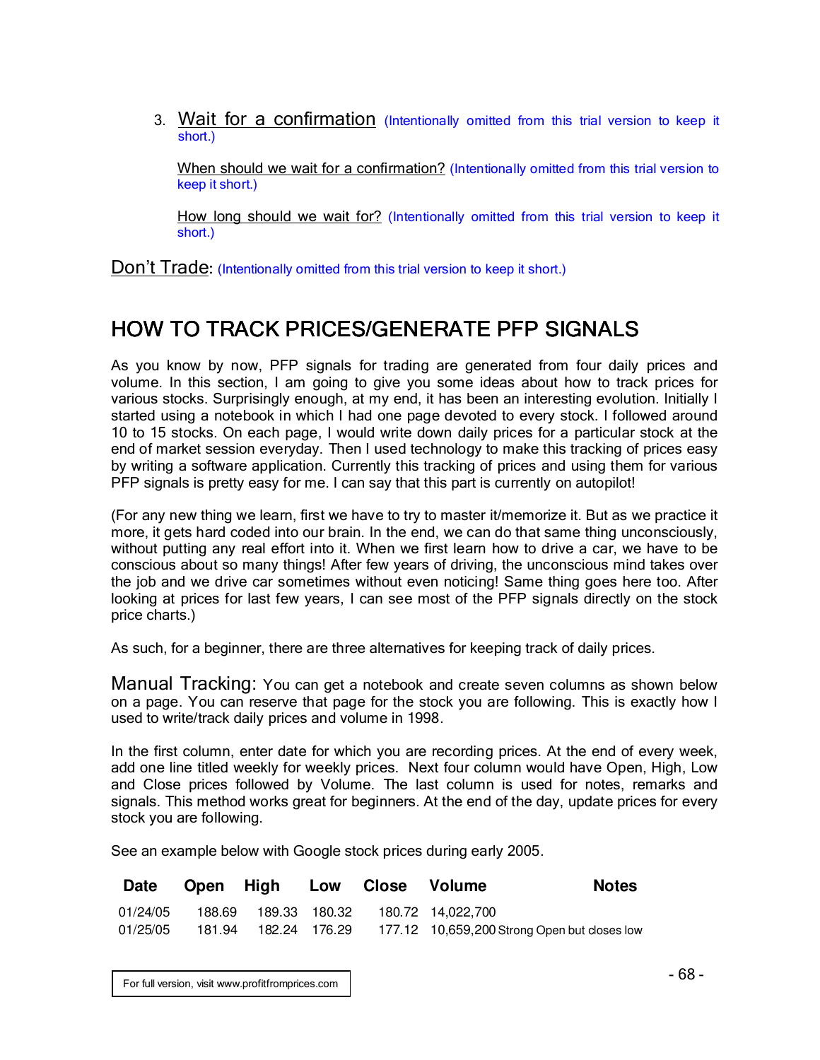3. Wait for a confirmation (Intentionally omitted from this trial version to keep it short.)

   When should we wait for a confirmation? (Intentionally omitted from this trial version to keep it short.)

   How long should we wait for? (Intentionally omitted from this trial version to keep it short.)

Don't Trade: (Intentionally omitted from this trial version to keep it short.)

## HOW TO TRACK PRICES/GENERATE PFP SIGNALS

As you know by now, PFP signals for trading are generated from four daily prices and volume. In this section, I am going to give you some ideas about how to track prices for various stocks. Surprisingly enough, at my end, it has been an interesting evolution. Initially I started using a notebook in which I had one page devoted to every stock. I followed around 10 to 15 stocks. On each page, I would write down daily prices for a particular stock at the end of market session everyday. Then I used technology to make this tracking of prices easy by writing a software application. Currently this tracking of prices and using them for various PFP signals is pretty easy for me. I can say that this part is currently on autopilot!

(For any new thing we learn, first we have to try to master it/memorize it. But as we practice it more, it gets hard coded into our brain. In the end, we can do that same thing unconsciously, without putting any real effort into it. When we first learn how to drive a car, we have to be conscious about so many things! After few years of driving, the unconscious mind takes over the job and we drive car sometimes without even noticing! Same thing goes here too. After looking at prices for last few years, I can see most of the PFP signals directly on the stock price charts.)

As such, for a beginner, there are three alternatives for keeping track of daily prices.

**Manual Tracking:** You can get a notebook and create seven columns as shown below on a page. You can reserve that page for the stock you are following. This is exactly how I used to write/track daily prices and volume in 1998.

In the first column, enter date for which you are recording prices. At the end of every week, add one line titled weekly for weekly prices. Next four column would have Open, High, Low and Close prices followed by Volume. The last column is used for notes, remarks and signals. This method works great for beginners. At the end of the day, update prices for every stock you are following.

See an example below with Google stock prices during early 2005.

| Date | Open | High | Low | Close | Volume | Notes |
|---|---|---|---|---|---|---|
| 01/24/05 | 188.69 | 189.33 | 180.32 | 180.72 | 14,022,700 | |
| 01/25/05 | 181.94 | 182.24 | 176.29 | 177.12 | 10,659,200 | Strong Open but closes low |

For full version, visit www.profitfromprices.com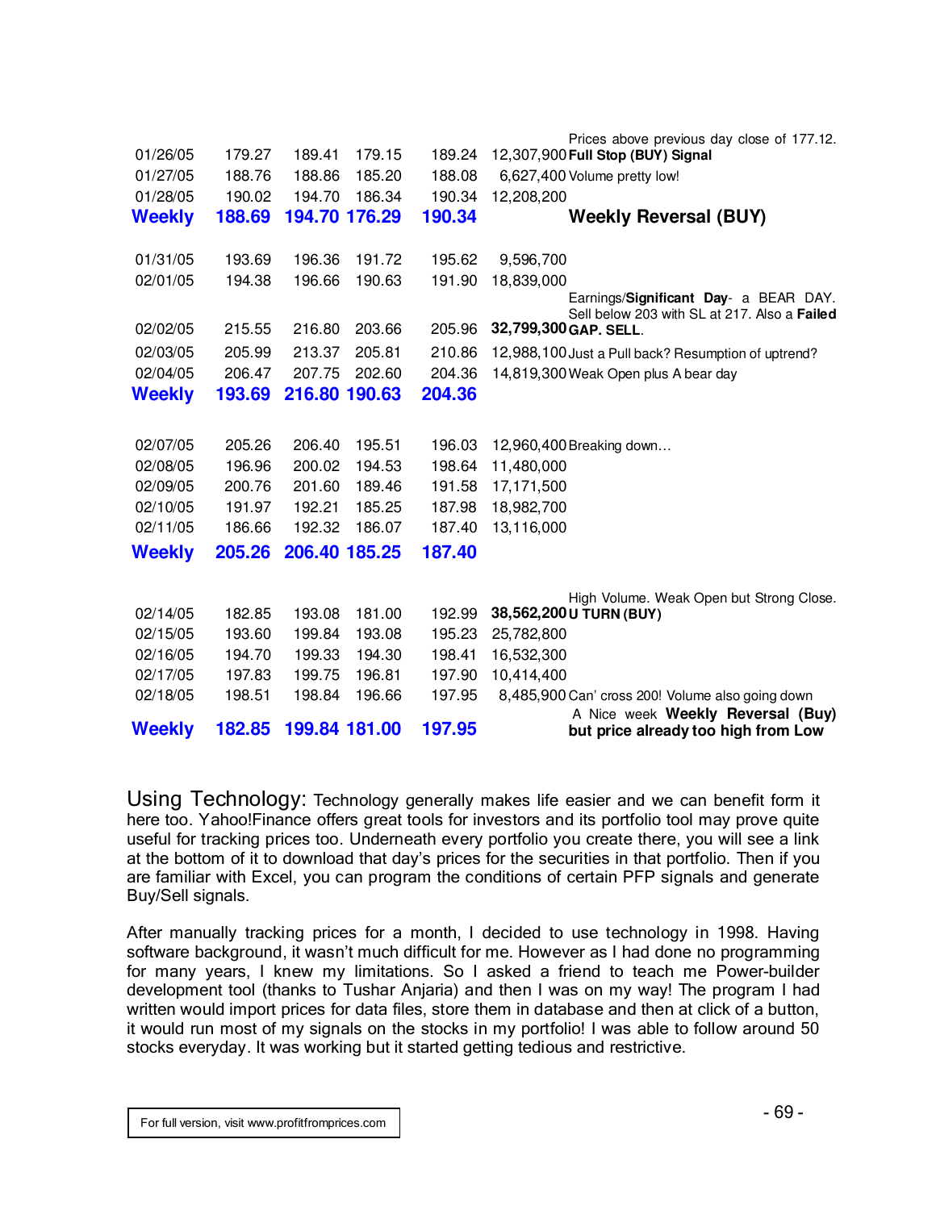| | | | | | | |
|---|---|---|---|---|---|---|
| 01/26/05 | 179.27 | 189.41 | 179.15 | 189.24 | 12,307,900 | Prices above previous day close of 177.12. **Full Stop (BUY) Signal** |
| 01/27/05 | 188.76 | 188.86 | 185.20 | 188.08 | 6,627,400 | Volume pretty low! |
| 01/28/05 | 190.02 | 194.70 | 186.34 | 190.34 | 12,208,200 | |
| **Weekly** | **188.69** | **194.70** | **176.29** | **190.34** | | **Weekly Reversal (BUY)** |
| 01/31/05 | 193.69 | 196.36 | 191.72 | 195.62 | 9,596,700 | |
| 02/01/05 | 194.38 | 196.66 | 190.63 | 191.90 | 18,839,000 | |
| 02/02/05 | 215.55 | 216.80 | 203.66 | 205.96 | **32,799,300** | Earnings/**Significant Day**- a BEAR DAY. Sell below 203 with SL at 217. Also a **Failed GAP. SELL**. |
| 02/03/05 | 205.99 | 213.37 | 205.81 | 210.86 | 12,988,100 | Just a Pull back? Resumption of uptrend? |
| 02/04/05 | 206.47 | 207.75 | 202.60 | 204.36 | 14,819,300 | Weak Open plus A bear day |
| **Weekly** | **193.69** | **216.80** | **190.63** | **204.36** | | |
| 02/07/05 | 205.26 | 206.40 | 195.51 | 196.03 | 12,960,400 | Breaking down… |
| 02/08/05 | 196.96 | 200.02 | 194.53 | 198.64 | 11,480,000 | |
| 02/09/05 | 200.76 | 201.60 | 189.46 | 191.58 | 17,171,500 | |
| 02/10/05 | 191.97 | 192.21 | 185.25 | 187.98 | 18,982,700 | |
| 02/11/05 | 186.66 | 192.32 | 186.07 | 187.40 | 13,116,000 | |
| **Weekly** | **205.26** | **206.40** | **185.25** | **187.40** | | |
| 02/14/05 | 182.85 | 193.08 | 181.00 | 192.99 | **38,562,200** | High Volume. Weak Open but Strong Close. **U TURN (BUY)** |
| 02/15/05 | 193.60 | 199.84 | 193.08 | 195.23 | 25,782,800 | |
| 02/16/05 | 194.70 | 199.33 | 194.30 | 198.41 | 16,532,300 | |
| 02/17/05 | 197.83 | 199.75 | 196.81 | 197.90 | 10,414,400 | |
| 02/18/05 | 198.51 | 198.84 | 196.66 | 197.95 | 8,485,900 | Can' cross 200! Volume also going down |
| **Weekly** | **182.85** | **199.84** | **181.00** | **197.95** | | A Nice week **Weekly Reversal (Buy) but price already too high from Low** |

**Using Technology:** Technology generally makes life easier and we can benefit form it here too. Yahoo!Finance offers great tools for investors and its portfolio tool may prove quite useful for tracking prices too. Underneath every portfolio you create there, you will see a link at the bottom of it to download that day's prices for the securities in that portfolio. Then if you are familiar with Excel, you can program the conditions of certain PFP signals and generate Buy/Sell signals.

After manually tracking prices for a month, I decided to use technology in 1998. Having software background, it wasn't much difficult for me. However as I had done no programming for many years, I knew my limitations. So I asked a friend to teach me Power-builder development tool (thanks to Tushar Anjaria) and then I was on my way! The program I had written would import prices for data files, store them in database and then at click of a button, it would run most of my signals on the stocks in my portfolio! I was able to follow around 50 stocks everyday. It was working but it started getting tedious and restrictive.

For full version, visit www.profitfromprices.com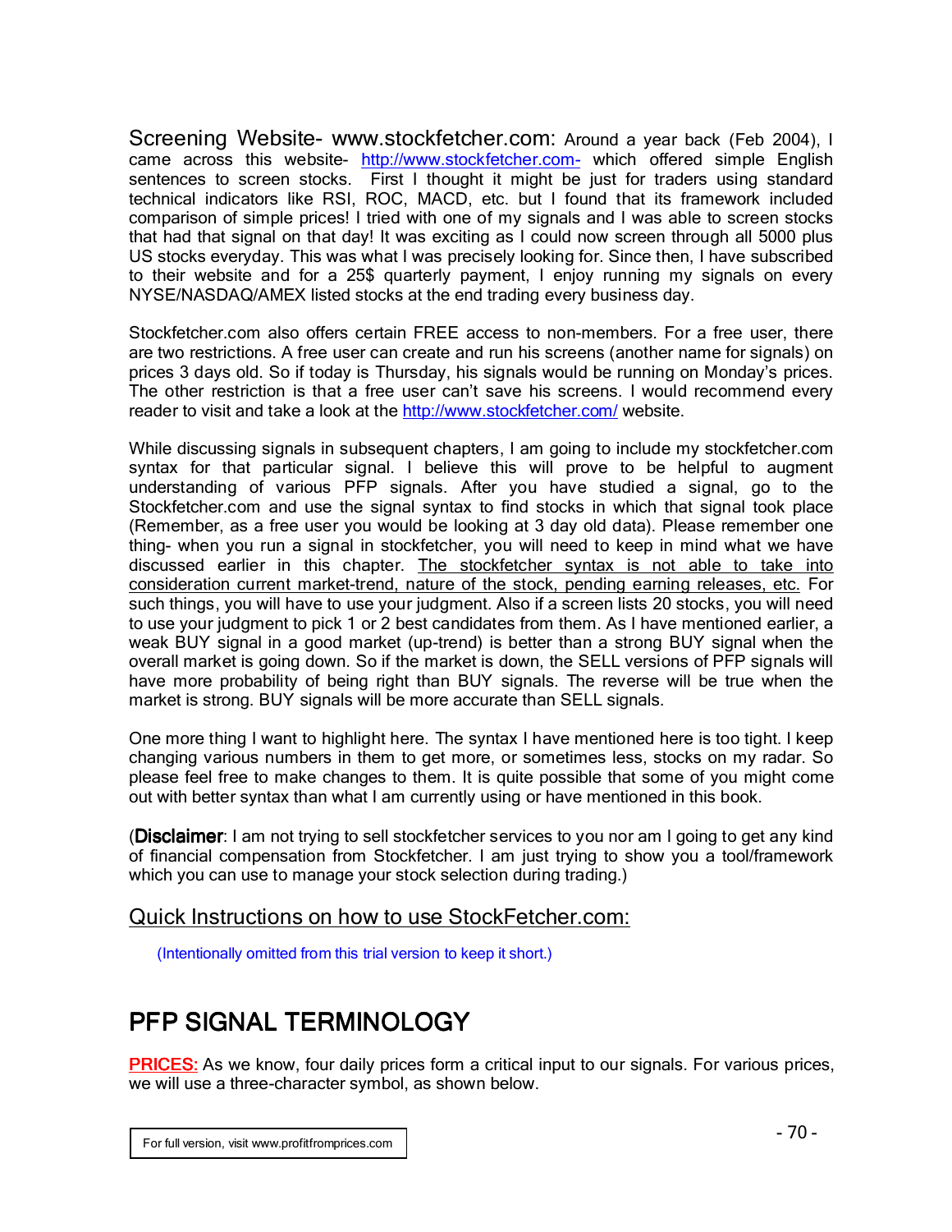**Screening Website- www.stockfetcher.com:** Around a year back (Feb 2004), I came across this website- http://www.stockfetcher.com- which offered simple English sentences to screen stocks. First I thought it might be just for traders using standard technical indicators like RSI, ROC, MACD, etc. but I found that its framework included comparison of simple prices! I tried with one of my signals and I was able to screen stocks that had that signal on that day! It was exciting as I could now screen through all 5000 plus US stocks everyday. This was what I was precisely looking for. Since then, I have subscribed to their website and for a 25$ quarterly payment, I enjoy running my signals on every NYSE/NASDAQ/AMEX listed stocks at the end trading every business day.

Stockfetcher.com also offers certain FREE access to non-members. For a free user, there are two restrictions. A free user can create and run his screens (another name for signals) on prices 3 days old. So if today is Thursday, his signals would be running on Monday's prices. The other restriction is that a free user can't save his screens. I would recommend every reader to visit and take a look at the http://www.stockfetcher.com/ website.

While discussing signals in subsequent chapters, I am going to include my stockfetcher.com syntax for that particular signal. I believe this will prove to be helpful to augment understanding of various PFP signals. After you have studied a signal, go to the Stockfetcher.com and use the signal syntax to find stocks in which that signal took place (Remember, as a free user you would be looking at 3 day old data). Please remember one thing- when you run a signal in stockfetcher, you will need to keep in mind what we have discussed earlier in this chapter. The stockfetcher syntax is not able to take into consideration current market-trend, nature of the stock, pending earning releases, etc. For such things, you will have to use your judgment. Also if a screen lists 20 stocks, you will need to use your judgment to pick 1 or 2 best candidates from them. As I have mentioned earlier, a weak BUY signal in a good market (up-trend) is better than a strong BUY signal when the overall market is going down. So if the market is down, the SELL versions of PFP signals will have more probability of being right than BUY signals. The reverse will be true when the market is strong. BUY signals will be more accurate than SELL signals.

One more thing I want to highlight here. The syntax I have mentioned here is too tight. I keep changing various numbers in them to get more, or sometimes less, stocks on my radar. So please feel free to make changes to them. It is quite possible that some of you might come out with better syntax than what I am currently using or have mentioned in this book.

(**Disclaimer**: I am not trying to sell stockfetcher services to you nor am I going to get any kind of financial compensation from Stockfetcher. I am just trying to show you a tool/framework which you can use to manage your stock selection during trading.)

## Quick Instructions on how to use StockFetcher.com:

(Intentionally omitted from this trial version to keep it short.)

# PFP SIGNAL TERMINOLOGY

**PRICES:** As we know, four daily prices form a critical input to our signals. For various prices, we will use a three-character symbol, as shown below.

For full version, visit www.profitfromprices.com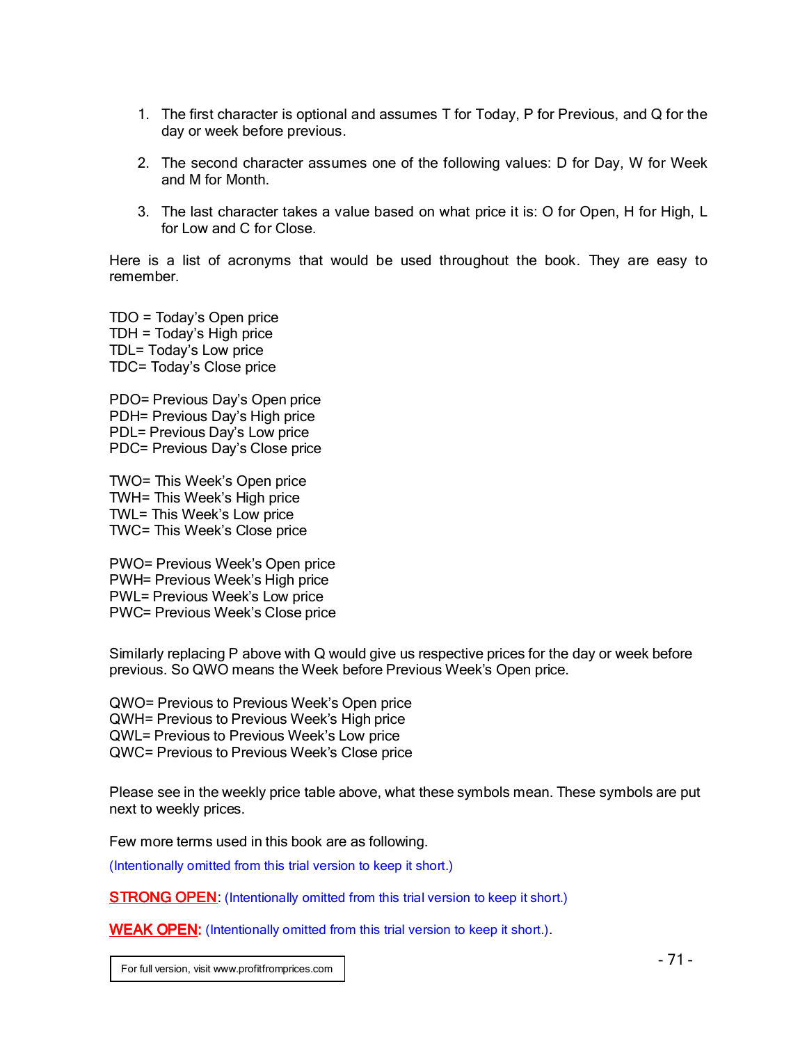1. The first character is optional and assumes T for Today, P for Previous, and Q for the day or week before previous.

2. The second character assumes one of the following values: D for Day, W for Week and M for Month.

3. The last character takes a value based on what price it is: O for Open, H for High, L for Low and C for Close.

Here is a list of acronyms that would be used throughout the book. They are easy to remember.

TDO = Today's Open price
TDH = Today's High price
TDL= Today's Low price
TDC= Today's Close price

PDO= Previous Day's Open price
PDH= Previous Day's High price
PDL= Previous Day's Low price
PDC= Previous Day's Close price

TWO= This Week's Open price
TWH= This Week's High price
TWL= This Week's Low price
TWC= This Week's Close price

PWO= Previous Week's Open price
PWH= Previous Week's High price
PWL= Previous Week's Low price
PWC= Previous Week's Close price

Similarly replacing P above with Q would give us respective prices for the day or week before previous. So QWO means the Week before Previous Week's Open price.

QWO= Previous to Previous Week's Open price
QWH= Previous to Previous Week's High price
QWL= Previous to Previous Week's Low price
QWC= Previous to Previous Week's Close price

Please see in the weekly price table above, what these symbols mean. These symbols are put next to weekly prices.

Few more terms used in this book are as following.

(Intentionally omitted from this trial version to keep it short.)

**STRONG OPEN**: (Intentionally omitted from this trial version to keep it short.)

**WEAK OPEN:** (Intentionally omitted from this trial version to keep it short.).

For full version, visit www.profitfromprices.com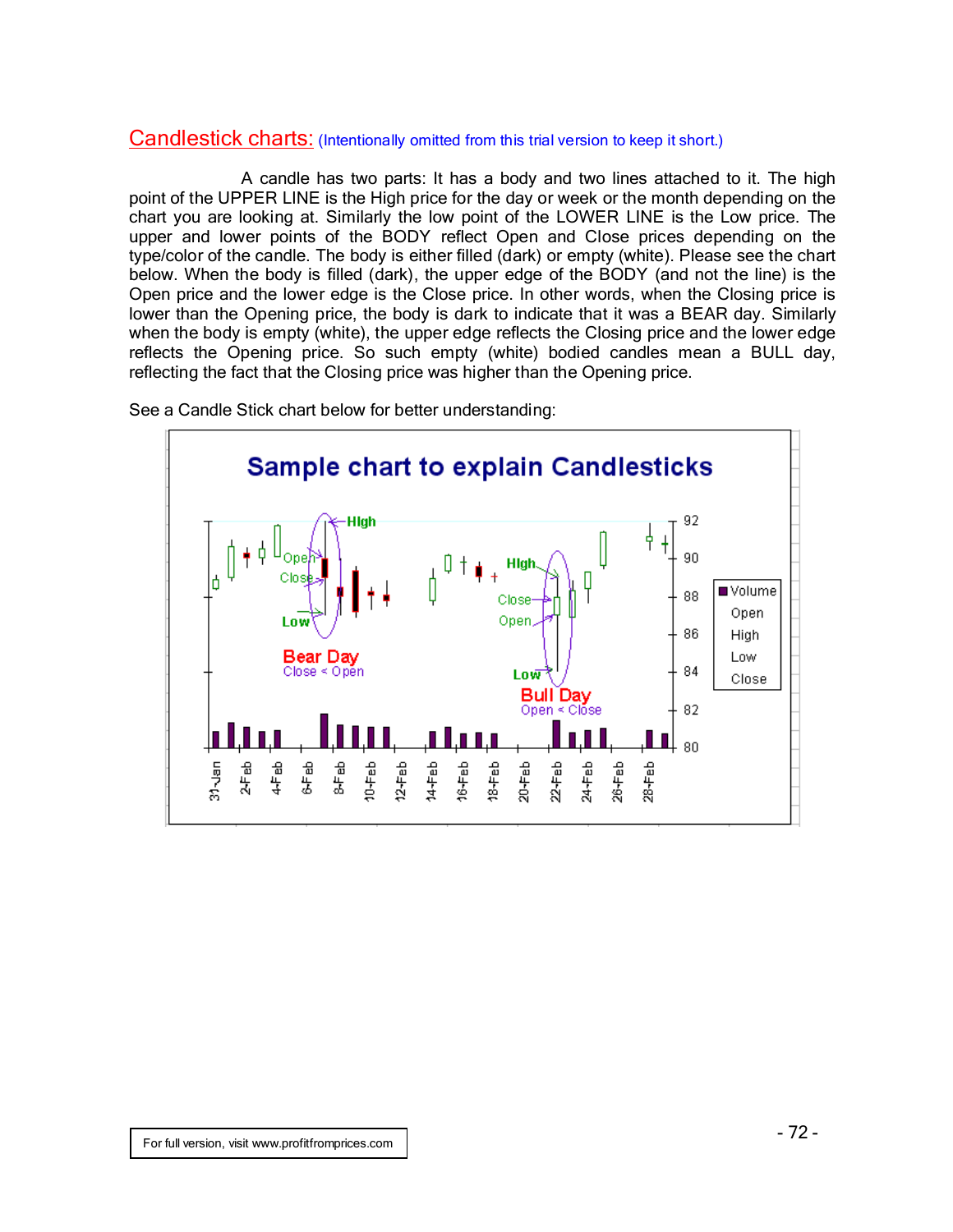## Candlestick charts: (Intentionally omitted from this trial version to keep it short.)

A candle has two parts: It has a body and two lines attached to it. The high point of the UPPER LINE is the High price for the day or week or the month depending on the chart you are looking at. Similarly the low point of the LOWER LINE is the Low price. The upper and lower points of the BODY reflect Open and Close prices depending on the type/color of the candle. The body is either filled (dark) or empty (white). Please see the chart below. When the body is filled (dark), the upper edge of the BODY (and not the line) is the Open price and the lower edge is the Close price. In other words, when the Closing price is lower than the Opening price, the body is dark to indicate that it was a BEAR day. Similarly when the body is empty (white), the upper edge reflects the Closing price and the lower edge reflects the Opening price. So such empty (white) bodied candles mean a BULL day, reflecting the fact that the Closing price was higher than the Opening price.

See a Candle Stick chart below for better understanding:

Sample chart to explain Candlesticks

High
Open
Close
Low
Bear Day
Close < Open

High
Close
Open
Low
Bull Day
Open < Close

92
90
88
86
84
82
80

Volume
Open
High
Low
Close

31-Jan
2-Feb
4-Feb
6-Feb
8-Feb
10-Feb
12-Feb
14-Feb
16-Feb
18-Feb
20-Feb
22-Feb
24-Feb
26-Feb
28-Feb

For full version, visit www.profitfromprices.com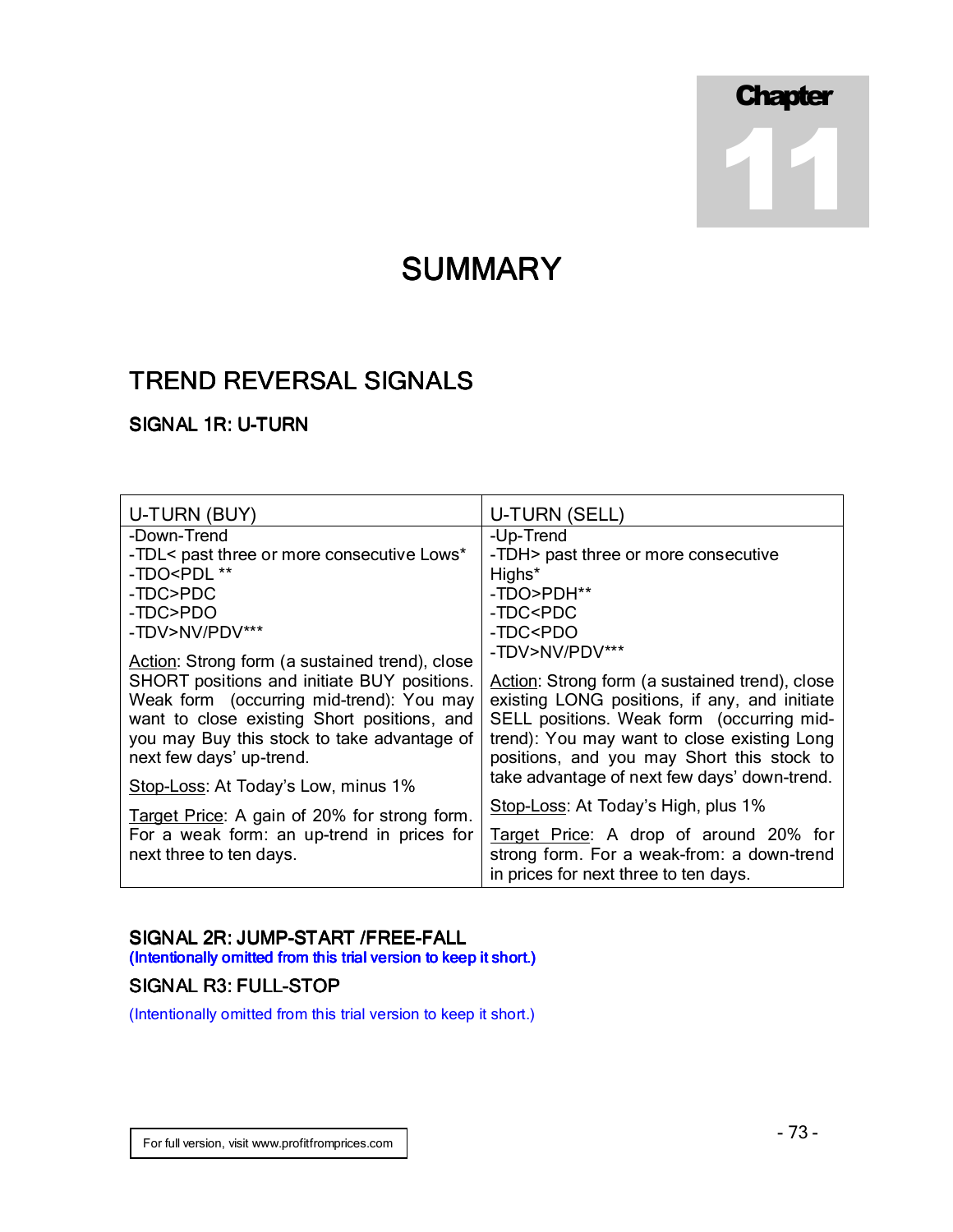# Chapter 11

# SUMMARY

## TREND REVERSAL SIGNALS

### SIGNAL 1R: U-TURN

| U-TURN (BUY) | U-TURN (SELL) |
|---|---|
| -Down-Trend<br>-TDL< past three or more consecutive Lows*<br>-TDO<PDL **<br>-TDC>PDC<br>-TDC>PDO<br>-TDV>NV/PDV***<br><br><u>Action</u>: Strong form (a sustained trend), close SHORT positions and initiate BUY positions. Weak form (occurring mid-trend): You may want to close existing Short positions, and you may Buy this stock to take advantage of next few days' up-trend.<br><br><u>Stop-Loss</u>: At Today's Low, minus 1%<br><br><u>Target Price</u>: A gain of 20% for strong form. For a weak form: an up-trend in prices for next three to ten days. | -Up-Trend<br>-TDH> past three or more consecutive Highs*<br>-TDO>PDH**<br>-TDC<PDC<br>-TDC<PDO<br>-TDV>NV/PDV***<br><br><u>Action</u>: Strong form (a sustained trend), close existing LONG positions, if any, and initiate SELL positions. Weak form (occurring mid-trend): You may want to close existing Long positions, and you may Short this stock to take advantage of next few days' down-trend.<br><br><u>Stop-Loss</u>: At Today's High, plus 1%<br><br><u>Target Price</u>: A drop of around 20% for strong form. For a weak-from: a down-trend in prices for next three to ten days. |

### SIGNAL 2R: JUMP-START /FREE-FALL

**(Intentionally omitted from this trial version to keep it short.)**

### SIGNAL R3: FULL-STOP

(Intentionally omitted from this trial version to keep it short.)

For full version, visit www.profitfromprices.com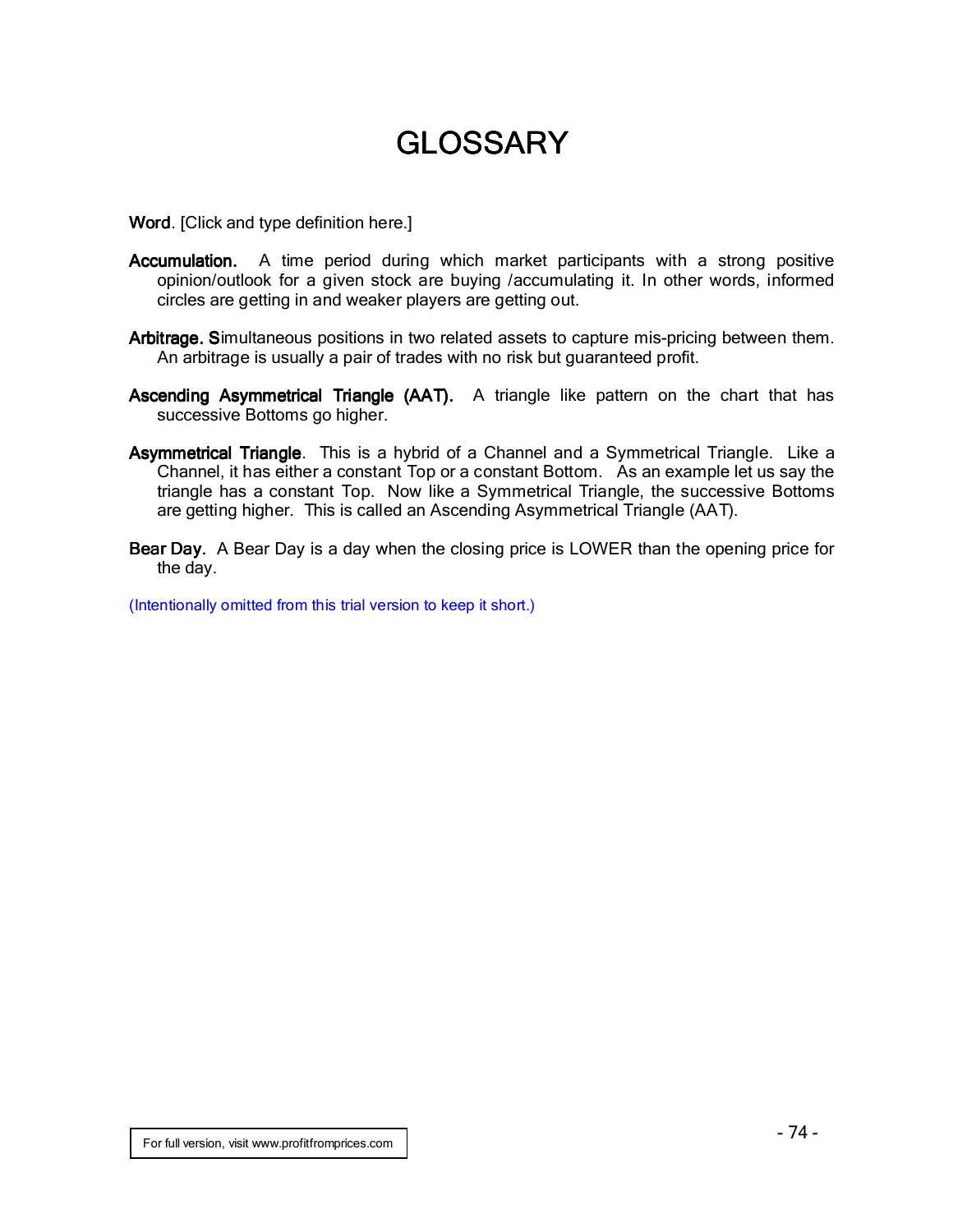# GLOSSARY

**Word**. [Click and type definition here.]

**Accumulation.** A time period during which market participants with a strong positive opinion/outlook for a given stock are buying /accumulating it. In other words, informed circles are getting in and weaker players are getting out.

**Arbitrage. S**imultaneous positions in two related assets to capture mis-pricing between them. An arbitrage is usually a pair of trades with no risk but guaranteed profit.

**Ascending Asymmetrical Triangle (AAT).** A triangle like pattern on the chart that has successive Bottoms go higher.

**Asymmetrical Triangle**. This is a hybrid of a Channel and a Symmetrical Triangle. Like a Channel, it has either a constant Top or a constant Bottom. As an example let us say the triangle has a constant Top. Now like a Symmetrical Triangle, the successive Bottoms are getting higher. This is called an Ascending Asymmetrical Triangle (AAT).

**Bear Day**. A Bear Day is a day when the closing price is LOWER than the opening price for the day.

(Intentionally omitted from this trial version to keep it short.)

For full version, visit www.profitfromprices.com